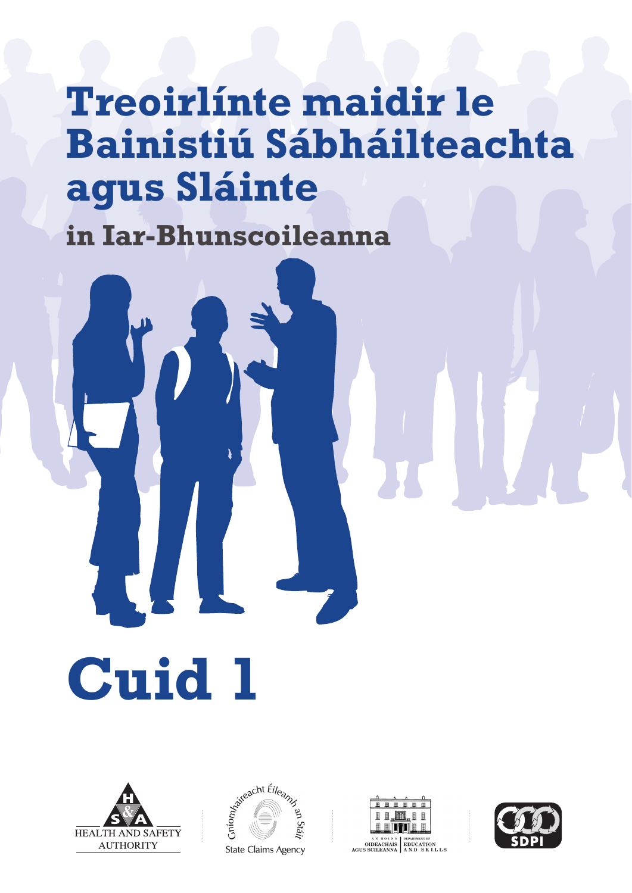# Treoirlínte maidir le Bainistiú Sábháilteachta agus Sláinte

## in Iar-Bhunscoileanna

# Cuid 1

HEALTH AND SAFETY AUTHORITY

Gníomhaireacht Éileamh an Stáit
State Claims Agency

AN ROINN OIDEACHAIS AGUS SCILEANNA
DEPARTMENT OF EDUCATION AND SKILLS

SDPI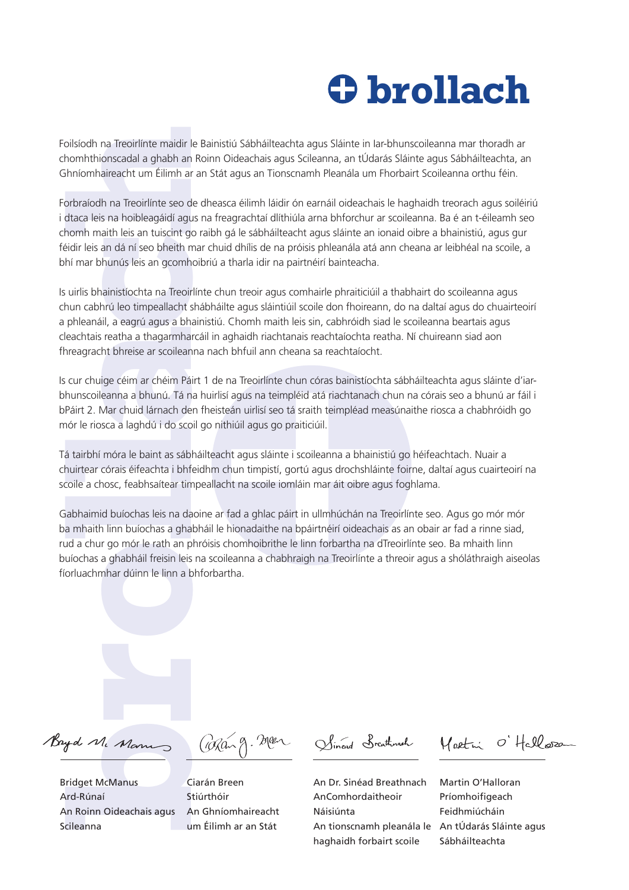Foilsíodh na Treoirlínte maidir le Bainistiú Sábháilteachta agus Sláinte in Iar-bhunscoileanna mar thoradh ar chomhthionscadal a ghabh an Roinn Oideachais agus Scileanna, an tÚdarás Sláinte agus Sábháilteachta, an Ghníomhaireacht um Éilimh ar an Stát agus an Tionscnamh Pleanála um Fhorbairt Scoileanna orthu féin.

Forbraíodh na Treoirlínte seo de dheasca éilimh láidir ón earnáil oideachais le haghaidh treorach agus soiléiriú i dtaca leis na hoibleagáidí agus na freagrachtaí dlíthiúla arna bhforchur ar scoileanna. Ba é an t-éileamh seo chomh maith leis an tuiscint go raibh gá le sábháilteacht agus sláinte an ionaid oibre a bhainistiú, agus gur féidir leis an dá ní seo bheith mar chuid dhílis de na próisis phleanála atá ann cheana ar leibhéal na scoile, a bhí mar bhunús leis an gcomhoibriú a tharla idir na pairtnéirí bainteacha.

Is uirlis bhainistíochta na Treoirlínte chun treoir agus comhairle phraiticiúil a thabhairt do scoileanna agus chun cabhrú leo timpeallacht shábháilte agus sláintiúil scoile don fhoireann, do na daltaí agus do chuairteoirí a phleanáil, a eagrú agus a bhainistiú. Chomh maith leis sin, cabhróidh siad le scoileanna beartais agus cleachtais reatha a thagarmharcáil in aghaidh riachtanais reachtaíochta reatha. Ní chuireann siad aon fhreagracht bhreise ar scoileanna nach bhfuil ann cheana sa reachtaíocht.

Is cur chuige céim ar chéim Páirt 1 de na Treoirlínte chun córas bainistíochta sábháilteachta agus sláinte d'iar-bhunscoileanna a bhunú. Tá na huirlisí agus na teimpléid atá riachtanach chun na córais seo a bhunú ar fáil i bPáirt 2. Mar chuid lárnach den fheisteán uirlisí seo tá sraith teimpléad measúnaithe riosca a chabhróidh go mór le riosca a laghdú i do scoil go nithiúil agus go praiticiúil.

Tá tairbhí móra le baint as sábháilteacht agus sláinte i scoileanna a bhainistiú go héifeachtach. Nuair a chuirtear córais éifeachta i bhfeidhm chun timpistí, gortú agus drochshláinte foirne, daltaí agus cuairteoirí na scoile a chosc, feabhsaítear timpeallacht na scoile iomláin mar áit oibre agus foghlama.

Gabhaimid buíochas leis na daoine ar fad a ghlac páirt in ullmhúchán na Treoirlínte seo. Agus go mór mór ba mhaith linn buíochas a ghabháil le hionadaithe na bpáirtnéirí oideachais as an obair ar fad a rinne siad, rud a chur go mór le rath an phróisis chomhoibrithe le linn forbartha na dTreoirlínte seo. Ba mhaith linn buíochas a ghabháil freisin leis na scoileanna a chabhraigh na Treoirlínte a threoir agus a sholáthraigh aiseolas fíorluachmhar dúinn le linn a bhforbartha.

| Bridget McManus | Ciarán Breen | An Dr. Sinéad Breathnach | Martin O'Halloran |
|---|---|---|---|
| Ard-Rúnaí | Stiúrthóir | AnComhordaitheoir Náisiúnta | Príomhoifigeach Feidhmiúcháin |
| An Roinn Oideachais agus Scileanna | An Ghníomhaireacht um Éilimh ar an Stát | An tionscnamh pleanála le haghaidh forbairt scoile | An tÚdarás Sláinte agus Sábháilteachta |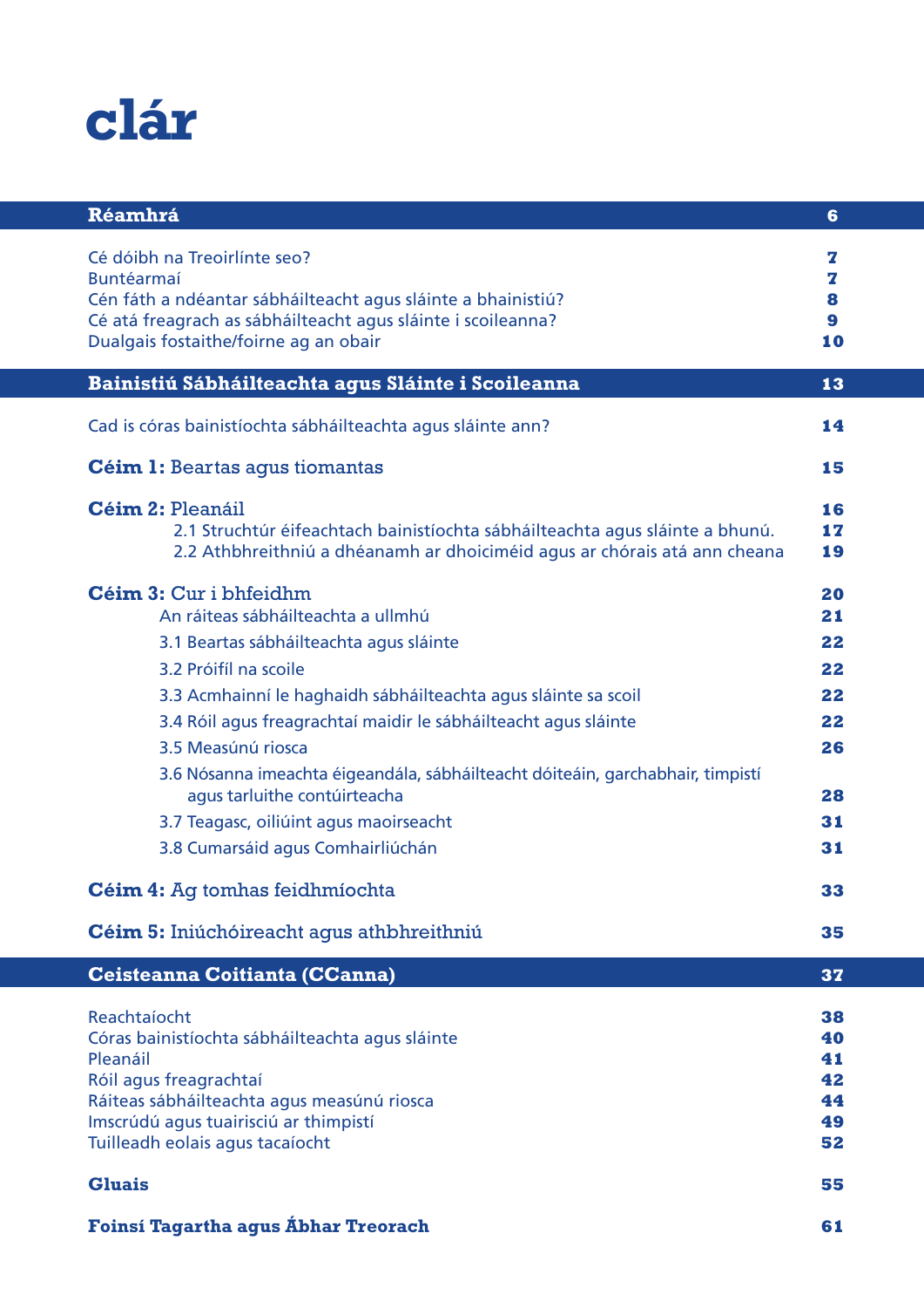# clár

| | |
|---|---|
| **Réamhrá** | **6** |
| Cé dóibh na Treoirlínte seo? | **7** |
| Buntéarmaí | **7** |
| Cén fáth a ndéantar sábháilteacht agus sláinte a bhainistiú? | **8** |
| Cé atá freagrach as sábháilteacht agus sláinte i scoileanna? | **9** |
| Dualgais fostaithe/foirne ag an obair | **10** |
| **Bainistiú Sábháilteachta agus Sláinte i Scoileanna** | **13** |
| Cad is córas bainistíochta sábháilteachta agus sláinte ann? | **14** |
| **Céim 1:** Beartas agus tiomantas | **15** |
| **Céim 2:** Pleanáil | **16** |
| 2.1 Struchtúr éifeachtach bainistíochta sábháilteachta agus sláinte a bhunú. | **17** |
| 2.2 Athbhreithniú a dhéanamh ar dhoiciméid agus ar chórais atá ann cheana | **19** |
| **Céim 3:** Cur i bhfeidhm | **20** |
| An ráiteas sábháilteachta a ullmhú | **21** |
| 3.1 Beartas sábháilteachta agus sláinte | **22** |
| 3.2 Próifíl na scoile | **22** |
| 3.3 Acmhainní le haghaidh sábháilteachta agus sláinte sa scoil | **22** |
| 3.4 Róil agus freagrachtaí maidir le sábháilteacht agus sláinte | **22** |
| 3.5 Measúnú riosca | **26** |
| 3.6 Nósanna imeachta éigeandála, sábháilteacht dóiteáin, garchabhair, timpistí agus tarluithe contúirteacha | **28** |
| 3.7 Teagasc, oiliúint agus maoirseacht | **31** |
| 3.8 Cumarsáid agus Comhairliúchán | **31** |
| **Céim 4:** Ag tomhas feidhmíochta | **33** |
| **Céim 5:** Iniúchóireacht agus athbhreithniú | **35** |
| **Ceisteanna Coitianta (CCanna)** | **37** |
| Reachtaíocht | **38** |
| Córas bainistíochta sábháilteachta agus sláinte | **40** |
| Pleanáil | **41** |
| Róil agus freagrachtaí | **42** |
| Ráiteas sábháilteachta agus measúnú riosca | **44** |
| Imscrúdú agus tuairisciú ar thimpistí | **49** |
| Tuilleadh eolais agus tacaíocht | **52** |
| **Gluais** | **55** |
| **Foinsí Tagartha agus Ábhar Treorach** | **61** |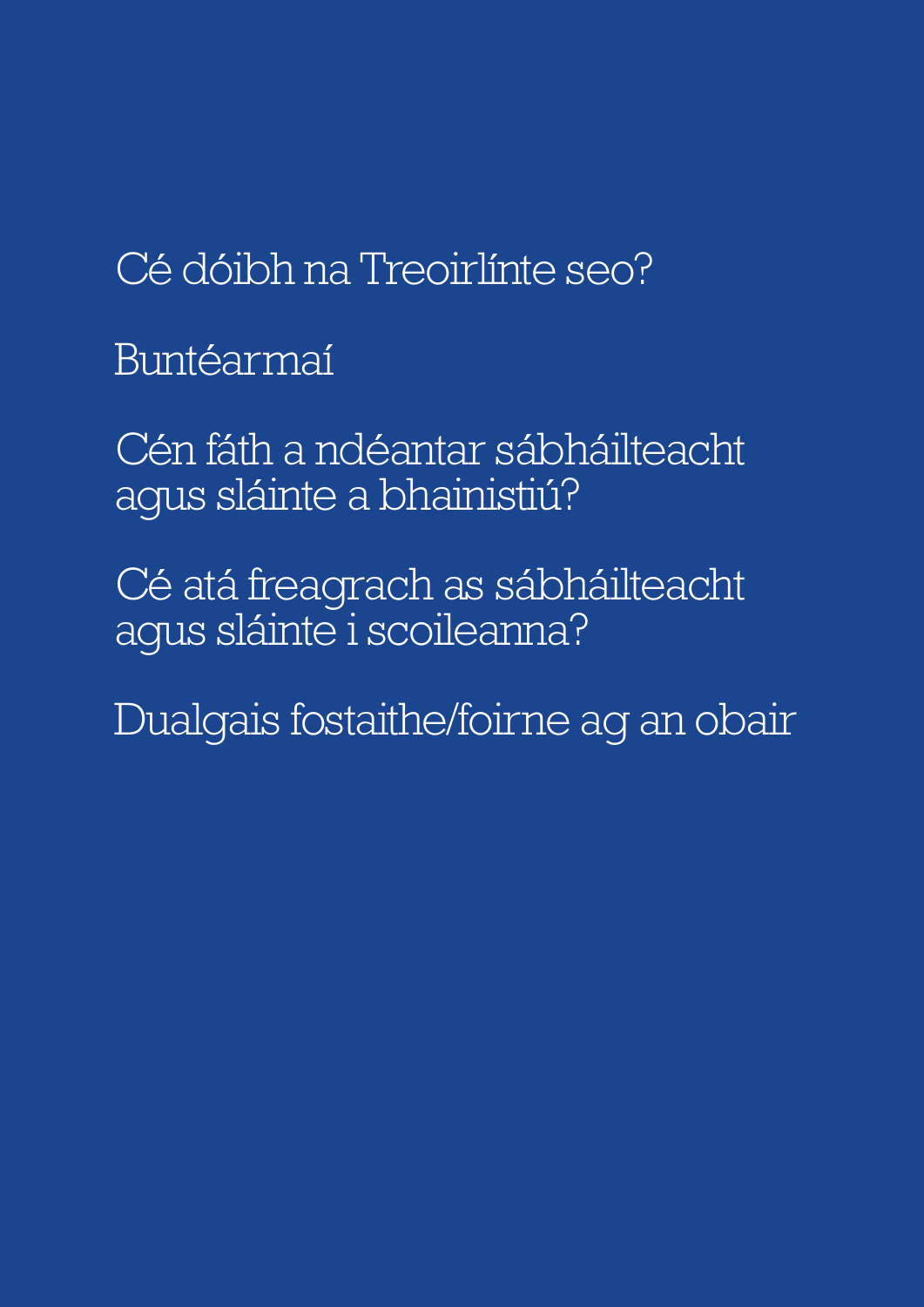Cé dóibh na Treoirlínte seo?

Buntéarmaí

Cén fáth a ndéantar sábháilteacht agus sláinte a bhainistiú?

Cé atá freagrach as sábháilteacht agus sláinte i scoileanna?

Dualgais fostaithe/foirne ag an obair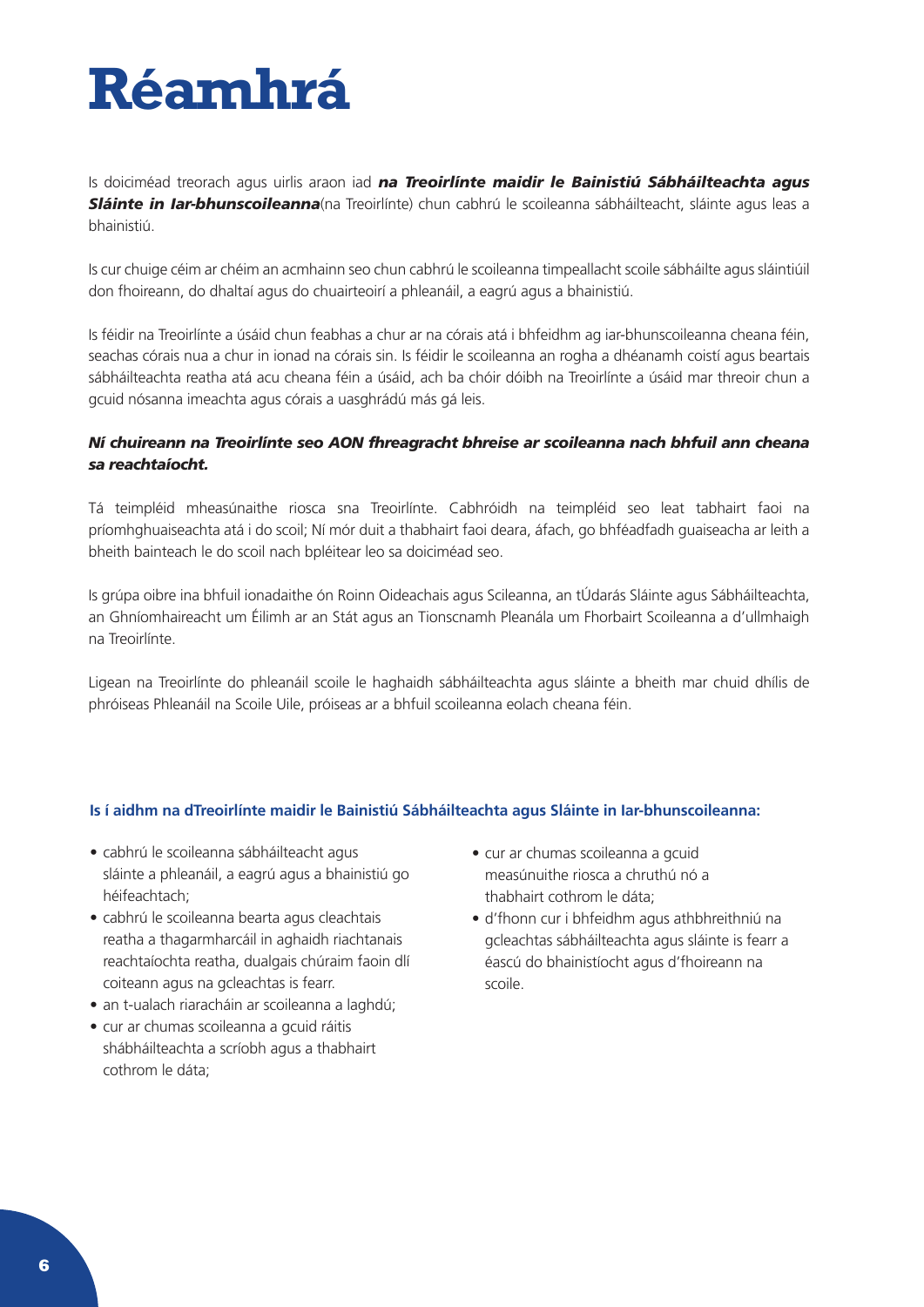# Réamhrá

Is doiciméad treorach agus uirlis araon iad ***na Treoirlínte maidir le Bainistiú Sábháilteachta agus Sláinte in Iar-bhunscoileanna***(na Treoirlínte) chun cabhrú le scoileanna sábháilteacht, sláinte agus leas a bhainistiú.

Is cur chuige céim ar chéim an acmhainn seo chun cabhrú le scoileanna timpeallacht scoile sábháilte agus sláintiúil don fhoireann, do dhaltaí agus do chuairteoirí a phleanáil, a eagrú agus a bhainistiú.

Is féidir na Treoirlínte a úsáid chun feabhas a chur ar na córais atá i bhfeidhm ag iar-bhunscoileanna cheana féin, seachas córais nua a chur in ionad na córais sin. Is féidir le scoileanna an rogha a dhéanamh coistí agus beartais sábháilteachta reatha atá acu cheana féin a úsáid, ach ba chóir dóibh na Treoirlínte a úsáid mar threoir chun a gcuid nósanna imeachta agus córais a uasghrádú más gá leis.

***Ní chuireann na Treoirlínte seo AON fhreagracht bhreise ar scoileanna nach bhfuil ann cheana sa reachtaíocht.***

Tá teimpléid mheasúnaithe riosca sna Treoirlínte. Cabhróidh na teimpléid seo leat tabhairt faoi na príomhghuaiseachta atá i do scoil; Ní mór duit a thabhairt faoi deara, áfach, go bhféadfadh guaiseacha ar leith a bheith bainteach le do scoil nach bpléitear leo sa doiciméad seo.

Is grúpa oibre ina bhfuil ionadaithe ón Roinn Oideachais agus Scileanna, an tÚdarás Sláinte agus Sábháilteachta, an Ghníomhaireacht um Éilimh ar an Stát agus an Tionscnamh Pleanála um Fhorbairt Scoileanna a d'ullmhaigh na Treoirlínte.

Ligean na Treoirlínte do phleanáil scoile le haghaidh sábháilteachta agus sláinte a bheith mar chuid dhílis de phróiseas Phleanáil na Scoile Uile, próiseas ar a bhfuil scoileanna eolach cheana féin.

**Is í aidhm na dTreoirlínte maidir le Bainistiú Sábháilteachta agus Sláinte in Iar-bhunscoileanna:**

- cabhrú le scoileanna sábháilteacht agus sláinte a phleanáil, a eagrú agus a bhainistiú go héifeachtach;
- cabhrú le scoileanna bearta agus cleachtais reatha a thagarmharcáil in aghaidh riachtanais reachtaíochta reatha, dualgais chúraim faoin dlí coiteann agus na gcleachtas is fearr.
- an t-ualach riaracháin ar scoileanna a laghdú;
- cur ar chumas scoileanna a gcuid ráitis shábháilteachta a scríobh agus a thabhairt cothrom le dáta;
- cur ar chumas scoileanna a gcuid measúnuithe riosca a chruthú nó a thabhairt cothrom le dáta;
- d'fhonn cur i bhfeidhm agus athbhreithniú na gcleachtas sábháilteachta agus sláinte is fearr a éascú do bhainistíocht agus d'fhoireann na scoile.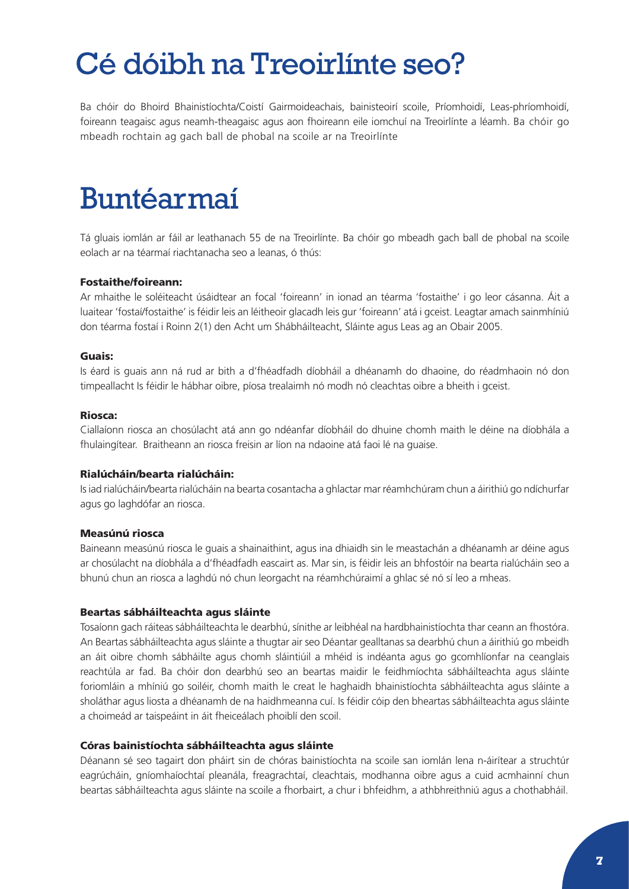# Cé dóibh na Treoirlínte seo?

Ba chóir do Bhoird Bhainistíochta/Coistí Gairmoideachais, bainisteoirí scoile, Príomhoidí, Leas-phríomhoidí, foireann teagaisc agus neamh-theagaisc agus aon fhoireann eile iomchuí na Treoirlínte a léamh. Ba chóir go mbeadh rochtain ag gach ball de phobal na scoile ar na Treoirlínte

# Buntéarmaí

Tá gluais iomlán ar fáil ar leathanach 55 de na Treoirlínte. Ba chóir go mbeadh gach ball de phobal na scoile eolach ar na téarmaí riachtanacha seo a leanas, ó thús:

### Fostaithe/foireann:

Ar mhaithe le soléiteacht úsáidtear an focal 'foireann' in ionad an téarma 'fostaithe' i go leor cásanna. Áit a luaitear 'fostaí/fostaithe' is féidir leis an léitheoir glacadh leis gur 'foireann' atá i gceist. Leagtar amach sainmhíniú don téarma fostaí i Roinn 2(1) den Acht um Shábháilteacht, Sláinte agus Leas ag an Obair 2005.

### Guais:

Is éard is guais ann ná rud ar bith a d'fhéadfadh díobháil a dhéanamh do dhaoine, do réadmhaoin nó don timpeallacht Is féidir le hábhar oibre, píosa trealaimh nó modh nó cleachtas oibre a bheith i gceist.

### Riosca:

Ciallaíonn riosca an chosúlacht atá ann go ndéanfar díobháil do dhuine chomh maith le déine na díobhála a fhulaingítear. Braitheann an riosca freisin ar líon na ndaoine atá faoi lé na guaise.

### Rialúcháin/bearta rialúcháin:

Is iad rialúcháin/bearta rialúcháin na bearta cosantacha a ghlactar mar réamhchúram chun a áirithiú go ndíchurfar agus go laghdófar an riosca.

### Measúnú riosca

Baineann measúnú riosca le guais a shainaithint, agus ina dhiaidh sin le meastachán a dhéanamh ar déine agus ar chosúlacht na díobhála a d'fhéadfadh eascairt as. Mar sin, is féidir leis an bhfostóir na bearta rialúcháin seo a bhunú chun an riosca a laghdú nó chun leorgacht na réamhchúraimí a ghlac sé nó sí leo a mheas.

### Beartas sábháilteachta agus sláinte

Tosaíonn gach ráiteas sábháilteachta le dearbhú, sínithe ar leibhéal na hardbhainistíochta thar ceann an fhostóra. An Beartas sábháilteachta agus sláinte a thugtar air seo Déantar gealltanas sa dearbhú chun a áirithiú go mbeidh an áit oibre chomh sábháilte agus chomh sláintiúil a mhéid is indéanta agus go gcomhlíonfar na ceanglais reachtúla ar fad. Ba chóir don dearbhú seo an beartas maidir le feidhmíochta sábháilteachta agus sláinte foriomláin a mhíniú go soiléir, chomh maith le creat le haghaidh bhainistíochta sábháilteachta agus sláinte a sholáthar agus liosta a dhéanamh de na haidhmeanna cuí. Is féidir cóip den bheartas sábháilteachta agus sláinte a choimeád ar taispeáint in áit fheiceálach phoiblí den scoil.

### Córas bainistíochta sábháilteachta agus sláinte

Déanann sé seo tagairt don pháirt sin de chóras bainistíochta na scoile san iomlán lena n-áirítear a struchtúr eagrúcháin, gníomhaíochtaí pleanála, freagrachtaí, cleachtais, modhanna oibre agus a cuid acmhainní chun beartas sábháilteachta agus sláinte na scoile a fhorbairt, a chur i bhfeidhm, a athbhreithniú agus a chothabháil.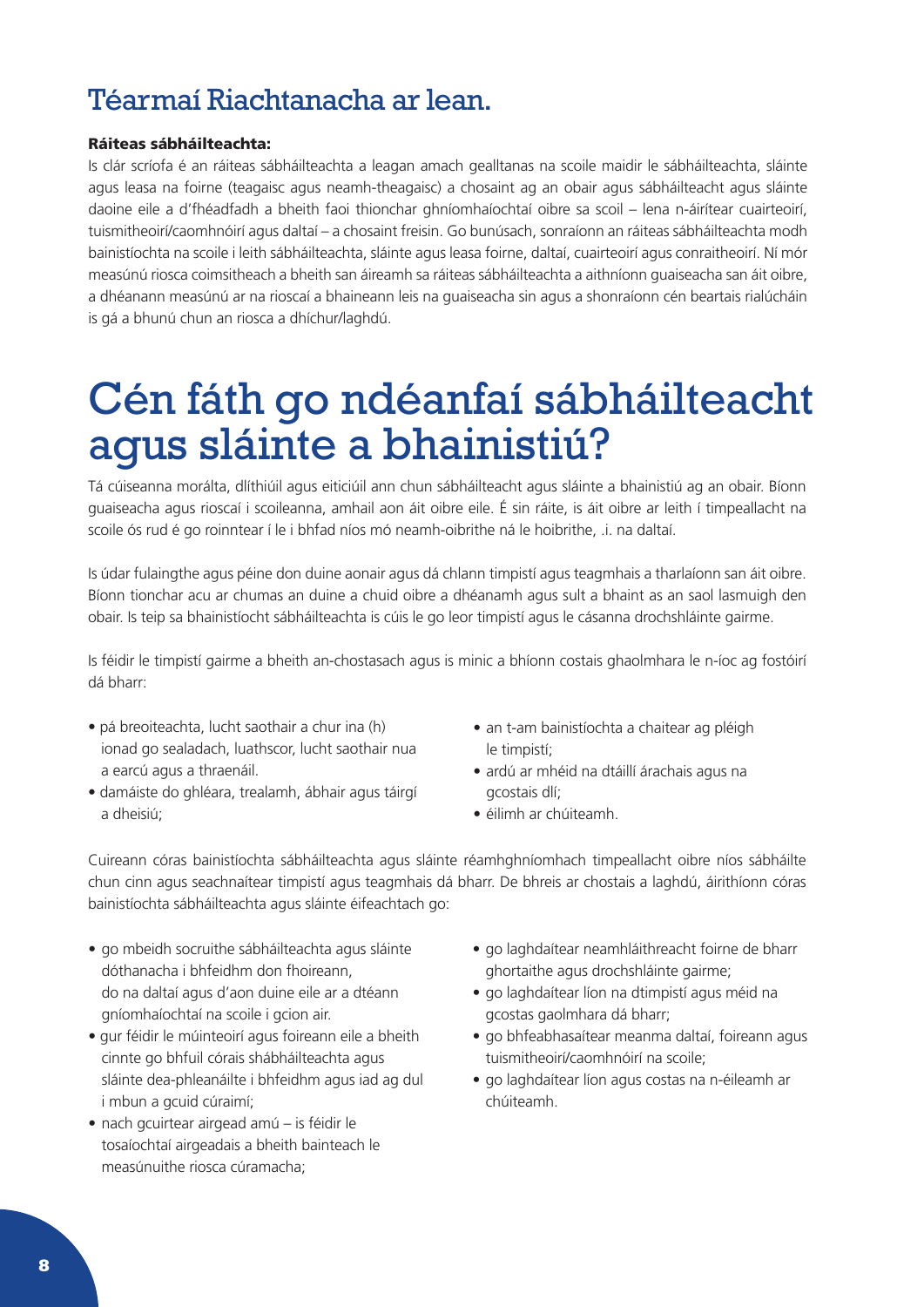## Téarmaí Riachtanacha ar lean.

**Ráiteas sábháilteachta:**

Is clár scríofa é an ráiteas sábháilteachta a leagan amach gealltanas na scoile maidir le sábháilteachta, sláinte agus leasa na foirne (teagaisc agus neamh-theagaisc) a chosaint ag an obair agus sábháilteacht agus sláinte daoine eile a d'fhéadfadh a bheith faoi thionchar ghníomhaíochtaí oibre sa scoil – lena n-áirítear cuairteoirí, tuismitheoirí/caomhnóirí agus daltaí – a chosaint freisin. Go bunúsach, sonraíonn an ráiteas sábháilteachta modh bainistíochta na scoile i leith sábháilteachta, sláinte agus leasa foirne, daltaí, cuairteoirí agus conraitheoirí. Ní mór measúnú riosca coimsitheach a bheith san áireamh sa ráiteas sábháilteachta a aithníonn guaiseacha san áit oibre, a dhéanann measúnú ar na rioscaí a bhaineann leis na guaiseacha sin agus a shonraíonn cén beartais rialúcháin is gá a bhunú chun an riosca a dhíchur/laghdú.

# Cén fáth go ndéanfaí sábháilteacht agus sláinte a bhainistiú?

Tá cúiseanna morálta, dlíthiúil agus eiticiúil ann chun sábháilteacht agus sláinte a bhainistiú ag an obair. Bíonn guaiseacha agus rioscaí i scoileanna, amhail aon áit oibre eile. É sin ráite, is áit oibre ar leith í timpeallacht na scoile ós rud é go roinntear í le i bhfad níos mó neamh-oibrithe ná le hoibrithe, .i. na daltaí.

Is údar fulaingthe agus péine don duine aonair agus dá chlann timpistí agus teagmhais a tharlaíonn san áit oibre. Bíonn tionchar acu ar chumas an duine a chuid oibre a dhéanamh agus sult a bhaint as an saol lasmuigh den obair. Is teip sa bhainistíocht sábháilteachta is cúis le go leor timpistí agus le cásanna drochshláinte gairme.

Is féidir le timpistí gairme a bheith an-chostasach agus is minic a bhíonn costais ghaolmhara le n-íoc ag fostóirí dá bharr:

- pá breoiteachta, lucht saothair a chur ina (h)ionad go sealadach, luathscor, lucht saothair nua a earcú agus a thraenáil.
- damáiste do ghléara, trealamh, ábhair agus táirgí a dheisiú;
- an t-am bainistíochta a chaitear ag pléigh le timpistí;
- ardú ar mhéid na dtáillí árachais agus na gcostais dlí;
- éilimh ar chúiteamh.

Cuireann córas bainistíochta sábháilteachta agus sláinte réamhghníomhach timpeallacht oibre níos sábháilte chun cinn agus seachnaítear timpistí agus teagmhais dá bharr. De bhreis ar chostais a laghdú, áirithíonn córas bainistíochta sábháilteachta agus sláinte éifeachtach go:

- go mbeidh socruithe sábháilteachta agus sláinte dóthanacha i bhfeidhm don fhoireann, do na daltaí agus d'aon duine eile ar a dtéann gníomhaíochtaí na scoile i gcion air.
- gur féidir le múinteoirí agus foireann eile a bheith cinnte go bhfuil córais shábháilteachta agus sláinte dea-phleanáilte i bhfeidhm agus iad ag dul i mbun a gcuid cúraimí;
- nach gcuirtear airgead amú – is féidir le tosaíochtaí airgeadais a bheith bainteach le measúnuithe riosca cúramacha;
- go laghdaítear neamhláithreacht foirne de bharr ghortaithe agus drochshláinte gairme;
- go laghdaítear líon na dtimpistí agus méid na gcostas gaolmhara dá bharr;
- go bhfeabhasaítear meanma daltaí, foireann agus tuismitheoirí/caomhnóirí na scoile;
- go laghdaítear líon agus costas na n-éileamh ar chúiteamh.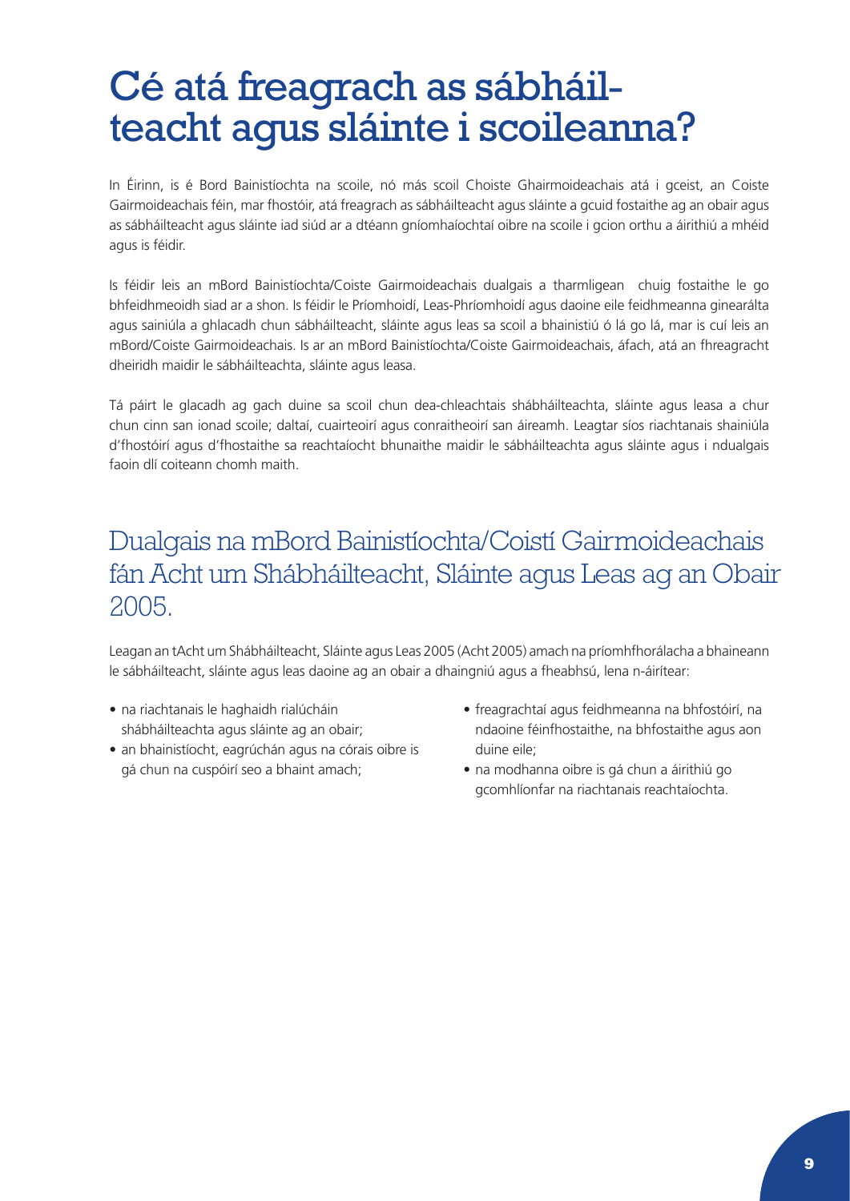# Cé atá freagrach as sábháilteacht agus sláinte i scoileanna?

In Éirinn, is é Bord Bainistíochta na scoile, nó más scoil Choiste Ghairmoideachais atá i gceist, an Coiste Gairmoideachais féin, mar fhostóir, atá freagrach as sábháilteacht agus sláinte a gcuid fostaithe ag an obair agus as sábháilteacht agus sláinte iad siúd ar a dtéann gníomhaíochtaí oibre na scoile i gcion orthu a áirithiú a mhéid agus is féidir.

Is féidir leis an mBord Bainistíochta/Coiste Gairmoideachais dualgais a tharmligean chuig fostaithe le go bhfeidhmeoidh siad ar a shon. Is féidir le Príomhoidí, Leas-Phríomhoidí agus daoine eile feidhmeanna ginearálta agus sainiúla a ghlacadh chun sábháilteacht, sláinte agus leas sa scoil a bhainistiú ó lá go lá, mar is cuí leis an mBord/Coiste Gairmoideachais. Is ar an mBord Bainistíochta/Coiste Gairmoideachais, áfach, atá an fhreagracht dheiridh maidir le sábháilteachta, sláinte agus leasa.

Tá páirt le glacadh ag gach duine sa scoil chun dea-chleachtais shábháilteachta, sláinte agus leasa a chur chun cinn san ionad scoile; daltaí, cuairteoirí agus conraitheoirí san áireamh. Leagtar síos riachtanais shainiúla d'fhostóirí agus d'fhostaithe sa reachtaíocht bhunaithe maidir le sábháilteachta agus sláinte agus i ndualgais faoin dlí coiteann chomh maith.

## Dualgais na mBord Bainistíochta/Coistí Gairmoideachais fán Acht um Shábháilteacht, Sláinte agus Leas ag an Obair 2005.

Leagan an tAcht um Shábháilteacht, Sláinte agus Leas 2005 (Acht 2005) amach na príomhfhorálacha a bhaineann le sábháilteacht, sláinte agus leas daoine ag an obair a dhaingniú agus a fheabhsú, lena n-áirítear:

- na riachtanais le haghaidh rialúcháin shábháilteachta agus sláinte ag an obair;
- an bhainistíocht, eagrúchán agus na córais oibre is gá chun na cuspóirí seo a bhaint amach;
- freagrachtaí agus feidhmeanna na bhfostóirí, na ndaoine féinfhostaithe, na bhfostaithe agus aon duine eile;
- na modhanna oibre is gá chun a áirithiú go gcomhlíonfar na riachtanais reachtaíochta.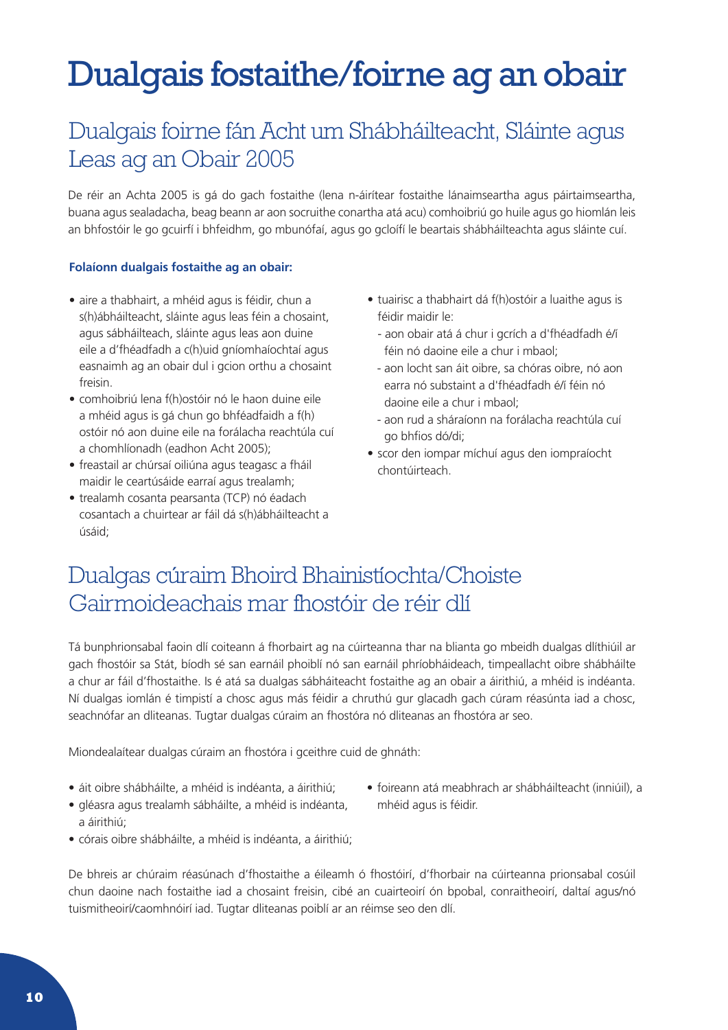# Dualgais fostaithe/foirne ag an obair

## Dualgais foirne fán Acht um Shábháilteacht, Sláinte agus Leas ag an Obair 2005

De réir an Achta 2005 is gá do gach fostaithe (lena n-áirítear fostaithe lánaimseartha agus páirtaimseartha, buana agus sealadacha, beag beann ar aon socruithe conartha atá acu) comhoibriú go huile agus go hiomlán leis an bhfostóir le go gcuirfí i bhfeidhm, go mbunófaí, agus go gcloífí le beartais shábháilteachta agus sláinte cuí.

**Folaíonn dualgais fostaithe ag an obair:**

- aire a thabhairt, a mhéid agus is féidir, chun a s(h)ábháilteacht, sláinte agus leas féin a chosaint, agus sábháilteach, sláinte agus leas aon duine eile a d'fhéadfadh a c(h)uid gníomhaíochtaí agus easnaimh ag an obair dul i gcion orthu a chosaint freisin.
- comhoibriú lena f(h)ostóir nó le haon duine eile a mhéid agus is gá chun go bhféadfaidh a f(h) ostóir nó aon duine eile na forálacha reachtúla cuí a chomhlíonadh (eadhon Acht 2005);
- freastail ar chúrsaí oiliúna agus teagasc a fháil maidir le ceartúsáide earraí agus trealamh;
- trealamh cosanta pearsanta (TCP) nó éadach cosantach a chuirtear ar fáil dá s(h)ábháilteacht a úsáid;
- tuairisc a thabhairt dá f(h)ostóir a luaithe agus is féidir maidir le:
  - aon obair atá á chur i gcrích a d'fhéadfadh é/í féin nó daoine eile a chur i mbaol;
  - aon locht san áit oibre, sa chóras oibre, nó aon earra nó substaint a d'fhéadfadh é/í féin nó daoine eile a chur i mbaol;
  - aon rud a sháraíonn na forálacha reachtúla cuí go bhfios dó/di;
- scor den iompar míchuí agus den iompraíocht chontúirteach.

## Dualgas cúraim Bhoird Bhainistíochta/Choiste Gairmoideachais mar fhostóir de réir dlí

Tá bunphrionsabal faoin dlí coiteann á fhorbairt ag na cúirteanna thar na blianta go mbeidh dualgas dlíthiúil ar gach fhostóir sa Stát, bíodh sé san earnáil phoiblí nó san earnáil phríobháideach, timpeallacht oibre shábháilte a chur ar fáil d'fhostaithe. Is é atá sa dualgas sábháiteacht fostaithe ag an obair a áirithiú, a mhéid is indéanta. Ní dualgas iomlán é timpistí a chosc agus más féidir a chruthú gur glacadh gach cúram réasúnta iad a chosc, seachnófar an dliteanas. Tugtar dualgas cúraim an fhostóra nó dliteanas an fhostóra ar seo.

Miondealaítear dualgas cúraim an fhostóra i gceithre cuid de ghnáth:

- áit oibre shábháilte, a mhéid is indéanta, a áirithiú;
- gléasra agus trealamh sábháilte, a mhéid is indéanta, a áirithiú;
- córais oibre shábháilte, a mhéid is indéanta, a áirithiú;
- foireann atá meabhrach ar shábháilteacht (inniúil), a mhéid agus is féidir.

De bhreis ar chúraim réasúnach d'fhostaithe a éileamh ó fhostóirí, d'fhorbair na cúirteanna prionsabal cosúil chun daoine nach fostaithe iad a chosaint freisin, cibé an cuairteoirí ón bpobal, conraitheoirí, daltaí agus/nó tuismitheoirí/caomhnóirí iad. Tugtar dliteanas poiblí ar an réimse seo den dlí.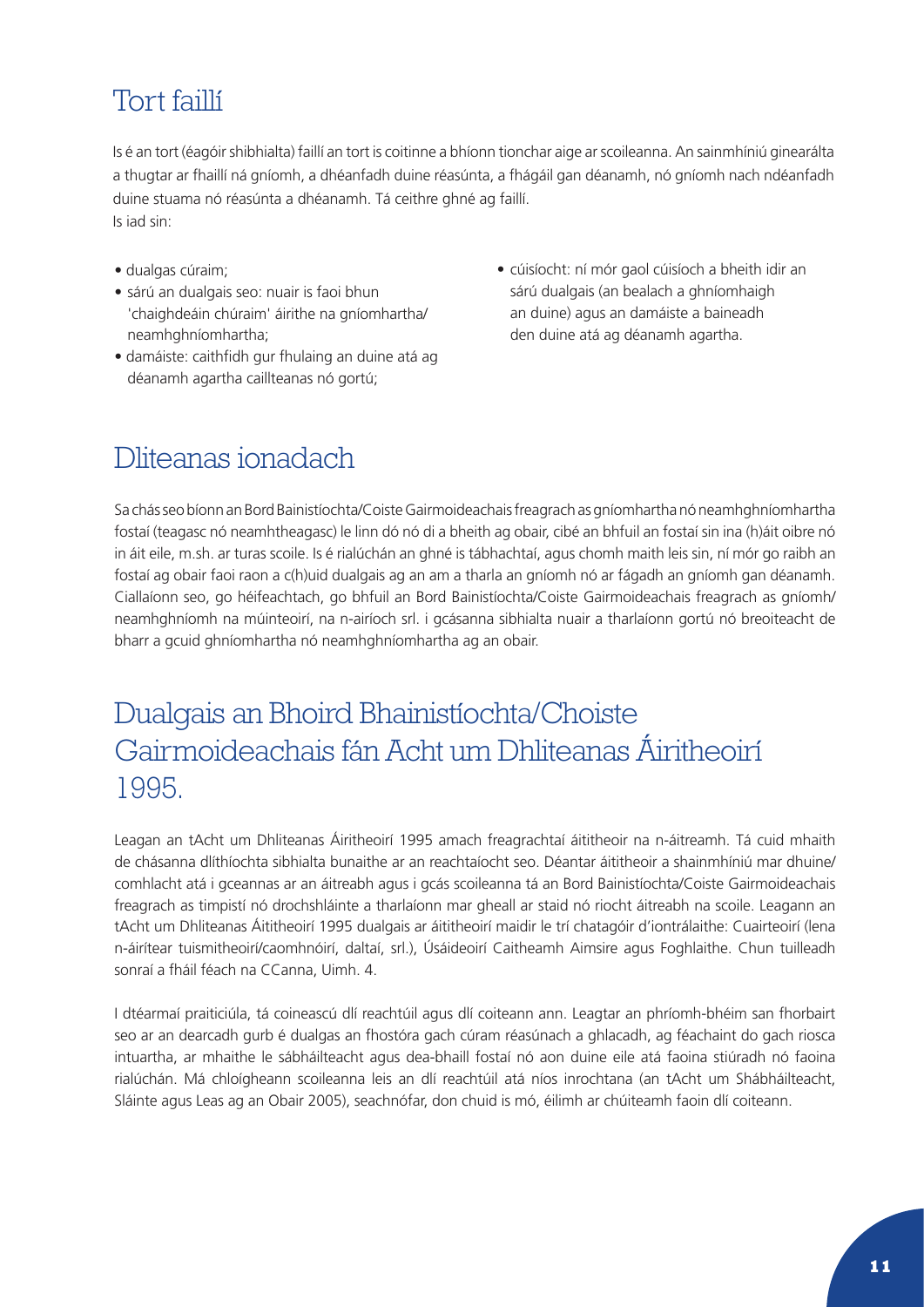## Tort faillí

Is é an tort (éagóir shibhialta) faillí an tort is coitinne a bhíonn tionchar aige ar scoileanna. An sainmhíniú ginearálta a thugtar ar fhaillí ná gníomh, a dhéanfadh duine réasúnta, a fhágáil gan déanamh, nó gníomh nach ndéanfadh duine stuama nó réasúnta a dhéanamh. Tá ceithre ghné ag faillí.
Is iad sin:

- dualgas cúraim;
- sárú an dualgais seo: nuair is faoi bhun 'chaighdeáin chúraim' áirithe na gníomhartha/ neamhghníomhartha;
- damáiste: caithfidh gur fhulaing an duine atá ag déanamh agartha caillteanas nó gortú;
- cúisíocht: ní mór gaol cúisíoch a bheith idir an sárú dualgais (an bealach a ghníomhaigh an duine) agus an damáiste a baineadh den duine atá ag déanamh agartha.

## Dliteanas ionadach

Sa chás seo bíonn an Bord Bainistíochta/Coiste Gairmoideachais freagrach as gníomhartha nó neamhghníomhartha fostaí (teagasc nó neamhtheagasc) le linn dó nó di a bheith ag obair, cibé an bhfuil an fostaí sin ina (h)áit oibre nó in áit eile, m.sh. ar turas scoile. Is é rialúchán an ghné is tábhachtaí, agus chomh maith leis sin, ní mór go raibh an fostaí ag obair faoi raon a c(h)uid dualgais ag an am a tharla an gníomh nó ar fágadh an gníomh gan déanamh. Ciallaíonn seo, go héifeachtach, go bhfuil an Bord Bainistíochta/Coiste Gairmoideachais freagrach as gníomh/ neamhghníomh na múinteoirí, na n-airíoch srl. i gcásanna sibhialta nuair a tharlaíonn gortú nó breoiteacht de bharr a gcuid ghníomhartha nó neamhghníomhartha ag an obair.

## Dualgais an Bhoird Bhainistíochta/Choiste Gairmoideachais fán Acht um Dhliteanas Áiritheoirí 1995.

Leagan an tAcht um Dhliteanas Áiritheoirí 1995 amach freagrachtaí áititheoir na n-áitreamh. Tá cuid mhaith de chásanna dlíthíochta sibhialta bunaithe ar an reachtaíocht seo. Déantar áititheoir a shainmhíniú mar dhuine/ comhlacht atá i gceannas ar an áitreabh agus i gcás scoileanna tá an Bord Bainistíochta/Coiste Gairmoideachais freagrach as timpistí nó drochshláinte a tharlaíonn mar gheall ar staid nó riocht áitreabh na scoile. Leagann an tAcht um Dhliteanas Áititheoirí 1995 dualgais ar áititheoirí maidir le trí chatagóir d'iontrálaithe: Cuairteoirí (lena n-áirítear tuismitheoirí/caomhnóirí, daltaí, srl.), Úsáideoirí Caitheamh Aimsire agus Foghlaithe. Chun tuilleadh sonraí a fháil féach na CCanna, Uimh. 4.

I dtéarmaí praiticiúla, tá coineascú dlí reachtúil agus dlí coiteann ann. Leagtar an phríomh-bhéim san fhorbairt seo ar an dearcadh gurb é dualgas an fhostóra gach cúram réasúnach a ghlacadh, ag féachaint do gach riosca intuartha, ar mhaithe le sábháilteacht agus dea-bhaill fostaí nó aon duine eile atá faoina stiúradh nó faoina rialúchán. Má chloígheann scoileanna leis an dlí reachtúil atá níos inrochtana (an tAcht um Shábháilteacht, Sláinte agus Leas ag an Obair 2005), seachnófar, don chuid is mó, éilimh ar chúiteamh faoin dlí coiteann.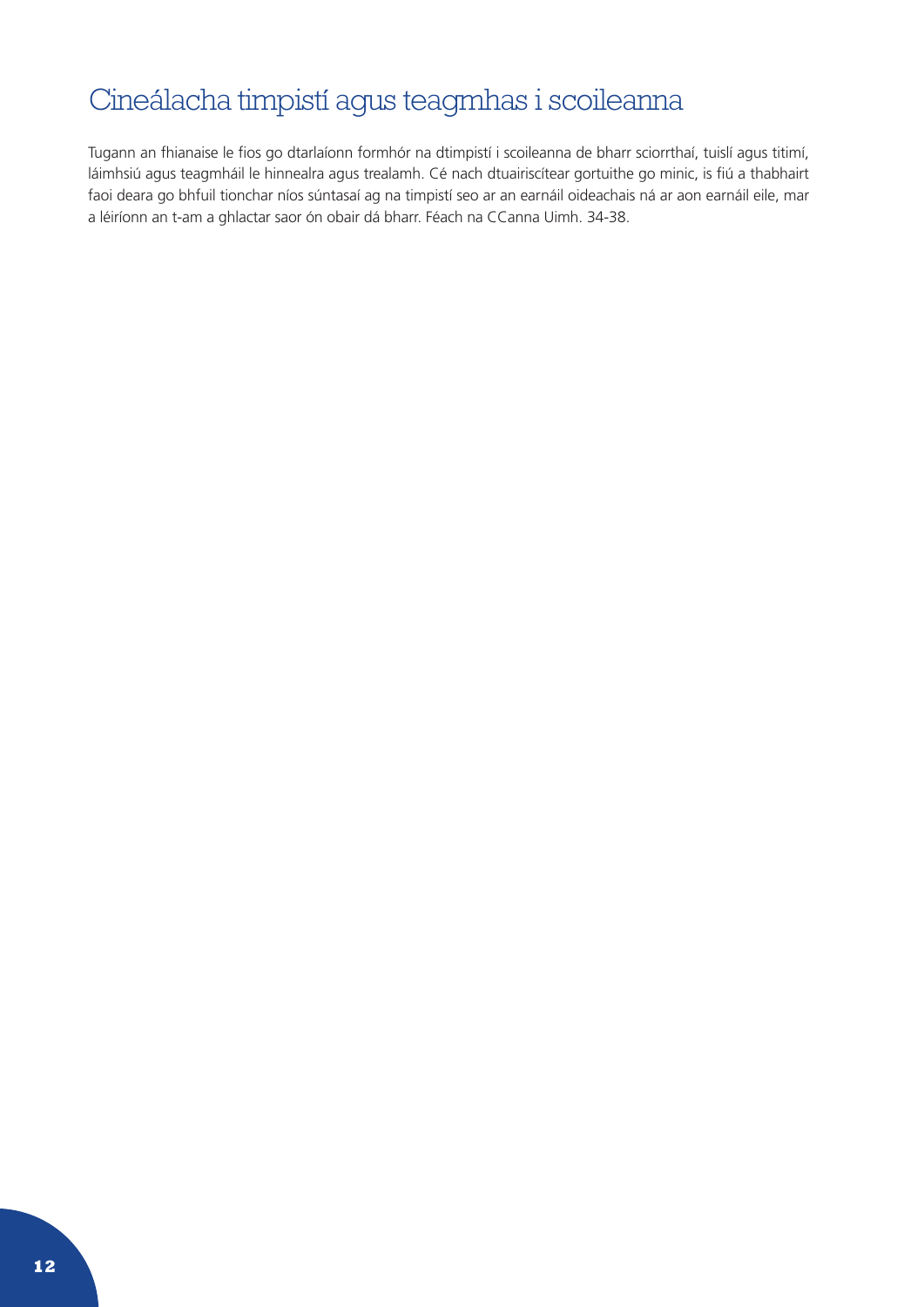# Cineálacha timpistí agus teagmhas i scoileanna

Tugann an fhianaise le fios go dtarlaíonn formhór na dtimpistí i scoileanna de bharr sciorrthaí, tuislí agus titimí, láimhsiú agus teagmháil le hinnealra agus trealamh. Cé nach dtuairiscítear gortuithe go minic, is fiú a thabhairt faoi deara go bhfuil tionchar níos súntasaí ag na timpistí seo ar an earnáil oideachais ná ar aon earnáil eile, mar a léiríonn an t-am a ghlactar saor ón obair dá bharr. Féach na CCanna Uimh. 34-38.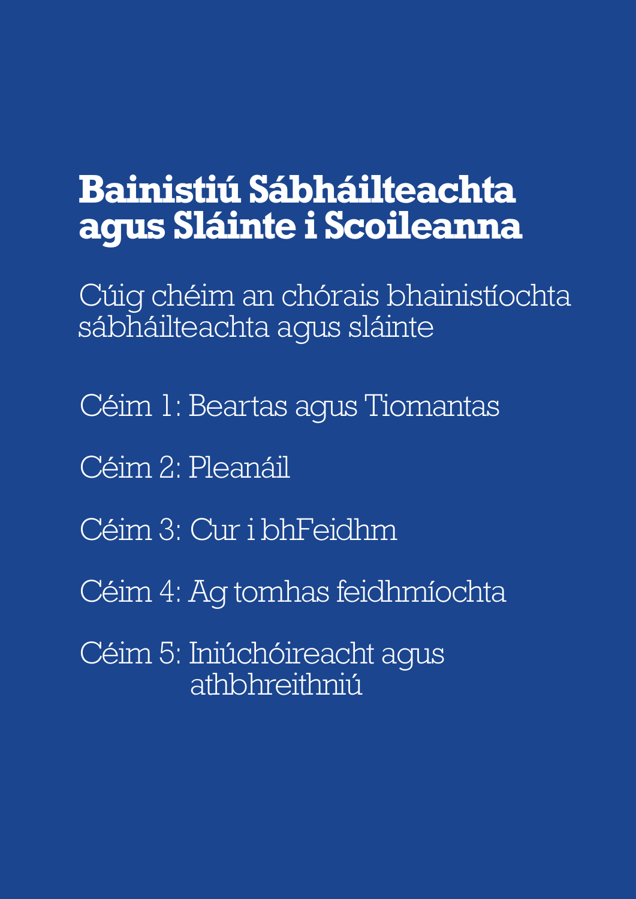# Bainistiú Sábháilteachta agus Sláinte i Scoileanna

## Cúig chéim an chórais bhainistíochta sábháilteachta agus sláinte

Céim 1: Beartas agus Tiomantas

Céim 2: Pleanáil

Céim 3: Cur i bhFeidhm

Céim 4: Ag tomhas feidhmíochta

Céim 5: Iniúchóireacht agus athbhreithniú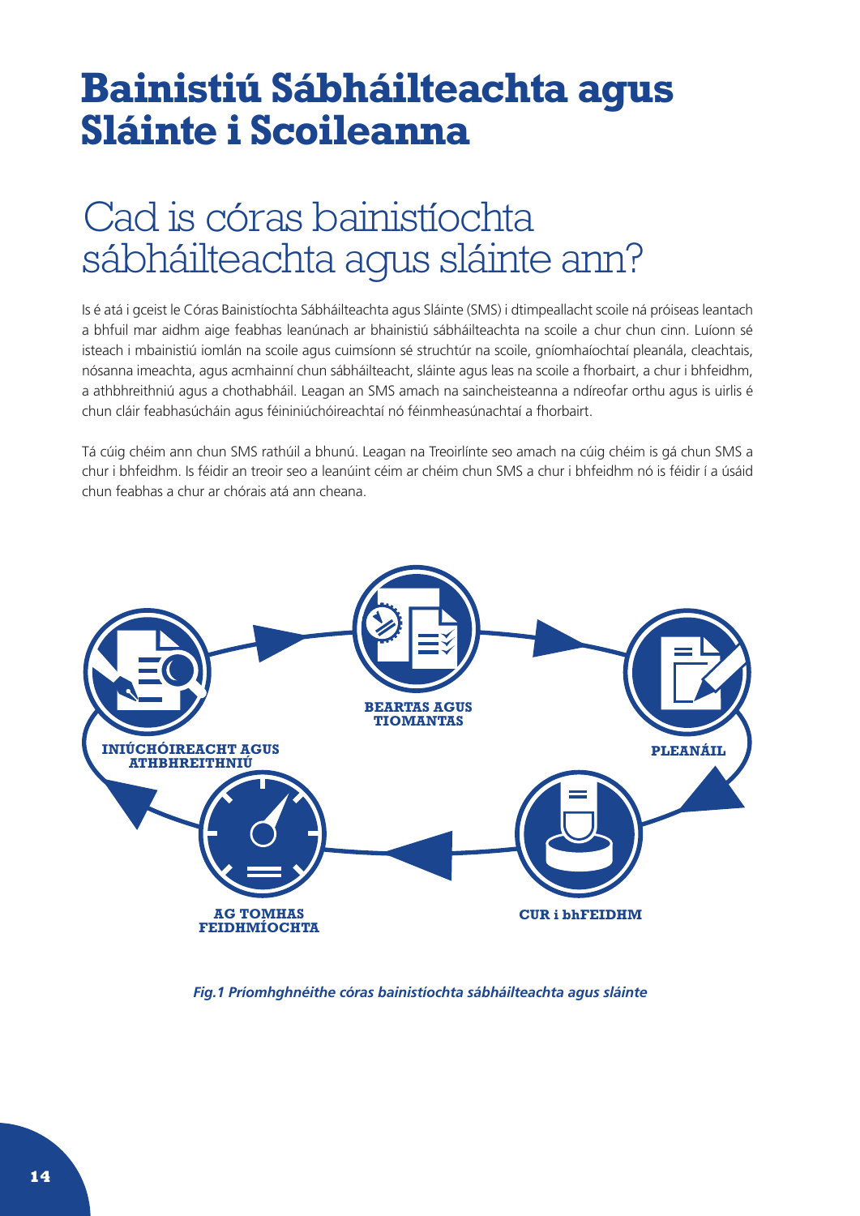# Bainistiú Sábháilteachta agus Sláinte i Scoileanna

## Cad is córas bainistíochta sábháilteachta agus sláinte ann?

Is é atá i gceist le Córas Bainistíochta Sábháilteachta agus Sláinte (SMS) i dtimpeallacht scoile ná próiseas leantach a bhfuil mar aidhm aige feabhas leanúnach ar bhainistiú sábháilteachta na scoile a chur chun cinn. Luíonn sé isteach i mbainistiú iomlán na scoile agus cuimsíonn sé struchtúr na scoile, gníomhaíochtaí pleanála, cleachtais, nósanna imeachta, agus acmhainní chun sábháilteacht, sláinte agus leas na scoile a fhorbairt, a chur i bhfeidhm, a athbhreithniú agus a chothabháil. Leagan an SMS amach na saincheisteanna a ndíreofar orthu agus is uirlis é chun cláir feabhasúcháin agus féininiúchóireachtaí nó féinmheasúnachtaí a fhorbairt.

Tá cúig chéim ann chun SMS rathúil a bhunú. Leagan na Treoirlínte seo amach na cúig chéim is gá chun SMS a chur i bhfeidhm. Is féidir an treoir seo a leanúint céim ar chéim chun SMS a chur i bhfeidhm nó is féidir í a úsáid chun feabhas a chur ar chórais atá ann cheana.

BEARTAS AGUS TIOMANTAS

PLEANÁIL

CUR i bhFEIDHM

AG TOMHAS FEIDHMÍOCHTA

INIÚCHÓIREACHT AGUS ATHBHREITHNIÚ

*Fig.1 Príomhghnéithe córas bainistíochta sábháilteachta agus sláinte*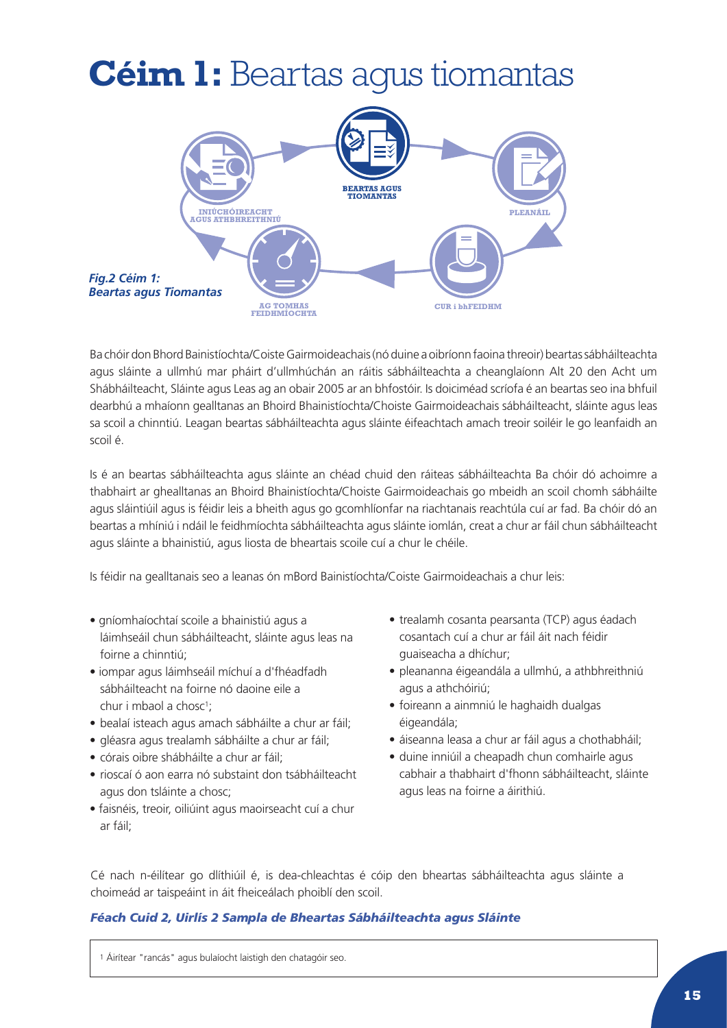# **Céim 1:** Beartas agus tiomantas

BEARTAS AGUS TIOMANTAS

PLEANÁIL

CUR i bhFEIDHM

AG TOMHAS FEIDHMÍOCHTA

INIÚCHÓIREACHT AGUS ATHBHREITHNIÚ

***Fig.2 Céim 1: Beartas agus Tiomantas***

Ba chóir don Bhord Bainistíochta/Coiste Gairmoideachais (nó duine a oibríonn faoina threoir) beartas sábháilteachta agus sláinte a ullmhú mar pháirt d'ullmhúchán an ráitis sábháilteachta a cheanglaíonn Alt 20 den Acht um Shábháilteacht, Sláinte agus Leas ag an obair 2005 ar an bhfostóir. Is doiciméad scríofa é an beartas seo ina bhfuil dearbhú a mhaíonn gealltanas an Bhoird Bhainistíochta/Choiste Gairmoideachais sábháilteacht, sláinte agus leas sa scoil a chinntiú. Leagan beartas sábháilteachta agus sláinte éifeachtach amach treoir soiléir le go leanfaidh an scoil é.

Is é an beartas sábháilteachta agus sláinte an chéad chuid den ráiteas sábháilteachta Ba chóir dó achoimre a thabhairt ar ghealltanas an Bhoird Bhainistíochta/Choiste Gairmoideachais go mbeidh an scoil chomh sábháilte agus sláintiúil agus is féidir leis a bheith agus go gcomhlíonfar na riachtanais reachtúla cuí ar fad. Ba chóir dó an beartas a mhíniú i ndáil le feidhmíochta sábháilteachta agus sláinte iomlán, creat a chur ar fáil chun sábháilteacht agus sláinte a bhainistiú, agus liosta de bheartais scoile cuí a chur le chéile.

Is féidir na geallanais seo a leanas ón mBord Bainistíochta/Coiste Gairmoideachais a chur leis:

- gníomhaíochtaí scoile a bhainistiú agus a láimhseáil chun sábháilteacht, sláinte agus leas na foirne a chinntiú;
- iompar agus láimhseáil míchuí a d'fhéadfadh sábháilteacht na foirne nó daoine eile a chur i mbaol a chosc[1];
- bealaí isteach agus amach sábháilte a chur ar fáil;
- gléasra agus trealamh sábháilte a chur ar fáil;
- córais oibre shábháilte a chur ar fáil;
- rioscaí ó aon earra nó substaint don tsábháilteacht agus don tsláinte a chosc;
- faisnéis, treoir, oiliúint agus maoirseacht cuí a chur ar fáil;
- trealamh cosanta pearsanta (TCP) agus éadach cosantach cuí a chur ar fáil áit nach féidir guaiseacha a dhíchur;
- pleananna éigeandála a ullmhú, a athbhreithniú agus a athchóiriú;
- foireann a ainmniú le haghaidh dualgas éigeandála;
- áiseanna leasa a chur ar fáil agus a chothabháil;
- duine inniúil a cheapadh chun comhairle agus cabhair a thabhairt d'fhonn sábháilteacht, sláinte agus leas na foirne a áirithiú.

Cé nach n-éilítear go dlíthiúil é, is dea-chleachtas é cóip den bheartas sábháilteachta agus sláinte a choimeád ar taispeáint in áit fheiceálach phoiblí den scoil.

***Féach Cuid 2, Uirlís 2 Sampla de Bheartas Sábháilteachta agus Sláinte***

[1] Áirítear "rancás" agus bulaíocht laistigh den chatagóir seo.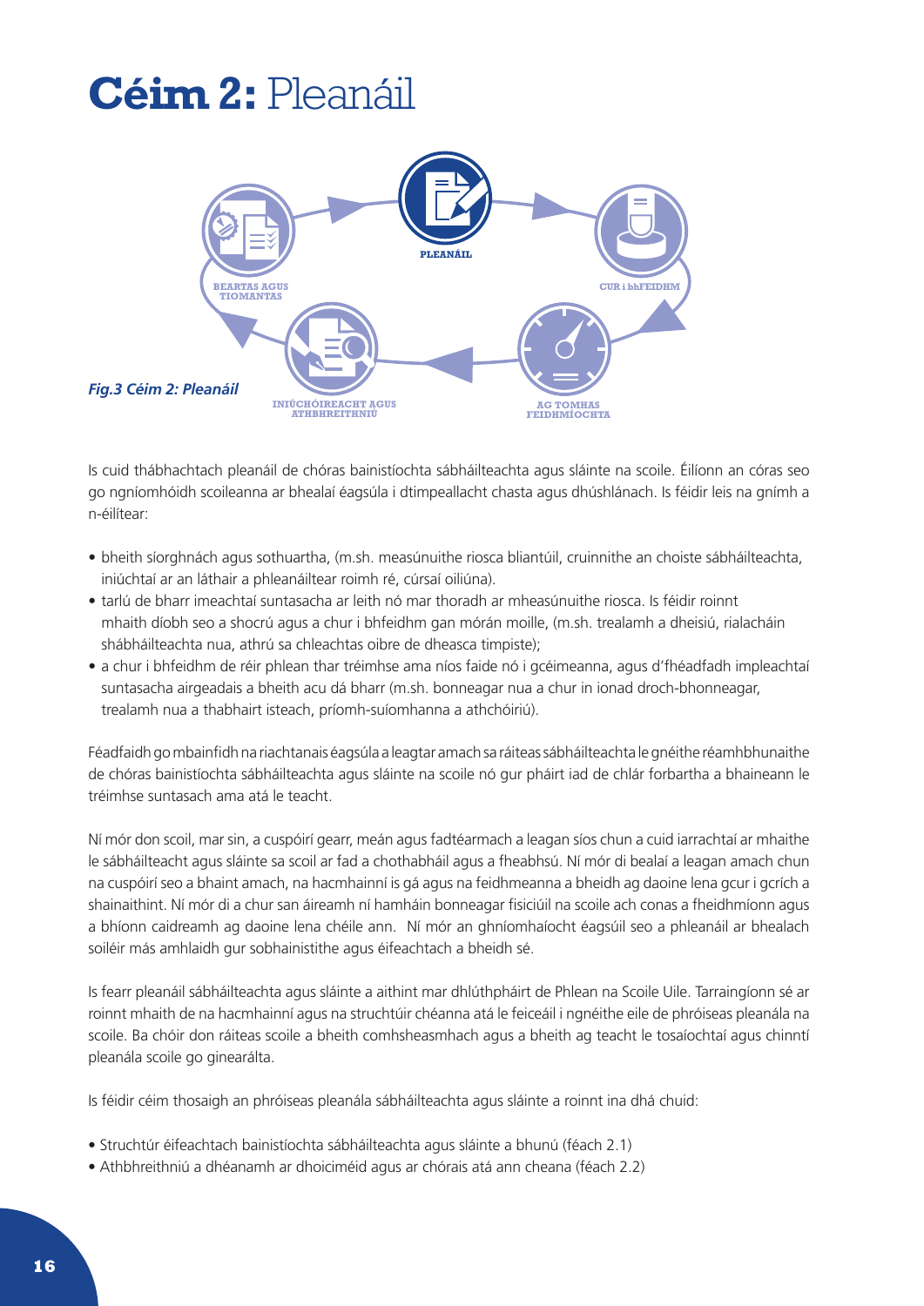# **Céim 2:** Pleanáil

*Fig.3 Céim 2: Pleanáil*

Is cuid thábhachtach pleanáil de chóras bainistíochta sábháilteachta agus sláinte na scoile. Éilíonn an córas seo go ngníomhóidh scoileanna ar bhealaí éagsúla i dtimpeallacht chasta agus dhúshlánach. Is féidir leis na gnímh a n-éilítear:

- bheith síorghnách agus sothuartha, (m.sh. measúnuithe riosca bliantúil, cruinnithe an choiste sábháilteachta, iniúchtaí ar an láthair a phleanáiltear roimh ré, cúrsaí oiliúna).
- tarlú de bharr imeachtaí suntasacha ar leith nó mar thoradh ar mheasúnuithe riosca. Is féidir roinnt mhaith díobh seo a shocrú agus a chur i bhfeidhm gan mórán moille, (m.sh. trealamh a dheisiú, rialacháin shábháilteachta nua, athrú sa chleachtas oibre de dheasca timpiste);
- a chur i bhfeidhm de réir phlean thar tréimhse ama níos faide nó i gcéimeanna, agus d'fhéadfadh impleachtaí suntasacha airgeadais a bheith acu dá bharr (m.sh. bonneagar nua a chur in ionad droch-bhonneagar, trealamh nua a thabhairt isteach, príomh-suíomhanna a athchóiriú).

Féadfaidh go mbainfidh na riachtanais éagsúla a leagtar amach sa ráiteas sábháilteachta le gnéithe réamhbhunaithe de chóras bainistíochta sábháilteachta agus sláinte na scoile nó gur pháirt iad de chlár forbartha a bhaineann le tréimhse suntasach ama atá le teacht.

Ní mór don scoil, mar sin, a cuspóirí gearr, meán agus fadtéarmach a leagan síos chun a cuid iarrachtaí ar mhaithe le sábháilteacht agus sláinte sa scoil ar fad a chothabháil agus a fheabhsú. Ní mór di bealaí a leagan amach chun na cuspóirí seo a bhaint amach, na hacmhainní is gá agus na feidhmeanna a bheidh ag daoine lena gcur i gcrích a shainaithint. Ní mór di a chur san áireamh ní hamháin bonneagar fisiciúil na scoile ach conas a fheidhmíonn agus a bhíonn caidreamh ag daoine lena chéile ann. Ní mór an ghníomhaíocht éagsúil seo a phleanáil ar bhealach soiléir más amhlaidh gur sobhainistithe agus éifeachtach a bheidh sé.

Is fearr pleanáil sábháilteachta agus sláinte a aithint mar dhlúthpháirt de Phlean na Scoile Uile. Tarraingíonn sé ar roinnt mhaith de na hacmhainní agus na struchtúir chéanna atá le feiceáil i ngnéithe eile de phróiseas pleanála na scoile. Ba chóir don ráiteas scoile a bheith comhsheasmhach agus a bheith ag teacht le tosaíochtaí agus chinntí pleanála scoile go ginearálta.

Is féidir céim thosaigh an phróiseas pleanála sábháilteachta agus sláinte a roinnt ina dhá chuid:

- Struchtúr éifeachtach bainistíochta sábháilteachta agus sláinte a bhunú (féach 2.1)
- Athbhreithniú a dhéanamh ar dhoiciméid agus ar chórais atá ann cheana (féach 2.2)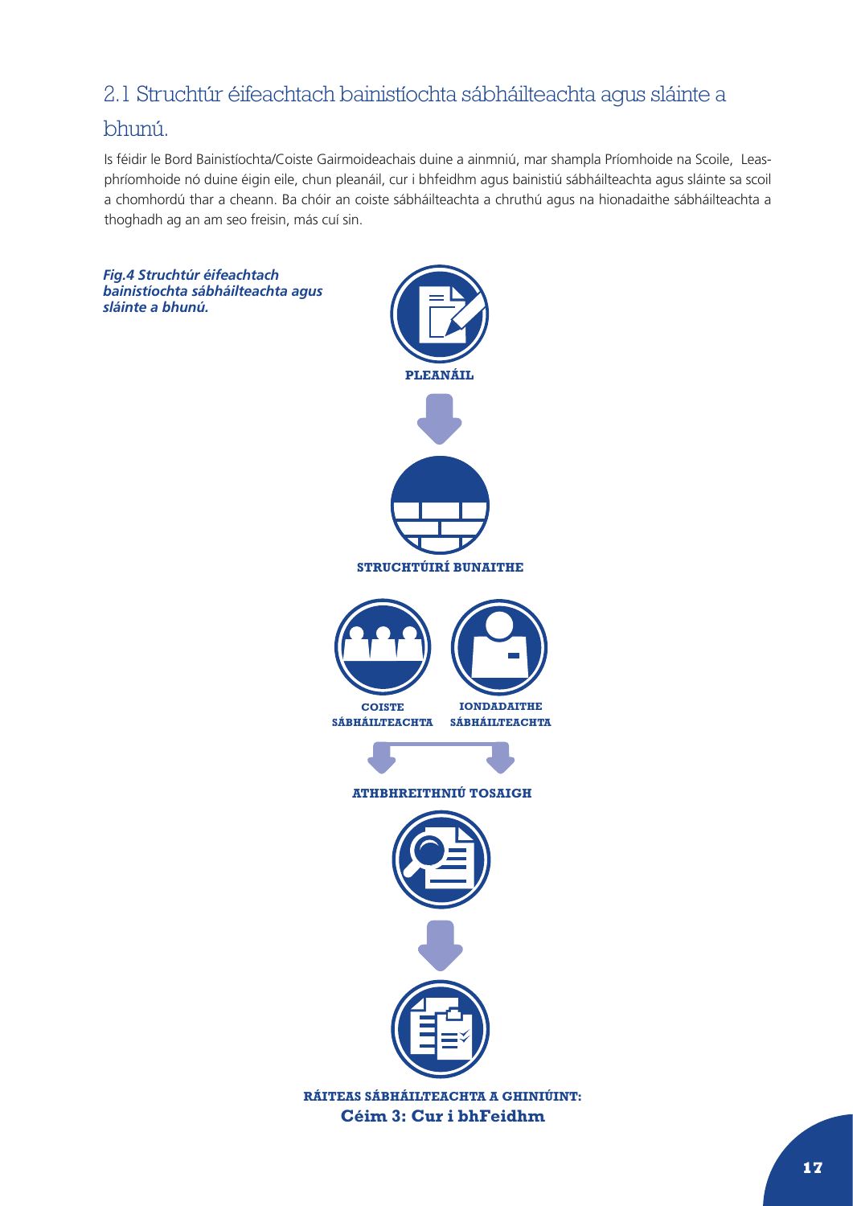## 2.1 Struchtúr éifeachtach bainistíochta sábháilteachta agus sláinte a bhunú.

Is féidir le Bord Bainistíochta/Coiste Gairmoideachais duine a ainmniú, mar shampla Príomhoide na Scoile, Leas-phríomhoide nó duine éigin eile, chun pleanáil, cur i bhfeidhm agus bainistiú sábháilteachta agus sláinte sa scoil a chomhordú thar a cheann. Ba chóir an coiste sábháilteachta a chruthú agus na hionadaithe sábháilteachta a thoghadh ag an am seo freisin, más cuí sin.

***Fig.4 Struchtúr éifeachtach bainistíochta sábháilteachta agus sláinte a bhunú.***

**PLEANÁIL**

**STRUCHTÚIRÍ BUNAITHE**

**COISTE SÁBHÁILTEACHTA**

**IONDADAITHE SÁBHÁILTEACHTA**

**ATHBHREITHNIÚ TOSAIGH**

**RÁITEAS SÁBHÁILTEACHTA A GHINIÚINT:**
**Céim 3: Cur i bhFeidhm**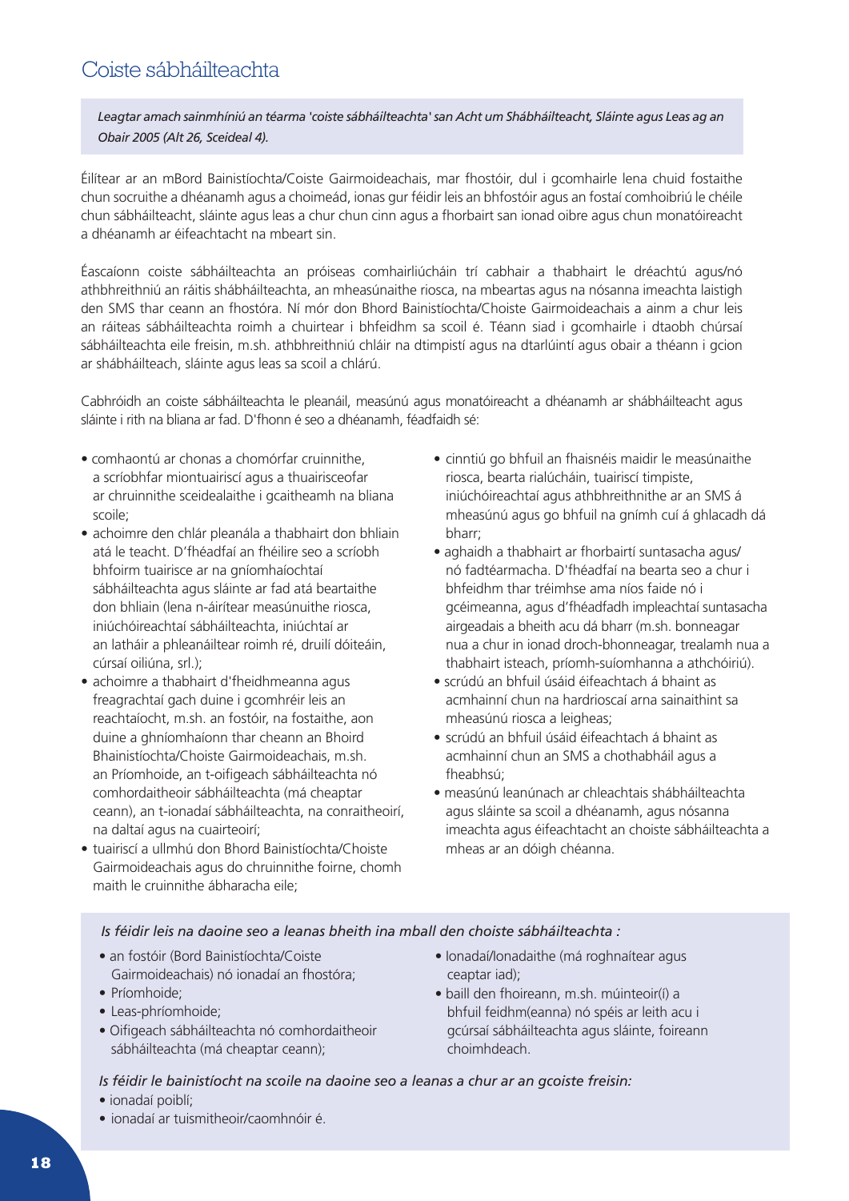## Coiste sábháilteachta

*Leagtar amach sainmhíniú an téarma 'coiste sábháilteachta' san Acht um Shábháilteacht, Sláinte agus Leas ag an Obair 2005 (Alt 26, Sceideal 4).*

Éilítear ar an mBord Bainistíochta/Coiste Gairmoideachais, mar fhostóir, dul i gcomhairle lena chuid fostaithe chun socruithe a dhéanamh agus a choimeád, ionas gur féidir leis an bhfostóir agus an fostaí comhoibriú le chéile chun sábháilteacht, sláinte agus leas a chur chun cinn agus a fhorbairt san ionad oibre agus chun monatóireacht a dhéanamh ar éifeachtacht na mbeart sin.

Éascaíonn coiste sábháilteachta an próiseas comhairliúcháin trí cabhair a thabhairt le dréachtú agus/nó athbhreithniú an ráitis shábháilteachta, an mheasúnaithe riosca, na mbeartas agus na nósanna imeachta laistigh den SMS thar ceann an fhostóra. Ní mór don Bhord Bainistíochta/Choiste Gairmoideachais a ainm a chur leis an ráiteas sábháilteachta roimh a chuirtear i bhfeidhm sa scoil é. Téann siad i gcomhairle i dtaobh chúrsaí sábháilteachta eile freisin, m.sh. athbhreithniú chláir na dtimpistí agus na dtarlúintí agus obair a théann i gcion ar shábháilteach, sláinte agus leas sa scoil a chlárú.

Cabhróidh an coiste sábháilteachta le pleanáil, measúnú agus monatóireacht a dhéanamh ar shábháilteacht agus sláinte i rith na bliana ar fad. D'fhonn é seo a dhéanamh, féadfaidh sé:

- comhaontú ar chonas a chomórfar cruinnithe, a scríobhfar miontuairiscí agus a thuairisceofar ar chruinnithe sceidealaithe i gcaitheamh na bliana scoile;
- achoimre den chlár pleanála a thabhairt don bhliain atá le teacht. D'fhéadfaí an fhéilire seo a scríobh bhfoirm tuairisce ar na gníomhaíochtaí sábháilteachta agus sláinte ar fad atá beartaithe don bhliain (lena n-áirítear measúnuithe riosca, iniúchóireachtaí sábháilteachta, iniúchtaí ar an latháir a phleanáiltear roimh ré, druilí dóiteáin, cúrsaí oiliúna, srl.);
- achoimre a thabhairt d'fheidhmeanna agus freagrachtaí gach duine i gcomhréir leis an reachtaíocht, m.sh. an fostóir, na fostaithe, aon duine a ghníomhaíonn thar cheann an Bhoird Bhainistíochta/Choiste Gairmoideachais, m.sh. an Príomhoide, an t-oifigeach sábháilteachta nó comhordaitheoir sábháilteachta (má cheaptar ceann), an t-ionadaí sábháilteachta, na conraitheoirí, na daltaí agus na cuairteoirí;
- tuairiscí a ullmhú don Bhord Bainistíochta/Choiste Gairmoideachais agus do chruinnithe foirne, chomh maith le cruinnithe ábharacha eile;
- cinntiú go bhfuil an fhaisnéis maidir le measúnaithe riosca, bearta rialúcháin, tuairiscí timpiste, iniúchóireachtaí agus athbhreithnithe ar an SMS á mheasúnú agus go bhfuil na gnímh cuí á ghlacadh dá bharr;
- aghaidh a thabhairt ar fhorbairtí suntasacha agus/ nó fadtéarmacha. D'fhéadfaí na bearta seo a chur i bhfeidhm thar tréimhse ama níos faide nó i gcéimeanna, agus d'fhéadfadh impleachtaí suntasacha airgeadais a bheith acu dá bharr (m.sh. bonneagar nua a chur in ionad droch-bhonneagar, trealamh nua a thabhairt isteach, príomh-suíomhanna a athchóiriú).
- scrúdú an bhfuil úsáid éifeachtach á bhaint as acmhainní chun na hardrioscaí arna sainaithint sa mheasúnú riosca a leigheas;
- scrúdú an bhfuil úsáid éifeachtach á bhaint as acmhainní chun an SMS a chothabháil agus a fheabhsú;
- measúnú leanúnach ar chleachtais shábháilteachta agus sláinte sa scoil a dhéanamh, agus nósanna imeachta agus éifeachtacht an choiste sábháilteachta a mheas ar an dóigh chéanna.

*Is féidir leis na daoine seo a leanas bheith ina mball den choiste sábháilteachta :*

- an fostóir (Bord Bainistíochta/Coiste Gairmoideachais) nó ionadaí an fhostóra;
- Príomhoide;
- Leas-phríomhoide;
- Oifigeach sábháilteachta nó comhordaitheoir sábháilteachta (má cheaptar ceann);
- Ionadaí/Ionadaithe (má roghnaítear agus ceaptar iad);
- baill den fhoireann, m.sh. múinteoir(í) a bhfuil feidhm(eanna) nó spéis ar leith acu i gcúrsaí sábháilteachta agus sláinte, foireann choimhdeach.

*Is féidir le bainistíocht na scoile na daoine seo a leanas a chur ar an gcoiste freisin:*

- ionadaí poiblí;
- ionadaí ar tuismitheoir/caomhnóir é.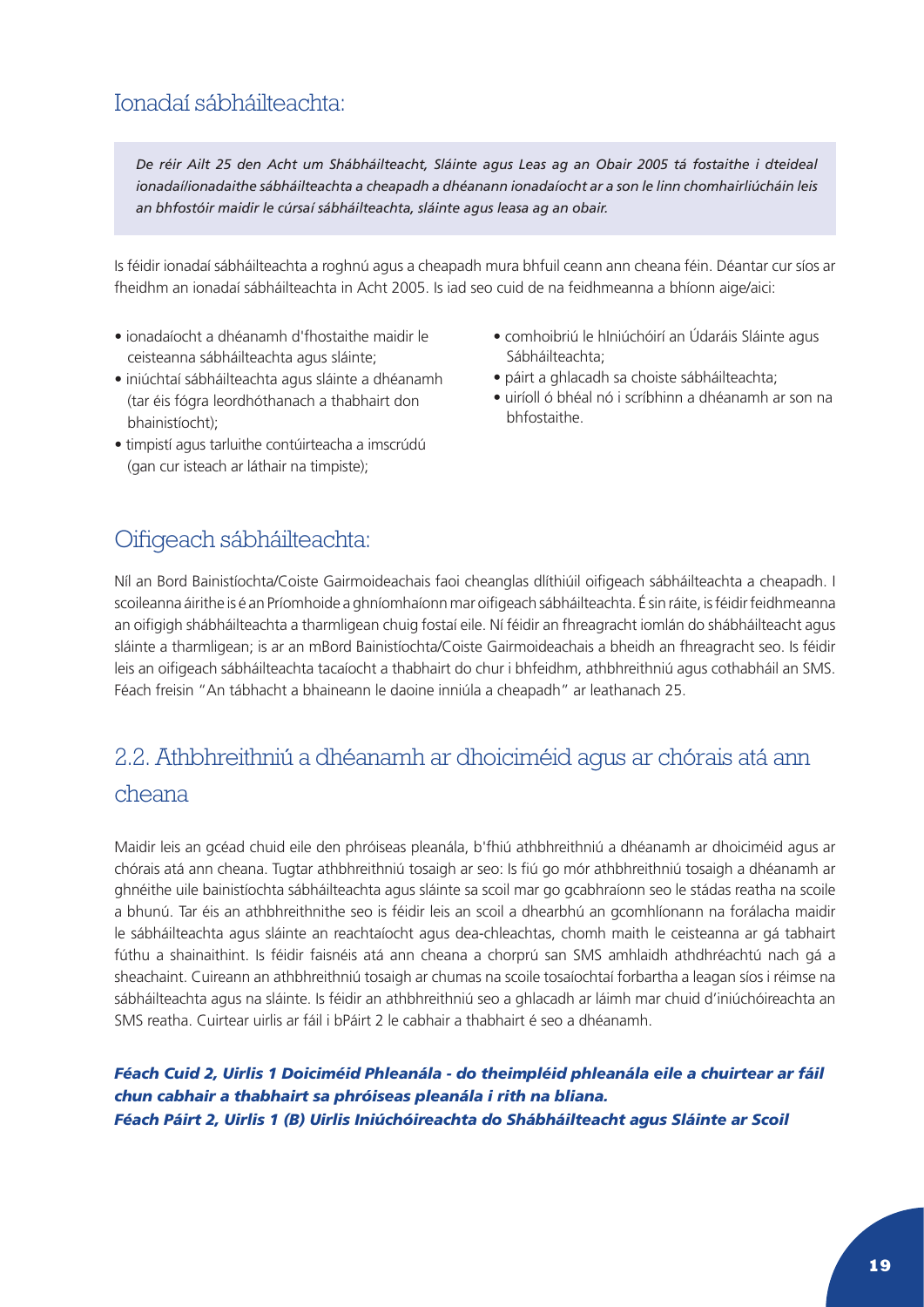## Ionadaí sábháilteachta:

*De réir Ailt 25 den Acht um Shábháilteacht, Sláinte agus Leas ag an Obair 2005 tá fostaithe i dteideal ionadaí/ionadaithe sábháilteachta a cheapadh a dhéanann ionadaíocht ar a son le linn chomhairliúcháin leis an bhfostóir maidir le cúrsaí sábháilteachta, sláinte agus leasa ag an obair.*

Is féidir ionadaí sábháilteachta a roghnú agus a cheapadh mura bhfuil ceann ann cheana féin. Déantar cur síos ar fheidhm an ionadaí sábháilteachta in Acht 2005. Is iad seo cuid de na feidhmeanna a bhíonn aige/aici:

- ionadaíocht a dhéanamh d'fhostaithe maidir le ceisteanna sábháilteachta agus sláinte;
- iniúchtaí sábháilteachta agus sláinte a dhéanamh (tar éis fógra leordhóthanach a thabhairt don bhainistíocht);
- timpistí agus tarluithe contúirteacha a imscrúdú (gan cur isteach ar láthair na timpiste);
- comhoibriú le hIniúchóirí an Údaráis Sláinte agus Sábháilteachta;
- páirt a ghlacadh sa choiste sábháilteachta;
- uiríoll ó bhéal nó i scríbhinn a dhéanamh ar son na bhfostaithe.

## Oifigeach sábháilteachta:

Níl an Bord Bainistíochta/Coiste Gairmoideachais faoi cheanglas dlíthiúil oifigeach sábháilteachta a cheapadh. I scoileanna áirithe is é an Príomhoide a ghníomhaíonn mar oifigeach sábháilteachta. É sin ráite, is féidir feidhmeanna an oifigigh shábháilteachta a tharmligean chuig fostaí eile. Ní féidir an fhreagracht iomlán do shábháilteacht agus sláinte a tharmligean; is ar an mBord Bainistíochta/Coiste Gairmoideachais a bheidh an fhreagracht seo. Is féidir leis an oifigeach sábháilteachta tacaíocht a thabhairt do chur i bhfeidhm, athbhreithniú agus cothabháil an SMS. Féach freisin "An tábhacht a bhaineann le daoine inniúla a cheapadh" ar leathanach 25.

## 2.2. Athbhreithniú a dhéanamh ar dhoiciméid agus ar chórais atá ann cheana

Maidir leis an gcéad chuid eile den phróiseas pleanála, b'fhiú athbhreithniú a dhéanamh ar dhoiciméid agus ar chórais atá ann cheana. Tugtar athbhreithniú tosaigh ar seo: Is fiú go mór athbhreithniú tosaigh a dhéanamh ar ghnéithe uile bainistíochta sábháilteachta agus sláinte sa scoil mar go gcabhraíonn seo le stádas reatha na scoile a bhunú. Tar éis an athbhreithnithe seo is féidir leis an scoil a dhearbhú an gcomhlíonann na forálacha maidir le sábháilteachta agus sláinte an reachtaíocht agus dea-chleachtas, chomh maith le ceisteanna ar gá tabhairt fúthu a shainaithint. Is féidir faisnéis atá ann cheana a chorprú san SMS amhlaidh athdhréachtú nach gá a sheachaint. Cuireann an athbhreithniú tosaigh ar chumas na scoile tosaíochtaí forbartha a leagan síos i réimse na sábháilteachta agus na sláinte. Is féidir an athbhreithniú seo a ghlacadh ar láimh mar chuid d'iniúchóireachta an SMS reatha. Cuirtear uirlis ar fáil i bPáirt 2 le cabhair a thabhairt é seo a dhéanamh.

***Féach Cuid 2, Uirlis 1 Doiciméid Phleanála - do theimpléid phleanála eile a chuirtear ar fáil chun cabhair a thabhairt sa phróiseas pleanála i rith na bliana.***
***Féach Páirt 2, Uirlis 1 (B) Uirlis Iniúchóireachta do Shábháilteacht agus Sláinte ar Scoil***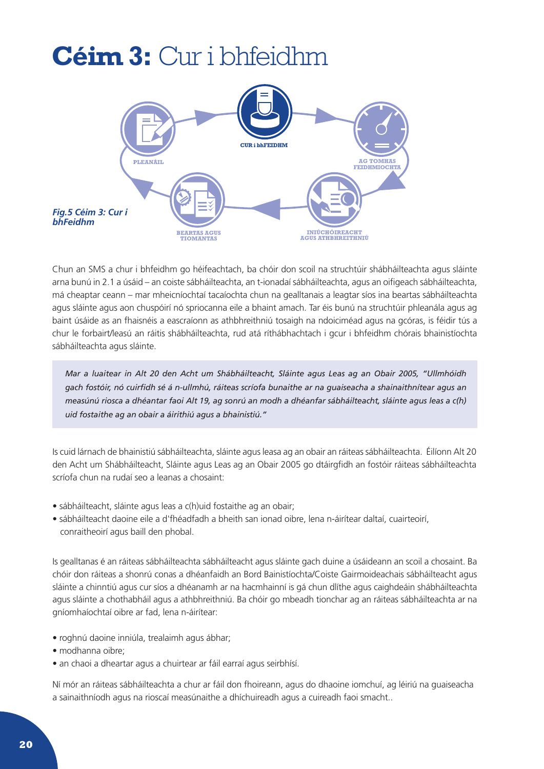# **Céim 3:** Cur i bhfeidhm

*Fig.5 Céim 3: Cur i bhFeidhm*

Chun an SMS a chur i bhfeidhm go héifeachtach, ba chóir don scoil na struchtúir shábháilteachta agus sláinte arna bunú in 2.1 a úsáid – an coiste sábháilteachta, an t-ionadaí sábháilteachta, agus an oifigeach sábháilteachta, má cheaptar ceann – mar mheicníochtaí tacaíochta chun na gealltanais a leagtar síos ina beartas sábháilteachta agus sláinte agus aon chuspóirí nó spriocanna eile a bhaint amach. Tar éis bunú na struchtúir phleanála agus ag baint úsáide as an fhaisnéis a eascraíonn as athbhreithniú tosaigh na ndoiciméad agus na gcóras, is féidir tús a chur le forbairt/leasú an ráitis shábháilteachta, rud atá ríthábhachtach i gcur i bhfeidhm chórais bhainistíochta sábháilteachta agus sláinte.

> *Mar a luaitear in Alt 20 den Acht um Shábháilteacht, Sláinte agus Leas ag an Obair 2005, "Ullmhóidh gach fostóir, nó cuirfidh sé á n-ullmhú, ráiteas scríofa bunaithe ar na guaiseacha a shainaithnítear agus an measúnú riosca a dhéantar faoi Alt 19, ag sonrú an modh a dhéanfar sábháilteacht, sláinte agus leas a c(h)uid fostaithe ag an obair a áirithiú agus a bhainistiú."*

Is cuid lárnach de bhainistiú sábháilteachta, sláinte agus leasa ag an obair an ráiteas sábháilteachta. Éilíonn Alt 20 den Acht um Shábháilteacht, Sláinte agus Leas ag an Obair 2005 go dtáirgfidh an fostóir ráiteas sábháilteachta scríofa chun na rudaí seo a leanas a chosaint:

- sábháilteacht, sláinte agus leas a c(h)uid fostaithe ag an obair;
- sábháilteacht daoine eile a d'fhéadfadh a bheith san ionad oibre, lena n-áirítear daltaí, cuairteoirí, conraitheoirí agus baill den phobal.

Is gealltanas é an ráiteas sábháilteachta sábháilteacht agus sláinte gach duine a úsáideann an scoil a chosaint. Ba chóir don ráiteas a shonrú conas a dhéanfaidh an Bord Bainistíochta/Coiste Gairmoideachais sábháilteacht agus sláinte a chinntiú agus cur síos a dhéanamh ar na hacmhainní is gá chun dlíthe agus caighdeáin shábháilteachta agus sláinte a chothabháil agus a athbhreithniú. Ba chóir go mbeadh tionchar ag an ráiteas sábháilteachta ar na gníomhaíochtaí oibre ar fad, lena n-áirítear:

- roghnú daoine inniúla, trealaimh agus ábhar;
- modhanna oibre;
- an chaoi a dheartar agus a chuirtear ar fáil earraí agus seirbhísí.

Ní mór an ráiteas sábháilteachta a chur ar fáil don fhoireann, agus do dhaoine iomchuí, ag léiriú na guaiseacha a sainaithníodh agus na rioscaí measúnaithe a dhíchuireadh agus a cuireadh faoi smacht..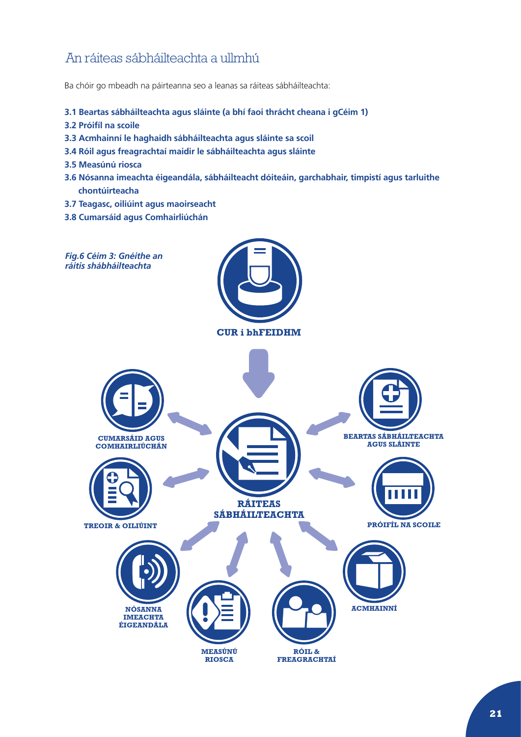## An ráiteas sábháilteachta a ullmhú

Ba chóir go mbeadh na páirteanna seo a leanas sa ráiteas sábháilteachta:

**3.1 Beartas sábháilteachta agus sláinte (a bhí faoi thrácht cheana i gCéim 1)**
**3.2 Próifíl na scoile**
**3.3 Acmhainní le haghaidh sábháilteachta agus sláinte sa scoil**
**3.4 Róil agus freagrachtaí maidir le sábháilteachta agus sláinte**
**3.5 Measúnú riosca**
**3.6 Nósanna imeachta éigeandála, sábháilteacht dóiteáin, garchabhair, timpistí agus tarluithe chontúirteacha**
**3.7 Teagasc, oiliúint agus maoirseacht**
**3.8 Cumarsáid agus Comhairliúchán**

*Fig.6 Céim 3: Gnéithe an ráitis shábháilteachta*

CUR i bhFEIDHM

RÁITEAS SÁBHÁILTEACHTA

CUMARSÁID AGUS COMHAIRLIÚCHÁN

BEARTAS SÁBHÁILTEACHTA AGUS SLÁINTE

TREOIR & OILIÚINT

PRÓIFÍL NA SCOILE

NÓSANNA IMEACHTA ÉIGEANDÁLA

ACMHAINNÍ

MEASÚNÚ RIOSCA

RÓIL & FREAGRACHTAÍ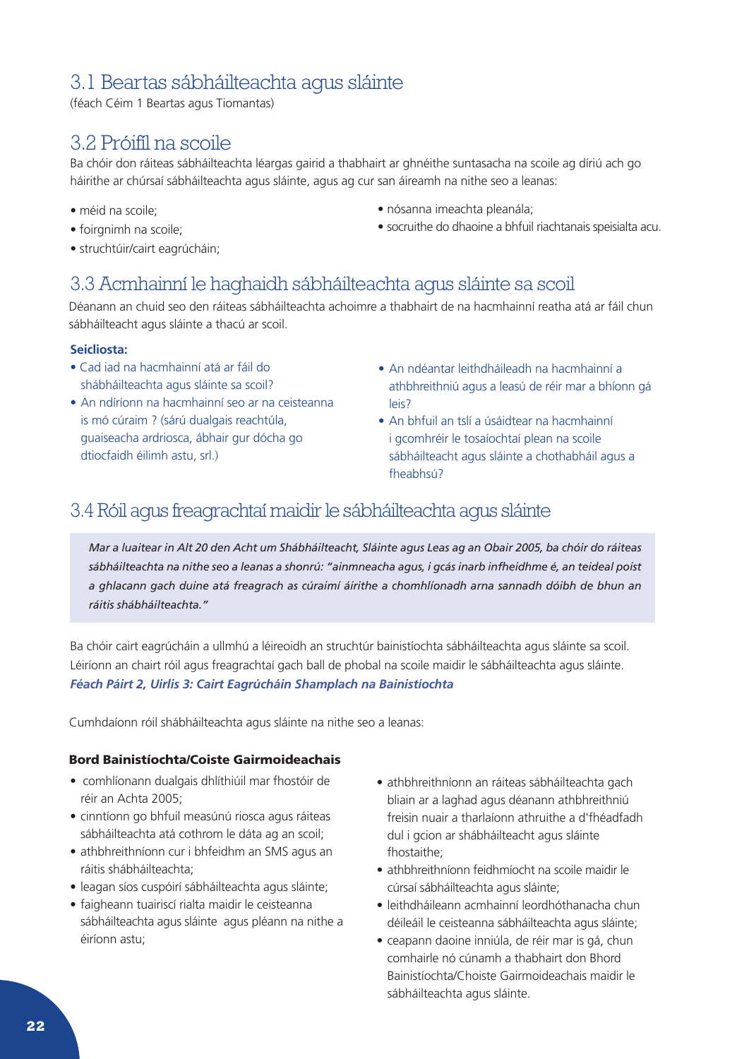## 3.1 Beartas sábháilteachta agus sláinte

(féach Céim 1 Beartas agus Tiomantas)

## 3.2 Próifíl na scoile

Ba chóir don ráiteas sábháilteachta léargas gairid a thabhairt ar ghnéithe suntasacha na scoile ag díriú ach go háirithe ar chúrsaí sábháilteachta agus sláinte, agus ag cur san áireamh na nithe seo a leanas:

- méid na scoile;
- foirgnimh na scoile;
- struchtúir/cairt eagrúcháin;
- nósanna imeachta pleanála;
- socruithe do dhaoine a bhfuil riachtanais speisialta acu.

## 3.3 Acmhainní le haghaidh sábháilteachta agus sláinte sa scoil

Déanann an chuid seo den ráiteas sábháilteachta achoimre a thabhairt de na hacmhainní reatha atá ar fáil chun sábháilteacht agus sláinte a thacú ar scoil.

**Seicliosta:**

- Cad iad na hacmhainní atá ar fáil do shábháilteachta agus sláinte sa scoil?
- An ndíríonn na hacmhainní seo ar na ceisteanna is mó cúraim ? (sárú dualgais reachtúla, guaiseacha ardriosca, ábhair gur dócha go dtiocfaidh éilimh astu, srl.)
- An ndéantar leithdháileadh na hacmhainní a athbhreithniú agus a leasú de réir mar a bhíonn gá leis?
- An bhfuil an tslí a úsáidtear na hacmhainní i gcomhréir le tosaíochtaí plean na scoile sábháilteacht agus sláinte a chothabháil agus a fheabhsú?

## 3.4 Róil agus freagrachtaí maidir le sábháilteachta agus sláinte

*Mar a luaitear in Alt 20 den Acht um Shábháilteacht, Sláinte agus Leas ag an Obair 2005, ba chóir do ráiteas sábháilteachta na nithe seo a leanas a shonrú: "ainmneacha agus, i gcás inarb infheidhme é, an teideal poist a ghlacann gach duine atá freagrach as cúraimí áirithe a chomhlíonadh arna sannadh dóibh de bhun an ráitis shábháilteachta."*

Ba chóir cairt eagrúcháin a ullmhú a léireoidh an struchtúr bainistíochta sábháilteachta agus sláinte sa scoil. Léiríonn an chairt róil agus freagrachtaí gach ball de phobal na scoile maidir le sábháilteachta agus sláinte.
***Féach Páirt 2, Uirlis 3: Cairt Eagrúcháin Shamplach na Bainistíochta***

Cumhdaíonn róil shábháilteachta agus sláinte na nithe seo a leanas:

**Bord Bainistíochta/Coiste Gairmoideachais**

- comhlíonann dualgais dhlíthiúil mar fhostóir de réir an Achta 2005;
- cinntíonn go bhfuil measúnú riosca agus ráiteas sábháilteachta atá cothrom le dáta ag an scoil;
- athbhreithníonn cur i bhfeidhm an SMS agus an ráitis shábháilteachta;
- leagan síos cuspóirí sábháilteachta agus sláinte;
- faigheann tuairiscí rialta maidir le ceisteanna sábháilteachta agus sláinte agus pléann na nithe a éiríonn astu;
- athbhreithníonn an ráiteas sábháilteachta gach bliain ar a laghad agus déanann athbhreithniú freisin nuair a tharlaíonn athruithe a d'fhéadfadh dul i gcion ar shábháilteacht agus sláinte fhostaithe;
- athbhreithníonn feidhmíocht na scoile maidir le cúrsaí sábháilteachta agus sláinte;
- leithdháileann acmhainní leordhóthanacha chun déileáil le ceisteanna sábháilteachta agus sláinte;
- ceapann daoine inniúla, de réir mar is gá, chun comhairle nó cúnamh a thabhairt don Bhord Bainistíochta/Choiste Gairmoideachais maidir le sábháilteachta agus sláinte.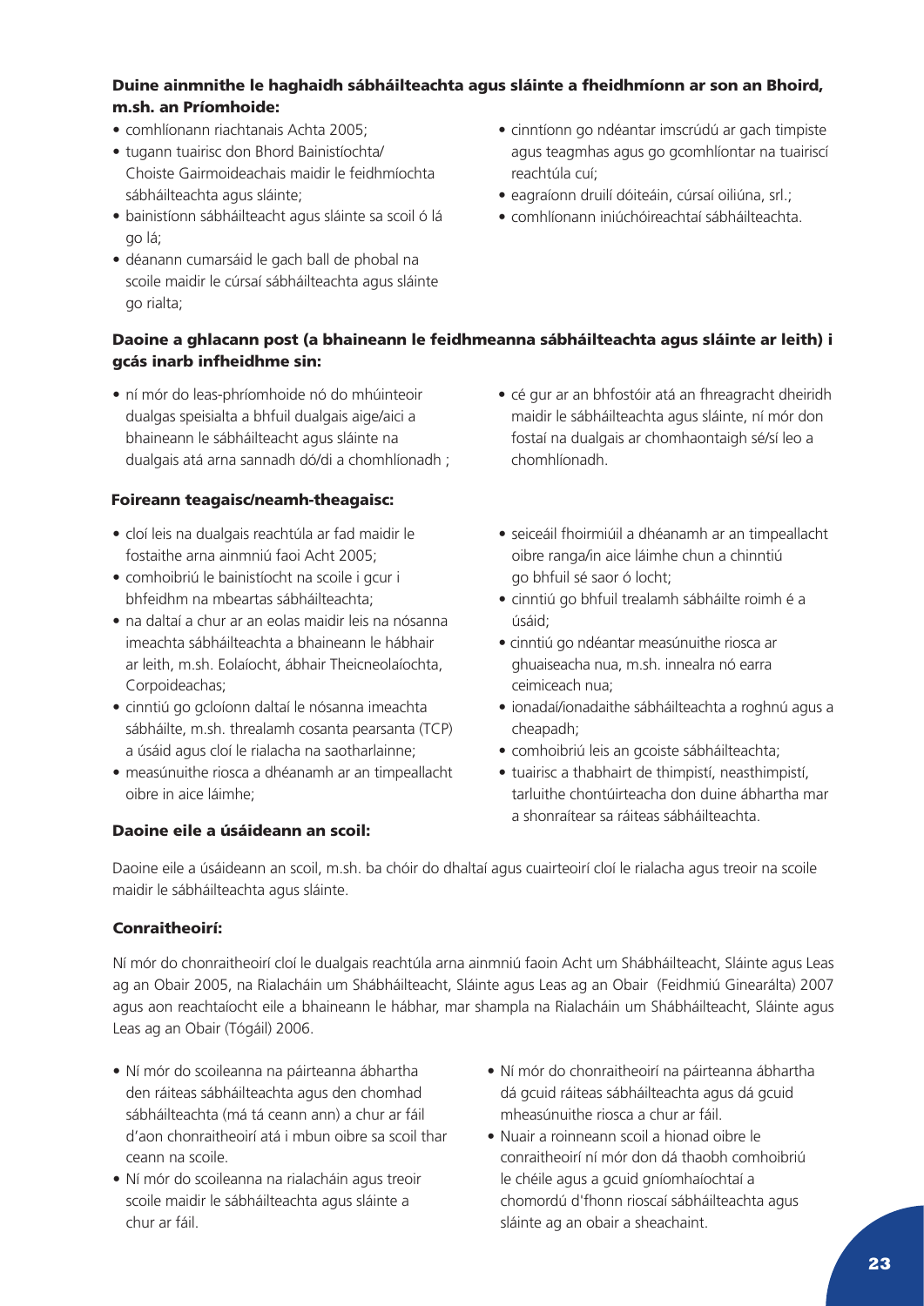### Duine ainmnithe le haghaidh sábháilteachta agus sláinte a fheidhmíonn ar son an Bhoird, m.sh. an Príomhoide:

- comhlíonann riachtanais Achta 2005;
- tugann tuairisc don Bhord Bainistíochta/ Choiste Gairmoideachais maidir le feidhmíochta sábháilteachta agus sláinte;
- bainistíonn sábháilteacht agus sláinte sa scoil ó lá go lá;
- déanann cumarsáid le gach ball de phobal na scoile maidir le cúrsaí sábháilteachta agus sláinte go rialta;
- cinntíonn go ndéantar imscrúdú ar gach timpiste agus teagmhas agus go gcomhlíontar na tuairiscí reachtúla cuí;
- eagraíonn druilí dóiteáin, cúrsaí oiliúna, srl.;
- comhlíonann iniúchóireachtaí sábháilteachta.

### Daoine a ghlacann post (a bhaineann le feidhmeanna sábháilteachta agus sláinte ar leith) i gcás inarb infheidhme sin:

- ní mór do leas-phríomhoide nó do mhúinteoir dualgas speisialta a bhfuil dualgais aige/aici a bhaineann le sábháilteacht agus sláinte na dualgais atá arna sannadh dó/di a chomhlíonadh ;
- cé gur ar an bhfostóir atá an fhreagracht dheiridh maidir le sábháilteachta agus sláinte, ní mór don fostaí na dualgais ar chomhaontaigh sé/sí leo a chomhlíonadh.

### Foireann teagaisc/neamh-theagaisc:

- cloí leis na dualgais reachtúla ar fad maidir le fostaithe arna ainmniú faoi Acht 2005;
- comhoibriú le bainistíocht na scoile i gcur i bhfeidhm na mbeartas sábháilteachta;
- na daltaí a chur ar an eolas maidir leis na nósanna imeachta sábháilteachta a bhaineann le hábhair ar leith, m.sh. Eolaíocht, ábhair Theicneolaíochta, Corpoideachas;
- cinntiú go gcloíonn daltaí le nósanna imeachta sábháilte, m.sh. threalamh cosanta pearsanta (TCP) a úsáid agus cloí le rialacha na saotharlainne;
- measúnuithe riosca a dhéanamh ar an timpeallacht oibre in aice láimhe;
- seiceáil fhoirmiúil a dhéanamh ar an timpeallacht oibre ranga/in aice láimhe chun a chinntiú go bhfuil sé saor ó locht;
- cinntiú go bhfuil trealamh sábháilte roimh é a úsáid;
- cinntiú go ndéantar measúnuithe riosca ar ghuaiseacha nua, m.sh. innealra nó earra ceimiceach nua;
- ionadaí/ionadaithe sábháilteachta a roghnú agus a cheapadh;
- comhoibriú leis an gcoiste sábháilteachta;
- tuairisc a thabhairt de thimpistí, neasthimpistí, tarluithe chontúirteacha don duine ábhartha mar a shonraítear sa ráiteas sábháilteachta.

### Daoine eile a úsáideann an scoil:

Daoine eile a úsáideann an scoil, m.sh. ba chóir do dhaltaí agus cuairteoirí cloí le rialacha agus treoir na scoile maidir le sábháilteachta agus sláinte.

### Conraitheoirí:

Ní mór do chonraitheoirí cloí le dualgais reachtúla arna ainmniú faoin Acht um Shábháilteacht, Sláinte agus Leas ag an Obair 2005, na Rialacháin um Shábháilteacht, Sláinte agus Leas ag an Obair (Feidhmiú Ginearálta) 2007 agus aon reachtaíocht eile a bhaineann le hábhar, mar shampla na Rialacháin um Shábháilteacht, Sláinte agus Leas ag an Obair (Tógáil) 2006.

- Ní mór do scoileanna na páirteanna ábhartha den ráiteas sábháilteachta agus den chomhad sábháilteachta (má tá ceann ann) a chur ar fáil d'aon chonraitheoirí atá i mbun oibre sa scoil thar ceann na scoile.
- Ní mór do scoileanna na rialacháin agus treoir scoile maidir le sábháilteachta agus sláinte a chur ar fáil.
- Ní mór do chonraitheoirí na páirteanna ábhartha dá gcuid ráiteas sábháilteachta agus dá gcuid mheasúnuithe riosca a chur ar fáil.
- Nuair a roinneann scoil a hionad oibre le conraitheoirí ní mór don dá thaobh comhoibriú le chéile agus a gcuid gníomhaíochtaí a chomordú d'fhonn rioscaí sábháilteachta agus sláinte ag an obair a sheachaint.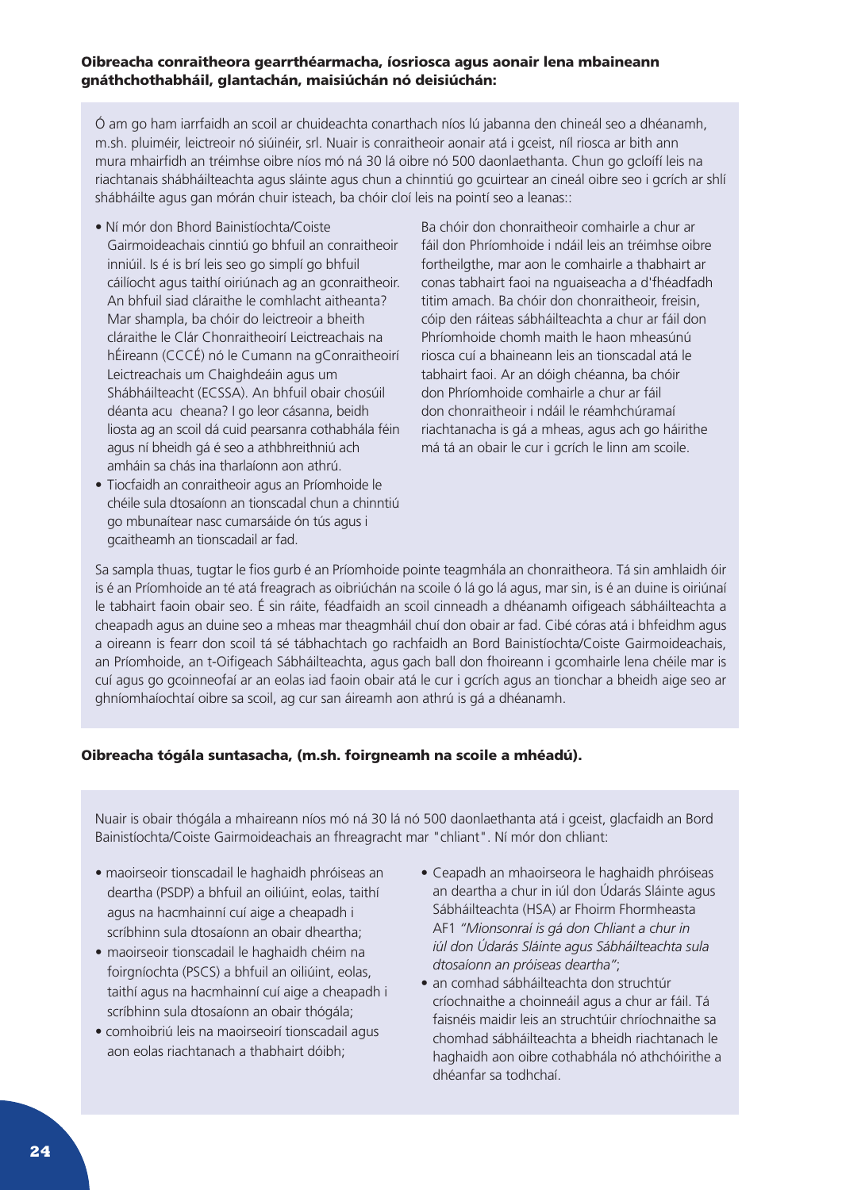**Oibreacha conraitheora gearrthéarmacha, íosriosca agus aonair lena mbaineann gnáthchothabháil, glantachán, maisiúchán nó deisiúchán:**

Ó am go ham iarrfaidh an scoil ar chuideachta conarthach níos lú jabanna den chineál seo a dhéanamh, m.sh. pluiméir, leictreoir nó siúinéir, srl. Nuair is conraitheoir aonair atá i gceist, níl riosca ar bith ann mura mhairfidh an tréimhse oibre níos mó ná 30 lá oibre nó 500 daonlaethanta. Chun go gcloífí leis na riachtanais shábháilteachta agus sláinte agus chun a chinntiú go gcuirtear an cineál oibre seo i gcrích ar shlí shábháilte agus gan mórán chuir isteach, ba chóir cloí leis na pointí seo a leanas::

- Ní mór don Bhord Bainistíochta/Coiste Gairmoideachais cinntiú go bhfuil an conraitheoir inniúil. Is é is brí leis seo go simplí go bhfuil cáilíocht agus taithí oiriúnach ag an gconraitheoir. An bhfuil siad cláraithe le comhlacht aitheanta? Mar shampla, ba chóir do leictreoir a bheith cláraithe le Clár Chonraitheoirí Leictreachais na hÉireann (CCCÉ) nó le Cumann na gConraitheoirí Leictreachais um Chaighdeáin agus um Shábháilteacht (ECSSA). An bhfuil obair chosúil déanta acu cheana? I go leor cásanna, beidh liosta ag an scoil dá cuid pearsanra cothabhála féin agus ní bheidh gá é seo a athbhreithniú ach amháin sa chás ina tharlaíonn aon athrú.
- Tiocfaidh an conraitheoir agus an Príomhoide le chéile sula dtosaíonn an tionscadal chun a chinntiú go mbunaítear nasc cumarsáide ón tús agus i gcaitheamh an tionscadail ar fad.

Ba chóir don chonraitheoir comhairle a chur ar fáil don Phríomhoide i ndáil leis an tréimhse oibre fortheilgthe, mar aon le comhairle a thabhairt ar conas tabhairt faoi na nguaiseacha a d'fhéadfadh titim amach. Ba chóir don chonraitheoir, freisin, cóip den ráiteas sábháilteachta a chur ar fáil don Phríomhoide chomh maith le haon mheasúnú riosca cuí a bhaineann leis an tionscadal atá le tabhairt faoi. Ar an dóigh chéanna, ba chóir don Phríomhoide comhairle a chur ar fáil don chonraitheoir i ndáil le réamhchúramaí riachtanacha is gá a mheas, agus ach go háirithe má tá an obair le cur i gcrích le linn am scoile.

Sa sampla thuas, tugtar le fios gurb é an Príomhoide pointe teagmhála an chonraitheora. Tá sin amhlaidh óir is é an Príomhoide an té atá freagrach as oibriúchán na scoile ó lá go lá agus, mar sin, is é an duine is oiriúnaí le tabhairt faoin obair seo. É sin ráite, féadfaidh an scoil cinneadh a dhéanamh oifigeach sábháilteachta a cheapadh agus an duine seo a mheas mar theagmháil chuí don obair ar fad. Cibé córas atá i bhfeidhm agus a oireann is fearr don scoil tá sé tábhachtach go rachfaidh an Bord Bainistíochta/Coiste Gairmoideachais, an Príomhoide, an t-Oifigeach Sábháilteachta, agus gach ball don fhoireann i gcomhairle lena chéile mar is cuí agus go gcoinneofaí ar an eolas iad faoin obair atá le cur i gcrích agus an tionchar a bheidh aige seo ar ghníomhaíochtaí oibre sa scoil, ag cur san áireamh aon athrú is gá a dhéanamh.

**Oibreacha tógála suntasacha, (m.sh. foirgneamh na scoile a mhéadú).**

Nuair is obair thógála a mhaireann níos mó ná 30 lá nó 500 daonlaethanta atá i gceist, glacfaidh an Bord Bainistíochta/Coiste Gairmoideachais an fhreagracht mar "chliant". Ní mór don chliant:

- maoirseoir tionscadail le haghaidh phróiseas an deartha (PSDP) a bhfuil an oiliúint, eolas, taithí agus na hacmhainní cuí aige a cheapadh i scríbhinn sula dtosaíonn an obair dheartha;
- maoirseoir tionscadail le haghaidh chéim na foirgníochta (PSCS) a bhfuil an oiliúint, eolas, taithí agus na hacmhainní cuí aige a cheapadh i scríbhinn sula dtosaíonn an obair thógála;
- comhoibriú leis na maoirseoirí tionscadail agus aon eolas riachtanach a thabhairt dóibh;
- Ceapadh an mhaoirseora le haghaidh phróiseas an deartha a chur in iúl don Údarás Sláinte agus Sábháilteachta (HSA) ar Fhoirm Fhormheasta AF1 *"Mionsonraí is gá don Chliant a chur in iúl don Údarás Sláinte agus Sábháilteachta sula dtosaíonn an próiseas deartha"*;
- an comhad sábháilteachta don struchtúr críochnaithe a choinneáil agus a chur ar fáil. Tá faisnéis maidir leis an struchtúir chríochnaithe sa chomhad sábháilteachta a bheidh riachtanach le haghaidh aon oibre cothabhála nó athchóirithe a dhéanfar sa todhchaí.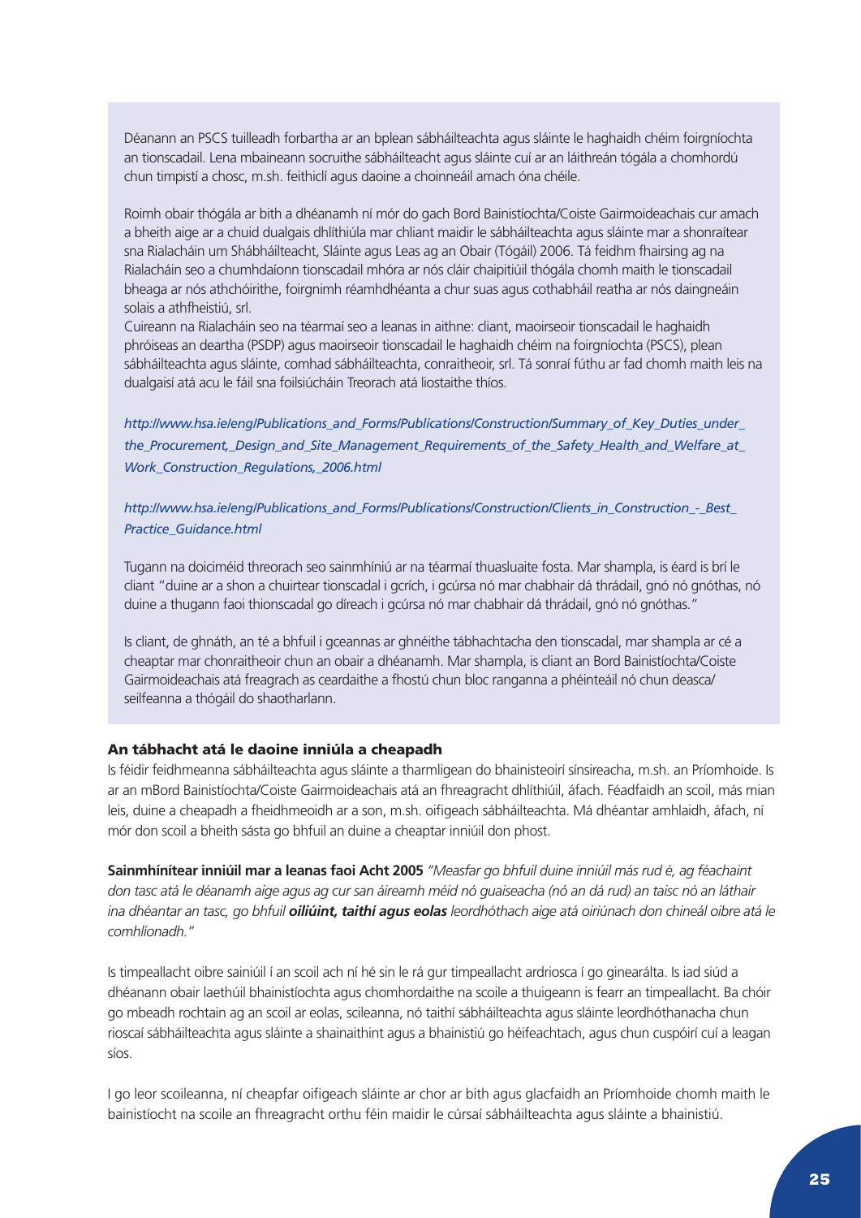Déanann an PSCS tuilleadh forbartha ar an bplean sábháilteachta agus sláinte le haghaidh chéim foirgníochta an tionscadail. Lena mbaineann socruithe sábháilteacht agus sláinte cuí ar an láithreán tógála a chomhordú chun timpistí a chosc, m.sh. feithiclí agus daoine a choinneáil amach óna chéile.

Roimh obair thógála ar bith a dhéanamh ní mór do gach Bord Bainistíochta/Coiste Gairmoideachais cur amach a bheith aige ar a chuid dualgais dhlíthiúla mar chliant maidir le sábháilteachta agus sláinte mar a shonraítear sna Rialacháin um Shábháilteacht, Sláinte agus Leas ag an Obair (Tógáil) 2006. Tá feidhm fhairsing ag na Rialacháin seo a chumhdaíonn tionscadail mhóra ar nós cláir chaipitiúil thógála chomh maith le tionscadail bheaga ar nós athchóirithe, foirgnimh réamhdhéanta a chur suas agus cothabháil reatha ar nós daingneáin solais a athfheistiú, srl.

Cuireann na Rialacháin seo na téarmaí seo a leanas in aithne: cliant, maoirseoir tionscadail le haghaidh phróiseas an deartha (PSDP) agus maoirseoir tionscadail le haghaidh chéim na foirgníochta (PSCS), plean sábháilteachta agus sláinte, comhad sábháilteachta, conraitheoir, srl. Tá sonraí fúthu ar fad chomh maith leis na dualgaisí atá acu le fáil sna foilsiúcháin Treorach atá liostaithe thíos.

*http://www.hsa.ie/eng/Publications_and_Forms/Publications/Construction/Summary_of_Key_Duties_under_the_Procurement,_Design_and_Site_Management_Requirements_of_the_Safety_Health_and_Welfare_at_Work_Construction_Regulations,_2006.html*

*http://www.hsa.ie/eng/Publications_and_Forms/Publications/Construction/Clients_in_Construction_-_Best_Practice_Guidance.html*

Tugann na doiciméid threorach seo sainmhíniú ar na téarmaí thuasluaite fosta. Mar shampla, is éard is brí le cliant "duine ar a shon a chuirtear tionscadal i gcrích, i gcúrsa nó mar chabhair dá thrádail, gnó nó gnóthas, nó duine a thugann faoi thionscadal go díreach i gcúrsa nó mar chabhair dá thrádail, gnó nó gnóthas."

Is cliant, de ghnáth, an té a bhfuil i gceannas ar ghnéithe tábhachtacha den tionscadal, mar shampla ar cé a cheaptar mar chonraitheoir chun an obair a dhéanamh. Mar shampla, is cliant an Bord Bainistíochta/Coiste Gairmoideachais atá freagrach as ceardaithe a fhostú chun bloc ranganna a phéinteáil nó chun deasca/seilfeanna a thógáil do shaotharlann.

### An tábhacht atá le daoine inniúla a cheapadh

Is féidir feidhmeanna sábháilteachta agus sláinte a tharmligean do bhainisteoirí sínsireacha, m.sh. an Príomhoide. Is ar an mBord Bainistíochta/Coiste Gairmoideachais atá an fhreagracht dhlíthiúil, áfach. Féadfaidh an scoil, más mian leis, duine a cheapadh a fheidhmeoidh ar a son, m.sh. oifigeach sábháilteachta. Má dhéantar amhlaidh, áfach, ní mór don scoil a bheith sásta go bhfuil an duine a cheaptar inniúil don phost.

**Sainmhínítear inniúil mar a leanas faoi Acht 2005** *"Measfar go bhfuil duine inniúil más rud é, ag féachaint don tasc atá le déanamh aige agus ag cur san áireamh méid nó guaiseacha (nó an dá rud) an taisc nó an láthair ina dhéantar an tasc, go bhfuil* ***oiliúint, taithí agus eolas*** *leordhóthach aige atá oiriúnach don chineál oibre atá le comhlíonadh."*

Is timpeallacht oibre sainiúil í an scoil ach ní hé sin le rá gur timpeallacht ardriosca í go ginearálta. Is iad siúd a dhéanann obair laethúil bhainistíochta agus chomhordaithe na scoile a thuigeann is fearr an timpeallacht. Ba chóir go mbeadh rochtain ag an scoil ar eolas, scileanna, nó taithí sábháilteachta agus sláinte leordhóthanacha chun rioscaí sábháilteachta agus sláinte a shainaithint agus a bhainistiú go héifeachtach, agus chun cuspóirí cuí a leagan síos.

I go leor scoileanna, ní cheapfar oifigeach sláinte ar chor ar bith agus glacfaidh an Príomhoide chomh maith le bainistíocht na scoile an fhreagracht orthu féin maidir le cúrsaí sábháilteachta agus sláinte a bhainistiú.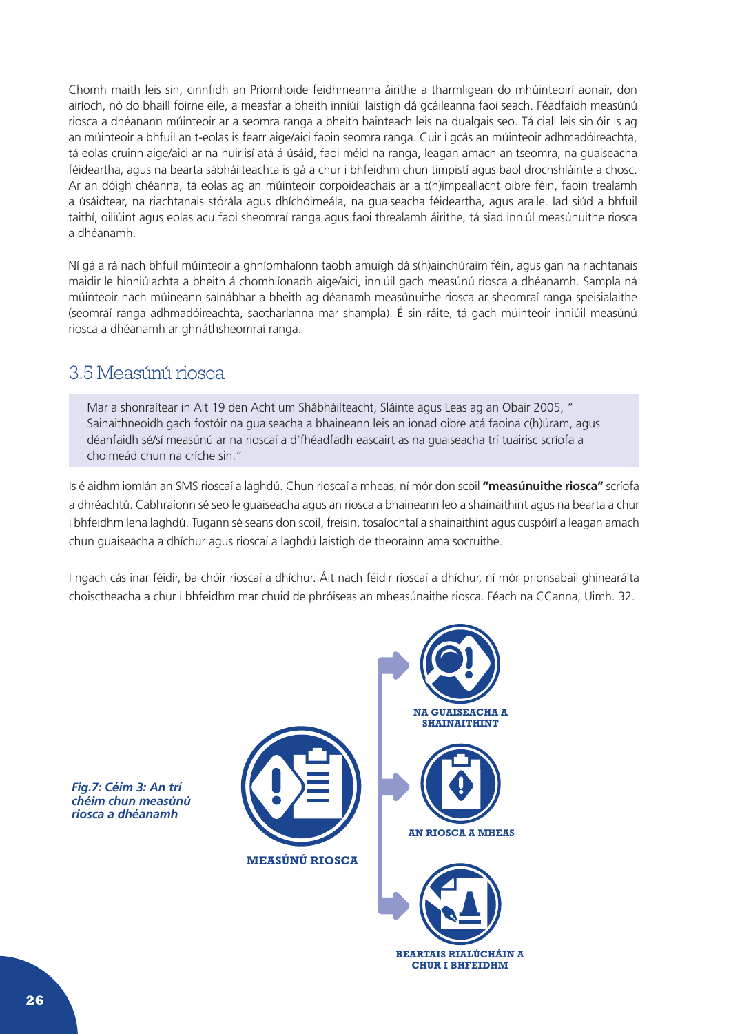Chomh maith leis sin, cinnfidh an Príomhoide feidhmeanna áirithe a tharmligean do mhúinteoirí aonair, don airíoch, nó do bhaill foirne eile, a measfar a bheith inniúil laistigh dá gcáileanna faoi seach. Féadfaidh measúnú riosca a dhéanann múinteoir ar a seomra ranga a bheith bainteach leis na dualgais seo. Tá ciall leis sin óir is ag an múinteoir a bhfuil an t-eolas is fearr aige/aici faoin seomra ranga. Cuir i gcás an múinteoir adhmadóireachta, tá eolas cruinn aige/aici ar na huirlisí atá á úsáid, faoi méid na ranga, leagan amach an tseomra, na guaiseacha féideartha, agus na bearta sábháilteachta is gá a chur i bhfeidhm chun timpistí agus baol drochshláinte a chosc. Ar an dóigh chéanna, tá eolas ag an múinteoir corpoideachais ar a t(h)impeallacht oibre féin, faoin trealamh a úsáidtear, na riachtanais stórála agus dhíchóimeála, na guaiseacha féideartha, agus araile. Iad siúd a bhfuil taithí, oiliúint agus eolas acu faoi sheomraí ranga agus faoi threalamh áirithe, tá siad inniúl measúnuithe riosca a dhéanamh.

Ní gá a rá nach bhfuil múinteoir a ghníomhaíonn taobh amuigh dá s(h)ainchúraim féin, agus gan na riachtanais maidir le hinniúlachta a bheith á chomhlíonadh aige/aici, inniúil gach measúnú riosca a dhéanamh. Sampla ná múinteoir nach múineann sainábhar a bheith ag déanamh measúnuithe riosca ar sheomraí ranga speisialaithe (seomraí ranga adhmadóireachta, saotharlanna mar shampla). É sin ráite, tá gach múinteoir inniúil measúnú riosca a dhéanamh ar ghnáthsheomraí ranga.

## 3.5 Measúnú riosca

> Mar a shonraítear in Alt 19 den Acht um Shábháilteacht, Sláinte agus Leas ag an Obair 2005, " Sainaithneoidh gach fostóir na guaiseacha a bhaineann leis an ionad oibre atá faoina c(h)úram, agus déanfaidh sé/sí measúnú ar na rioscaí a d'fhéadfadh eascairt as na guaiseacha trí tuairisc scríofa a choimeád chun na críche sin."

Is é aidhm iomlán an SMS rioscaí a laghdú. Chun rioscaí a mheas, ní mór don scoil **"measúnuithe riosca"** scríofa a dhréachtú. Cabhraíonn sé seo le guaiseacha agus an riosca a bhaineann leo a shainaithint agus na bearta a chur i bhfeidhm lena laghdú. Tugann sé seans don scoil, freisin, tosaíochtaí a shainaithint agus cuspóirí a leagan amach chun guaiseacha a dhíchur agus rioscaí a laghdú laistigh de theorainn ama socruithe.

I ngach cás inar féidir, ba chóir rioscaí a dhíchur. Áit nach féidir rioscaí a dhíchur, ní mór prionsabail ghinearálta choisctheacha a chur i bhfeidhm mar chuid de phróiseas an mheasúnaithe riosca. Féach na CCanna, Uimh. 32.

*Fig.7: Céim 3: An trí chéim chun measúnú riosca a dhéanamh*

**MEASÚNÚ RIOSCA**

- **NA GUAISEACHA A SHAINAITHINT**
- **AN RIOSCA A MHEAS**
- **BEARTAIS RIALÚCHÁIN A CHUR I BHFEIDHM**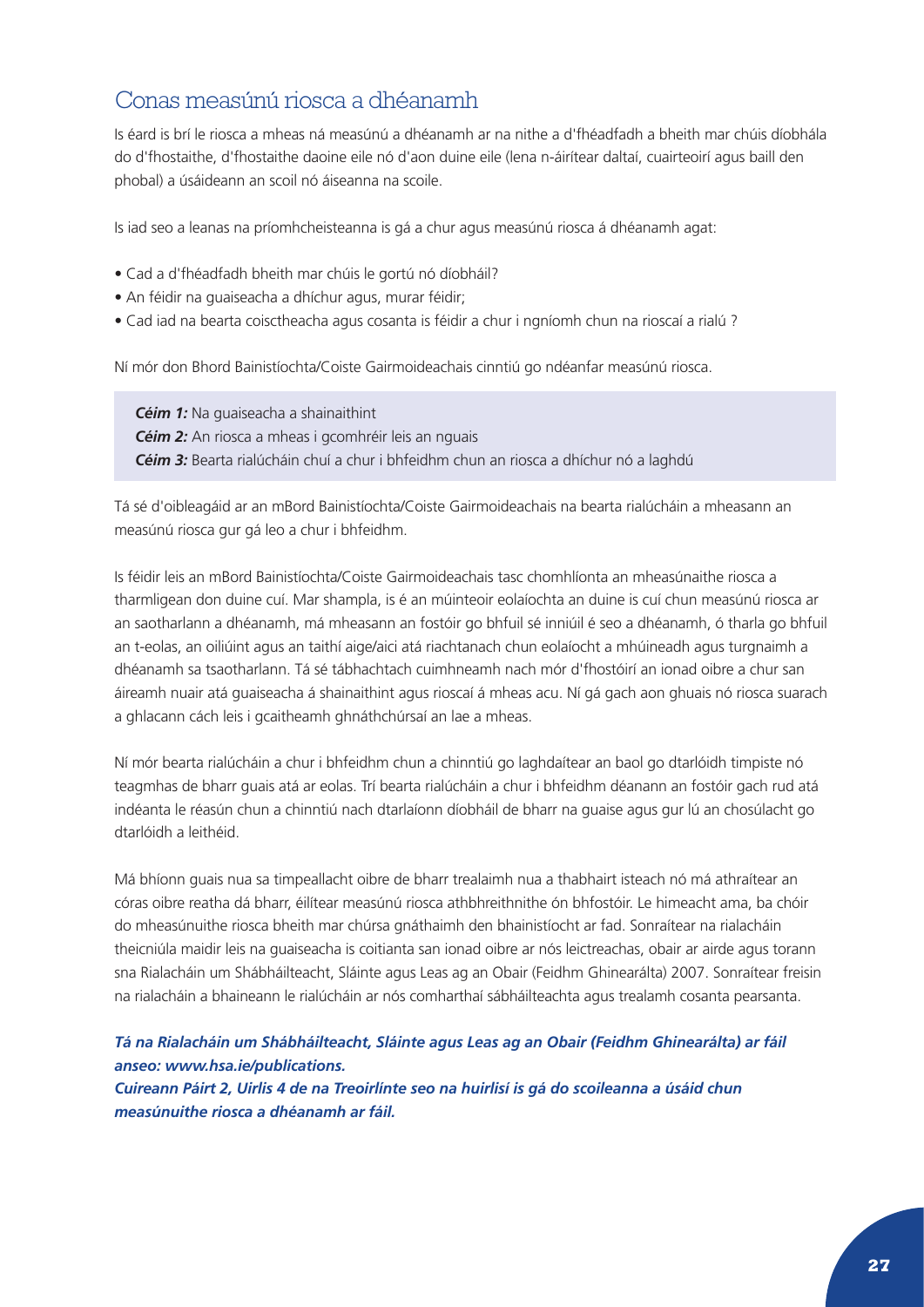## Conas measúnú riosca a dhéanamh

Is éard is brí le riosca a mheas ná measúnú a dhéanamh ar na nithe a d'fhéadfadh a bheith mar chúis díobhála do d'fhostaithe, d'fhostaithe daoine eile nó d'aon duine eile (lena n-áirítear daltaí, cuairteoirí agus baill den phobal) a úsáideann an scoil nó áiseanna na scoile.

Is iad seo a leanas na príomhcheisteanna is gá a chur agus measúnú riosca á dhéanamh agat:

- Cad a d'fhéadfadh bheith mar chúis le gortú nó díobháil?
- An féidir na guaiseacha a dhíchur agus, murar féidir;
- Cad iad na bearta coisctheacha agus cosanta is féidir a chur i ngníomh chun na rioscaí a rialú ?

Ní mór don Bhord Bainistíochta/Coiste Gairmoideachais cinntiú go ndéanfar measúnú riosca.

***Céim 1:*** Na guaiseacha a shainaithint
***Céim 2:*** An riosca a mheas i gcomhréir leis an nguais
***Céim 3:*** Bearta rialúcháin chuí a chur i bhfeidhm chun an riosca a dhíchur nó a laghdú

Tá sé d'oibleagáid ar an mBord Bainistíochta/Coiste Gairmoideachais na bearta rialúcháin a mheasann an measúnú riosca gur gá leo a chur i bhfeidhm.

Is féidir leis an mBord Bainistíochta/Coiste Gairmoideachais tasc chomhlíonta an mheasúnaithe riosca a tharmligean don duine cuí. Mar shampla, is é an múinteoir eolaíochta an duine is cuí chun measúnú riosca ar an saotharlann a dhéanamh, má mheasann an fostóir go bhfuil sé inniúil é seo a dhéanamh, ó tharla go bhfuil an t-eolas, an oiliúint agus an taithí aige/aici atá riachtanach chun eolaíocht a mhúineadh agus turgnaimh a dhéanamh sa tsaotharlann. Tá sé tábhachtach cuimhneamh nach mór d'fhostóirí an ionad oibre a chur san áireamh nuair atá guaiseacha á shainaithint agus rioscaí á mheas acu. Ní gá gach aon ghuais nó riosca suarach a ghlacann cách leis i gcaitheamh ghnáthchúrsaí an lae a mheas.

Ní mór bearta rialúcháin a chur i bhfeidhm chun a chinntiú go laghdaítear an baol go dtarlóidh timpiste nó teagmhas de bharr guais atá ar eolas. Trí bearta rialúcháin a chur i bhfeidhm déanann an fostóir gach rud atá indéanta le réasún chun a chinntiú nach dtarlaíonn díobháil de bharr na guaise agus gur lú an chosúlacht go dtarlóidh a leithéid.

Má bhíonn guais nua sa timpeallacht oibre de bharr trealaimh nua a thabhairt isteach nó má athraítear an córas oibre reatha dá bharr, éilítear measúnú riosca athbhreithnithe ón bhfostóir. Le himeacht ama, ba chóir do mheasúnuithe riosca bheith mar chúrsa gnáthaimh den bhainistíocht ar fad. Sonraítear na rialacháin theicniúla maidir leis na guaiseacha is coitianta san ionad oibre ar nós leictreachas, obair ar airde agus torann sna Rialacháin um Shábháilteacht, Sláinte agus Leas ag an Obair (Feidhm Ghinearálta) 2007. Sonraítear freisin na rialacháin a bhaineann le rialúcháin ar nós comharthaí sábháilteachta agus trealamh cosanta pearsanta.

***Tá na Rialacháin um Shábháilteacht, Sláinte agus Leas ag an Obair (Feidhm Ghinearálta) ar fáil anseo: www.hsa.ie/publications.***
***Cuireann Páirt 2, Uirlis 4 de na Treoirlínte seo na huirlisí is gá do scoileanna a úsáid chun measúnuithe riosca a dhéanamh ar fáil.***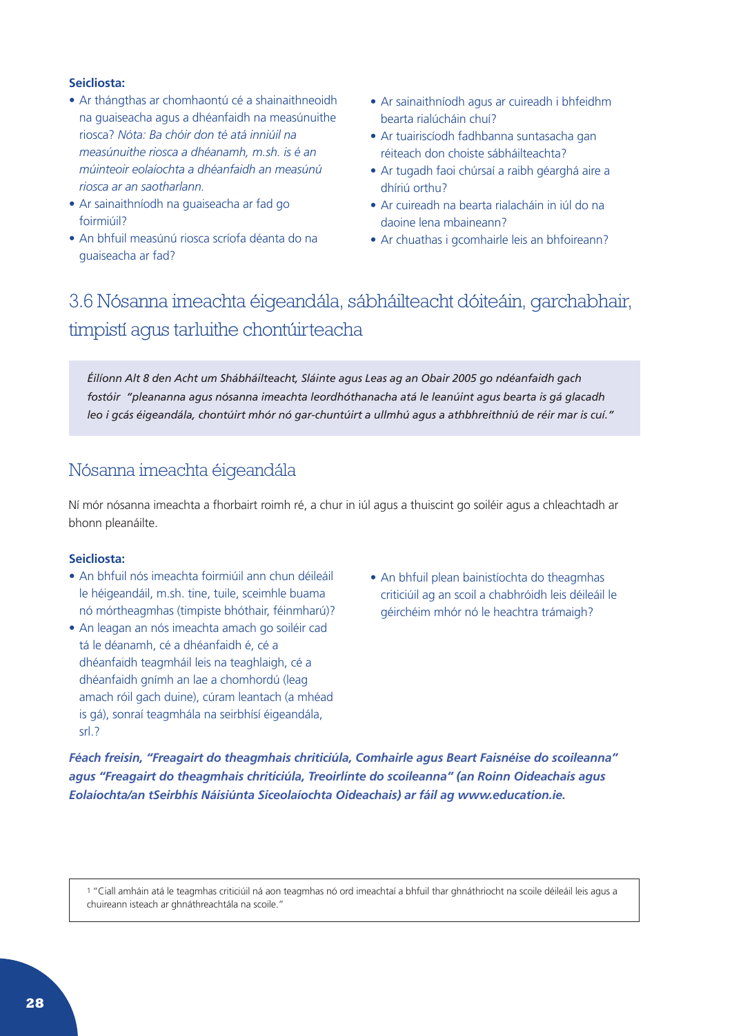**Seicliosta:**

- Ar thángthas ar chomhaontú cé a shainaithneoidh na guaiseacha agus a dhéanfaidh na measúnuithe riosca? *Nóta: Ba chóir don té atá inniúil na measúnuithe riosca a dhéanamh, m.sh. is é an múinteoir eolaíochta a dhéanfaidh an measúnú riosca ar an saotharlann.*
- Ar sainaithníodh na guaiseacha ar fad go foirmiúil?
- An bhfuil measúnú riosca scríofa déanta do na guaiseacha ar fad?
- Ar sainaithníodh agus ar cuireadh i bhfeidhm bearta rialúcháin chuí?
- Ar tuairiscíodh fadhbanna suntasacha gan réiteach don choiste sábháilteachta?
- Ar tugadh faoi chúrsaí a raibh géarghá aire a dhíriú orthu?
- Ar cuireadh na bearta rialacháin in iúl do na daoine lena mbaineann?
- Ar chuathas i gcomhairle leis an bhfoireann?

## 3.6 Nósanna imeachta éigeandála, sábháilteacht dóiteáin, garchabhair, timpistí agus tarluithe chontúirteacha

*Éilíonn Alt 8 den Acht um Shábháilteacht, Sláinte agus Leas ag an Obair 2005 go ndéanfaidh gach fostóir "pleananna agus nósanna imeachta leordhóthanacha atá le leanúint agus bearta is gá glacadh leo i gcás éigeandála, chontúirt mhór nó gar-chuntúirt a ullmhú agus a athbhreithniú de réir mar is cuí."*

### Nósanna imeachta éigeandála

Ní mór nósanna imeachta a fhorbairt roimh ré, a chur in iúl agus a thuiscint go soiléir agus a chleachtadh ar bhonn pleanáilte.

**Seicliosta:**

- An bhfuil nós imeachta foirmiúil ann chun déileáil le héigeandáil, m.sh. tine, tuile, sceimhle buama nó mórtheagmhas (timpiste bhóthair, féinmharú)?
- An leagan an nós imeachta amach go soiléir cad tá le déanamh, cé a dhéanfaidh é, cé a dhéanfaidh teagmháil leis na teaghlaigh, cé a dhéanfaidh gnímh an lae a chomhordú (leag amach róil gach duine), cúram leantach (a mhéad is gá), sonraí teagmhála na seirbhísí éigeandála, srl.?
- An bhfuil plean bainistíochta do theagmhas criticiúil ag an scoil a chabhróidh leis déileáil le géirchéim mhór nó le heachtra trámaigh?

***Féach freisin, "Freagairt do theagmhais chriticiúla, Comhairle agus Beart Faisnéise do scoileanna" agus "Freagairt do theagmhais chriticiúla, Treoirlínte do scoileanna" (an Roinn Oideachais agus Eolaíochta/an tSeirbhís Náisiúnta Siceolaíochta Oideachais) ar fáil ag www.education.ie.***

[1] "Ciall amháin atá le teagmhas criticiúil ná aon teagmhas nó ord imeachtaí a bhfuil thar ghnáthriocht na scoile déileáil leis agus a chuireann isteach ar ghnáthreachtála na scoile."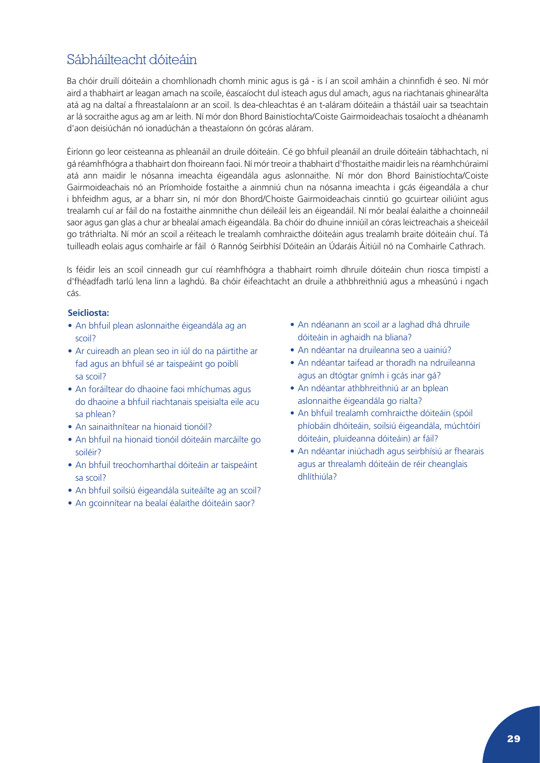# Sábháilteacht dóiteáin

Ba chóir druilí dóiteáin a chomhlíonadh chomh minic agus is gá - is í an scoil amháin a chinnfidh é seo. Ní mór aird a thabhairt ar leagan amach na scoile, éascaíocht dul isteach agus dul amach, agus na riachtanais ghinearálta atá ag na daltaí a fhreastalaíonn ar an scoil. Is dea-chleachtas é an t-aláram dóiteáin a thástáil uair sa tseachtain ar lá socraithe agus ag am ar leith. Ní mór don Bhord Bainistíochta/Coiste Gairmoideachais tosaíocht a dhéanamh d'aon deisiúchán nó ionadúchán a theastaíonn ón gcóras aláram.

Éiríonn go leor ceisteanna as phleanáil an druile dóiteáin. Cé go bhfuil pleanáil an druile dóiteáin tábhachtach, ní gá réamhfhógra a thabhairt don fhoireann faoi. Ní mór treoir a thabhairt d'fhostaithe maidir leis na réamhchúraimí atá ann maidir le nósanna imeachta éigeandála agus aslonnaithe. Ní mór don Bhord Bainistíochta/Coiste Gairmoideachais nó an Príomhoide fostaithe a ainmniú chun na nósanna imeachta i gcás éigeandála a chur i bhfeidhm agus, ar a bharr sin, ní mór don Bhord/Choiste Gairmoideachais cinntiú go gcuirtear oiliúint agus trealamh cuí ar fáil do na fostaithe ainmnithe chun déileáil leis an éigeandáil. Ní mór bealaí éalaithe a choinneáil saor agus gan glas a chur ar bhealaí amach éigeandála. Ba chóir do dhuine inniúil an córas leictreachais a sheiceáil go tráthrialta. Ní mór an scoil a réiteach le trealamh comhraicthe dóiteáin agus trealamh braite dóiteáin chuí. Tá tuilleadh eolais agus comhairle ar fáil ó Rannóg Seirbhísí Dóiteáin an Údaráis Áitiúil nó na Comhairle Cathrach.

Is féidir leis an scoil cinneadh gur cuí réamhfhógra a thabhairt roimh dhruile dóiteáin chun riosca timpistí a d'fhéadfadh tarlú lena linn a laghdú. Ba chóir éifeachtacht an druile a athbhreithniú agus a mheasúnú i ngach cás.

**Seicliosta:**

- An bhfuil plean aslonnaithe éigeandála ag an scoil?
- Ar cuireadh an plean seo in iúl do na páirtithe ar fad agus an bhfuil sé ar taispeáint go poiblí sa scoil?
- An foráiltear do dhaoine faoi mhíchumas agus do dhaoine a bhfuil riachtanais speisialta eile acu sa phlean?
- An sainaithnítear na hionaid tionóil?
- An bhfuil na hionaid tionóil dóiteáin marcáilte go soiléir?
- An bhfuil treochomharthaí dóiteáin ar taispeáint sa scoil?
- An bhfuil soilsiú éigeandála suiteáilte ag an scoil?
- An gcoinnítear na bealaí éalaithe dóiteáin saor?
- An ndéanann an scoil ar a laghad dhá dhruile dóiteáin in aghaidh na bliana?
- An ndéantar na druileanna seo a uainiú?
- An ndéantar taifead ar thoradh na ndruileanna agus an dtógtar gnímh i gcás inar gá?
- An ndéantar athbhreithniú ar an bplean aslonnaithe éigeandála go rialta?
- An bhfuil trealamh comhraicthe dóiteáin (spóil phíobáin dhóiteáin, soilsiú éigeandála, múchtóirí dóiteáin, pluideanna dóiteáin) ar fáil?
- An ndéantar iniúchadh agus seirbhísiú ar fhearais agus ar threalamh dóiteáin de réir cheanglais dhlíthiúla?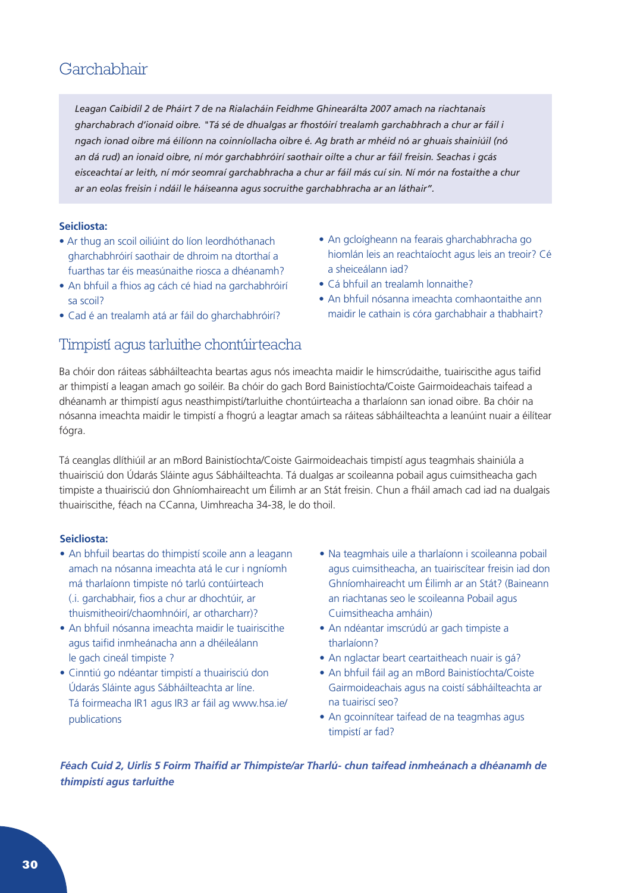## Garchabhair

*Leagan Caibidil 2 de Pháirt 7 de na Rialacháin Feidhme Ghinearálta 2007 amach na riachtanais gharchabrach d'ionaid oibre. "Tá sé de dhualgas ar fhostóirí trealamh garchabhrach a chur ar fáil i ngach ionad oibre má éilíonn na coinníollacha oibre é. Ag brath ar mhéid nó ar ghuais shainiúil (nó an dá rud) an ionaid oibre, ní mór garchabhróirí saothair oilte a chur ar fáil freisin. Seachas i gcás eisceachtaí ar leith, ní mór seomraí garchabhracha a chur ar fáil más cuí sin. Ní mór na fostaithe a chur ar an eolas freisin i ndáil le háiseanna agus socruithe garchabhracha ar an láthair".*

**Seicliosta:**

- Ar thug an scoil oiliúint do líon leordhóthanach gharchabhróirí saothair de dhroim na dtorthaí a fuarthas tar éis measúnaithe riosca a dhéanamh?
- An bhfuil a fhios ag cách cé hiad na garchabhróirí sa scoil?
- Cad é an trealamh atá ar fáil do gharchabhróirí?
- An gcloígheann na fearais gharchabhracha go hiomlán leis an reachtaíocht agus leis an treoir? Cé a sheiceálann iad?
- Cá bhfuil an trealamh lonnaithe?
- An bhfuil nósanna imeachta comhaontaithe ann maidir le cathain is córa garchabhair a thabhairt?

## Timpistí agus tarluithe chontúirteacha

Ba chóir don ráiteas sábháilteachta beartas agus nós imeachta maidir le himscrúdaithe, tuairiscithe agus taifid ar thimpistí a leagan amach go soiléir. Ba chóir do gach Bord Bainistíochta/Coiste Gairmoideachais taifead a dhéanamh ar thimpistí agus neasthimpistí/tarluithe chontúirteacha a tharlaíonn san ionad oibre. Ba chóir na nósanna imeachta maidir le timpistí a fhógrú a leagtar amach sa ráiteas sábháilteachta a leanúint nuair a éilítear fógra.

Tá ceanglas dlíthiúil ar an mBord Bainistíochta/Coiste Gairmoideachais timpistí agus teagmhais shainiúla a thuairisciú don Údarás Sláinte agus Sábháilteachta. Tá dualgas ar scoileanna pobail agus cuimsitheacha gach timpiste a thuairisciú don Ghníomhaireacht um Éilimh ar an Stát freisin. Chun a fháil amach cad iad na dualgais thuairiscithe, féach na CCanna, Uimhreacha 34-38, le do thoil.

**Seicliosta:**

- An bhfuil beartas do thimpistí scoile ann a leagann amach na nósanna imeachta atá le cur i ngníomh má tharlaíonn timpiste nó tarlú contúirteach (.i. garchabhair, fios a chur ar dhochtúir, ar thuismitheoirí/chaomhnóirí, ar otharcharr)?
- An bhfuil nósanna imeachta maidir le tuairiscithe agus taifid inmheánacha ann a dhéileálann le gach cineál timpiste ?
- Cinntiú go ndéantar timpistí a thuairisciú don Údarás Sláinte agus Sábháilteachta ar líne. Tá foirmeacha IR1 agus IR3 ar fáil ag www.hsa.ie/publications
- Na teagmhais uile a tharlaíonn i scoileanna pobail agus cuimsitheacha, an tuairiscítear freisin iad don Ghníomhaireacht um Éilimh ar an Stát? (Baineann an riachtanas seo le scoileanna Pobail agus Cuimsitheacha amháin)
- An ndéantar imscrúdú ar gach timpiste a tharlaíonn?
- An nglactar beart ceartaitheach nuair is gá?
- An bhfuil fáil ag an mBord Bainistíochta/Coiste Gairmoideachais agus na coistí sábháilteachta ar na tuairiscí seo?
- An gcoinnítear taifead de na teagmhas agus timpistí ar fad?

***Féach Cuid 2, Uirlis 5 Foirm Thaifid ar Thimpiste/ar Tharlú- chun taifead inmheánach a dhéanamh de thimpistí agus tarluithe***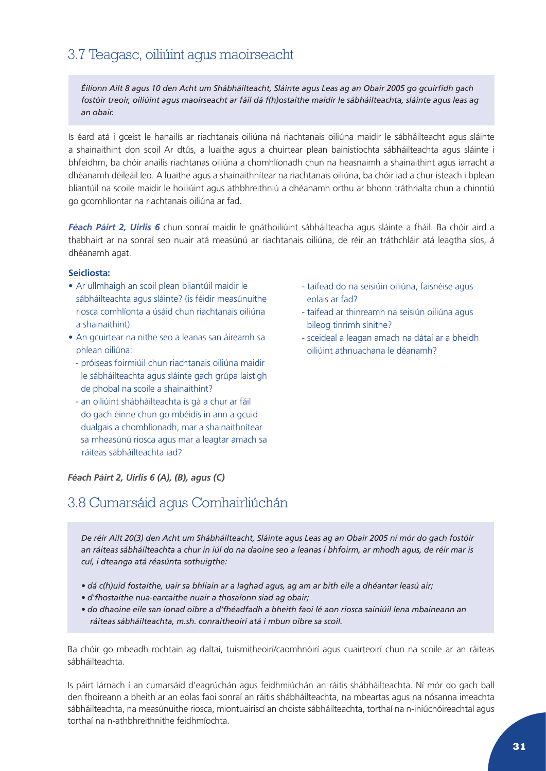## 3.7 Teagasc, oiliúint agus maoirseacht

*Éilíonn Ailt 8 agus 10 den Acht um Shábháilteacht, Sláinte agus Leas ag an Obair 2005 go gcuirfidh gach fostóir treoir, oiliúint agus maoirseacht ar fáil dá f(h)ostaithe maidir le sábháilteachta, sláinte agus leas ag an obair.*

Is éard atá i gceist le hanailís ar riachtanais oiliúna ná riachtanais oiliúna maidir le sábháilteacht agus sláinte a shainaithint don scoil Ar dtús, a luaithe agus a chuirtear plean bainistíochta sábháilteachta agus sláinte i bhfeidhm, ba chóir anailís riachtanas oiliúna a chomhlíonadh chun na heasnaimh a shainaithint agus iarracht a dhéanamh déileáil leo. A luaithe agus a shainaithnítear na riachtanais oiliúna, ba chóir iad a chur isteach i bplean bliantúil na scoile maidir le hoiliúint agus athbhreithniú a dhéanamh orthu ar bhonn tráthrialta chun a chinntiú go gcomhlíontar na riachtanais oiliúna ar fad.

***Féach Páirt 2, Uirlis 6*** chun sonraí maidir le gnáthoiliúint sábháilteacha agus sláinte a fháil. Ba chóir aird a thabhairt ar na sonraí seo nuair atá measúnú ar riachtanais oiliúna, de réir an tráthchláir atá leagtha síos, á dhéanamh agat.

**Seicliosta:**

- Ar ullmhaigh an scoil plean bliantúil maidir le sábháilteachta agus sláinte? (is féidir measúnuithe riosca comhlíonta a úsáid chun riachtanais oiliúna a shainaithint)
- An gcuirtear na nithe seo a leanas san áireamh sa phlean oiliúna:
  - próiseas foirmiúil chun riachtanais oiliúna maidir le sábháilteachta agus sláinte gach grúpa laistigh de phobal na scoile a shainaithint?
  - an oiliúint shábháilteachta is gá a chur ar fáil do gach éinne chun go mbéidís in ann a gcuid dualgais a chomhlíonadh, mar a shainaithnítear sa mheasúnú riosca agus mar a leagtar amach sa ráiteas sábháilteachta iad?
  - taifead do na seisiúin oiliúna, faisnéise agus eolais ar fad?
  - taifead ar thinreamh na seisiún oiliúna agus bileog tinrimh sínithe?
  - sceideal a leagan amach na dátaí ar a bheidh oiliúint athnuachana le déanamh?

***Féach Páirt 2, Uirlis 6 (A), (B), agus (C)***

## 3.8 Cumarsáid agus Comhairliúchán

*De réir Ailt 20(3) den Acht um Shábháilteacht, Sláinte agus Leas ag an Obair 2005 ní mór do gach fostóir an ráiteas sábháilteachta a chur in iúl do na daoine seo a leanas i bhfoirm, ar mhodh agus, de réir mar is cuí, i dteanga atá réasúnta sothuigthe:*

- *dá c(h)uid fostaithe, uair sa bhliain ar a laghad agus, ag am ar bith eile a dhéantar leasú air;*
- *d'fhostaithe nua-earcaithe nuair a thosaíonn siad ag obair;*
- *do dhaoine eile san ionad oibre a d'fhéadfadh a bheith faoi lé aon riosca sainiúil lena mbaineann an ráiteas sábháilteachta, m.sh. conraitheoirí atá i mbun oibre sa scoil.*

Ba chóir go mbeadh rochtain ag daltaí, tuismitheoirí/caomhnóirí agus cuairteoirí chun na scoile ar an ráiteas sábháilteachta.

Is páirt lárnach í an cumarsáid d'eagrúchán agus feidhmiúchán an ráitis shábháilteachta. Ní mór do gach ball den fhoireann a bheith ar an eolas faoi sonraí an ráitis shábháilteachta, na mbeartas agus na nósanna imeachta sábháilteachta, na measúnuithe riosca, miontuairiscí an choiste sábháilteachta, torthaí na n-iniúchóireachtaí agus torthaí na n-athbhreithnithe feidhmíochta.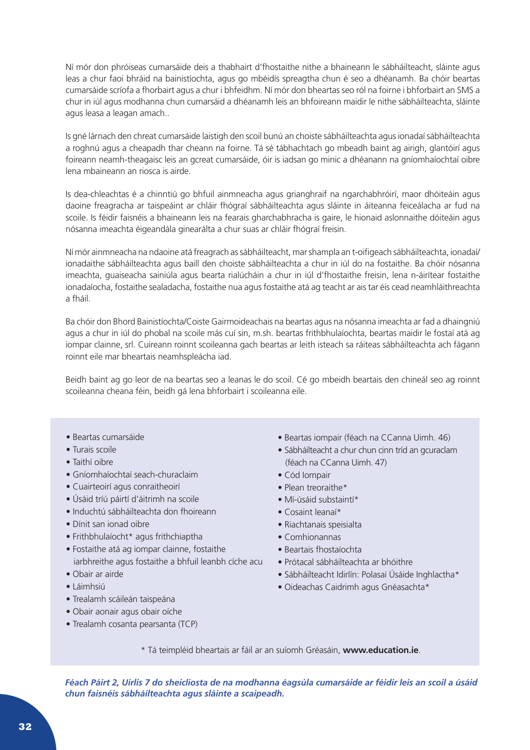Ní mór don phróiseas cumarsáide deis a thabhairt d'fhostaithe nithe a bhaineann le sábháilteacht, sláinte agus leas a chur faoi bhráid na bainistíochta, agus go mbéidís spreagtha chun é seo a dhéanamh. Ba chóir beartas cumarsáide scríofa a fhorbairt agus a chur i bhfeidhm. Ní mór don bheartas seo ról na foirne i bhforbairt an SMS a chur in iúl agus modhanna chun cumarsáid a dhéanamh leis an bhfoireann maidir le nithe sábháilteachta, sláinte agus leasa a leagan amach..

Is gné lárnach den chreat cumarsáide laistigh den scoil bunú an choiste sábháilteachta agus ionadaí sábháilteachta a roghnú agus a cheapadh thar cheann na foirne. Tá sé tábhachtach go mbeadh baint ag airigh, glantóirí agus foireann neamh-theagaisc leis an gcreat cumarsáide, óir is iadsan go minic a dhéanann na gníomhaíochtaí oibre lena mbaineann an riosca is airde.

Is dea-chleachtas é a chinntiú go bhfuil ainmneacha agus grianghraif na ngarchabhróirí, maor dhóiteáin agus daoine freagracha ar taispeáint ar chláir fhógraí sábháilteachta agus sláinte in áiteanna feiceálacha ar fud na scoile. Is féidir faisnéis a bhaineann leis na fearais gharchabhracha is gaire, le hionaid aslonnaithe dóiteáin agus nósanna imeachta éigeandála ginearálta a chur suas ar chláir fhógraí freisin.

Ní mór ainmneacha na ndaoine atá freagrach as sábháilteacht, mar shampla an t-oifigeach sábháilteachta, ionadaí/ionadaithe sábháilteachta agus baill den choiste sábháilteachta a chur in iúl do na fostaithe. Ba chóir nósanna imeachta, guaiseacha sainiúla agus bearta rialúcháin a chur in iúl d'fhostaithe freisin, lena n-áirítear fostaithe ionadaíocha, fostaithe sealadacha, fostaithe nua agus fostaithe atá ag teacht ar ais tar éis cead neamhláithreachta a fháil.

Ba chóir don Bhord Bainistíochta/Coiste Gairmoideachais na beartas agus na nósanna imeachta ar fad a dhaingniú agus a chur in iúl do phobal na scoile más cuí sin, m.sh. beartas frithbhulaíochta, beartas maidir le fostaí atá ag iompar clainne, srl. Cuireann roinnt scoileanna gach beartas ar leith isteach sa ráiteas sábháilteachta ach fágann roinnt eile mar bheartais neamhspleácha iad.

Beidh baint ag go leor de na beartas seo a leanas le do scoil. Cé go mbeidh beartais den chineál seo ag roinnt scoileanna cheana féin, beidh gá lena bhforbairt i scoileanna eile.

- Beartas cumarsáide
- Turais scoile
- Taithí oibre
- Gníomhaíochtaí seach-churaclaim
- Cuairteoirí agus conraitheoirí
- Úsáid tríú páirtí d'áitrimh na scoile
- Inductú sábháilteachta don fhoireann
- Dínit san ionad oibre
- Frithbhulaíocht* agus frithchiaptha
- Fostaithe atá ag iompar clainne, fostaithe iarbhreithe agus fostaithe a bhfuil leanbh cíche acu
- Obair ar airde
- Láimhsiú
- Trealamh scáileán taispeána
- Obair aonair agus obair oíche
- Trealamh cosanta pearsanta (TCP)
- Beartas iompair (féach na CCanna Uimh. 46)
- Sábháilteacht a chur chun cinn tríd an gcuraclam (féach na CCanna Uimh. 47)
- Cód Iompair
- Plean treoraithe*
- Mí-úsáid substaintí*
- Cosaint leanaí*
- Riachtanais speisialta
- Comhionannas
- Beartais fhostaíochta
- Prótacal sábháilteachta ar bhóithre
- Sábháilteacht Idirlín: Polasaí Úsáide Inghlactha*
- Oideachas Caidrimh agus Gnéasachta*

\* Tá teimpléid bheartais ar fáil ar an suíomh Gréasáin, **www.education.ie**.

***Féach Páirt 2, Uirlis 7 do sheicliosta de na modhanna éagsúla cumarsáide ar féidir leis an scoil a úsáid chun faisnéis sábháilteachta agus sláinte a scaipeadh.***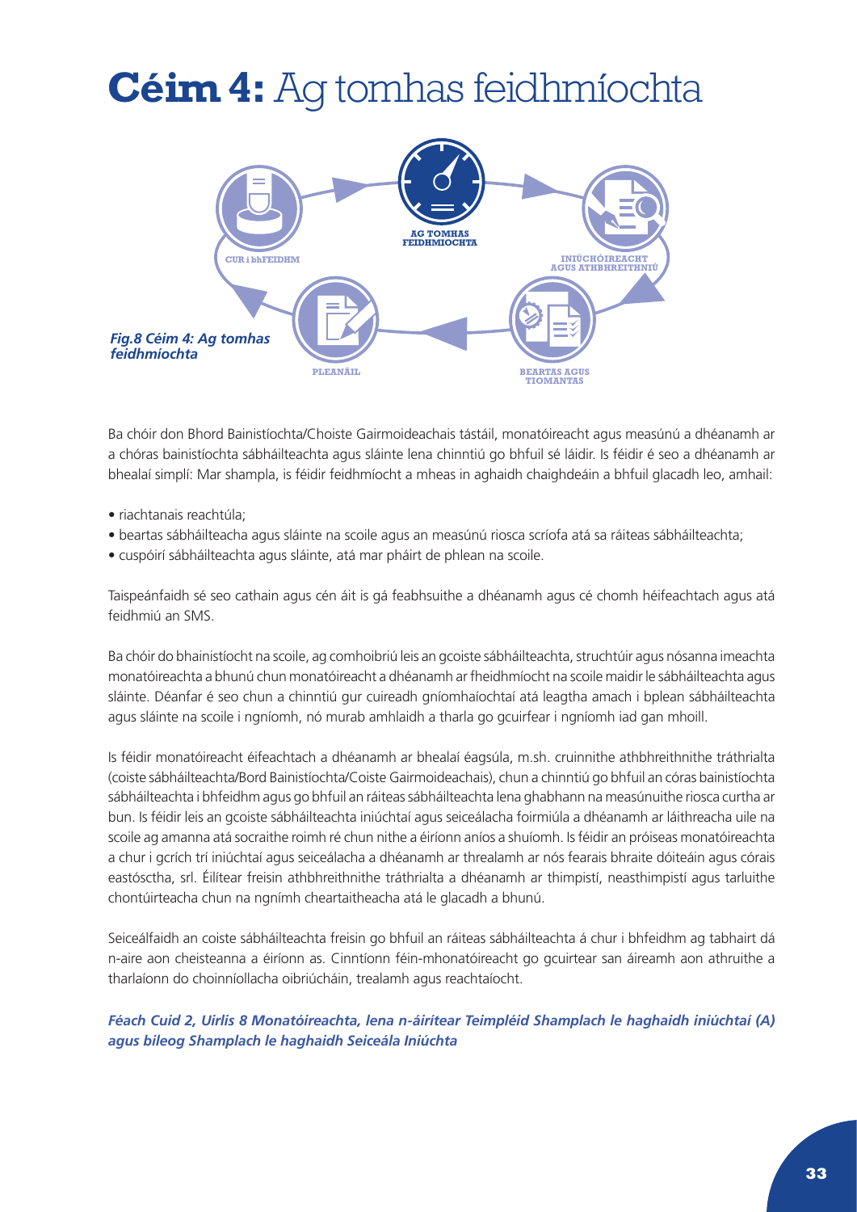# **Céim 4:** Ag tomhas feidhmíochta

*Fig.8 Céim 4: Ag tomhas feidhmíochta*

Ba chóir don Bhord Bainistíochta/Choiste Gairmoideachais tástáil, monatóireacht agus measúnú a dhéanamh ar a chóras bainistíochta sábháilteachta agus sláinte lena chinntiú go bhfuil sé láidir. Is féidir é seo a dhéanamh ar bhealaí simplí: Mar shampla, is féidir feidhmíocht a mheas in aghaidh chaighdeáin a bhfuil glacadh leo, amhail:

- riachtanais reachtúla;
- beartas sábháilteacha agus sláinte na scoile agus an measúnú riosca scríofa atá sa ráiteas sábháilteachta;
- cuspóirí sábháilteachta agus sláinte, atá mar pháirt de phlean na scoile.

Taispeánfaidh sé seo cathain agus cén áit is gá feabhsuithe a dhéanamh agus cé chomh héifeachtach agus atá feidhmiú an SMS.

Ba chóir do bhainistíocht na scoile, ag comhoibriú leis an gcoiste sábháilteachta, struchtúir agus nósanna imeachta monatóireachta a bhunú chun monatóireacht a dhéanamh ar fheidhmíocht na scoile maidir le sábháilteachta agus sláinte. Déanfar é seo chun a chinntiú gur cuireadh gníomhaíochtaí atá leagtha amach i bplean sábháilteachta agus sláinte na scoile i ngníomh, nó murab amhlaidh a tharla go gcuirfear i ngníomh iad gan mhoill.

Is féidir monatóireacht éifeachtach a dhéanamh ar bhealaí éagsúla, m.sh. cruinnithe athbhreithnithe tráthrialta (coiste sábháilteachta/Bord Bainistíochta/Coiste Gairmoideachais), chun a chinntiú go bhfuil an córas bainistíochta sábháilteachta i bhfeidhm agus go bhfuil an ráiteas sábháilteachta lena ghabhann na measúnuithe riosca curtha ar bun. Is féidir leis an gcoiste sábháilteachta iniúchtaí agus seiceálacha foirmiúla a dhéanamh ar láithreacha uile na scoile ag amanna atá socraithe roimh ré chun nithe a éiríonn aníos a shuíomh. Is féidir an próiseas monatóireachta a chur i gcrích trí iniúchtaí agus seiceálacha a dhéanamh ar threalamh ar nós fearais bhraite dóiteáin agus córais eastósctha, srl. Éilítear freisin athbhreithnithe tráthrialta a dhéanamh ar thimpistí, neasthimpistí agus tarluithe chontúirteacha chun na ngnímh cheartaitheacha atá le glacadh a bhunú.

Seiceálfaidh an coiste sábháilteachta freisin go bhfuil an ráiteas sábháilteachta á chur i bhfeidhm ag tabhairt dá n-aire aon cheisteanna a éiríonn as. Cinntíonn féin-mhonatóireacht go gcuirtear san áireamh aon athruithe a tharlaíonn do choinníollacha oibriúcháin, trealamh agus reachtaíocht.

***Féach Cuid 2, Uirlis 8 Monatóireachta, lena n-áirítear Teimpléid Shamplach le haghaidh iniúchtaí (A) agus bileog Shamplach le haghaidh Seiceála Iniúchta***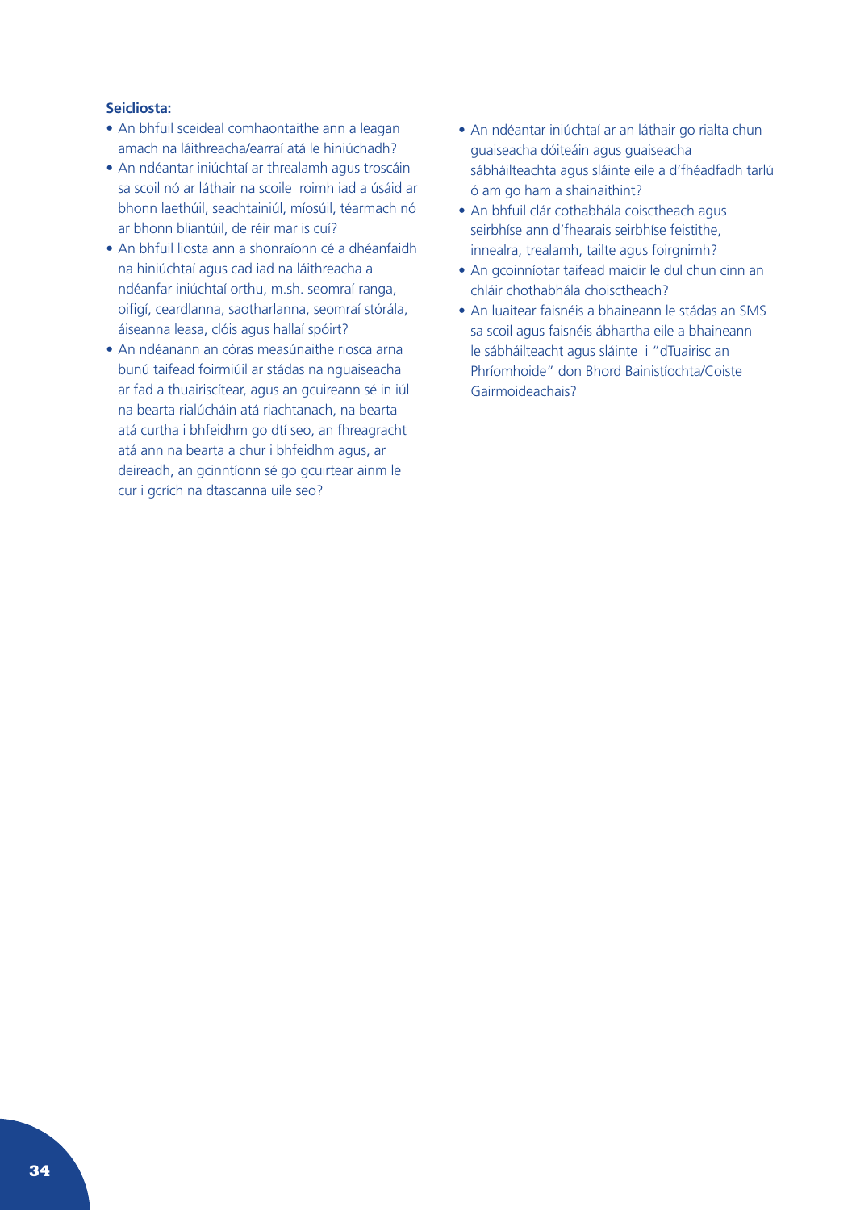**Seicliosta:**

- An bhfuil sceideal comhaontaithe ann a leagan amach na láithreacha/earraí atá le hiniúchadh?
- An ndéantar iniúchtaí ar threalamh agus troscáin sa scoil nó ar láthair na scoile roimh iad a úsáid ar bhonn laethúil, seachtainiúl, míosúil, téarmach nó ar bhonn bliantúil, de réir mar is cuí?
- An bhfuil liosta ann a shonraíonn cé a dhéanfaidh na hiniúchtaí agus cad iad na láithreacha a ndéanfar iniúchtaí orthu, m.sh. seomraí ranga, oifigí, ceardlanna, saotharlanna, seomraí stórála, áiseanna leasa, clóis agus hallaí spóirt?
- An ndéanann an córas measúnaithe riosca arna bunú taifead foirmiúil ar stádas na nguaiseacha ar fad a thuairiscítear, agus an gcuireann sé in iúl na bearta rialúcháin atá riachtanach, na bearta atá curtha i bhfeidhm go dtí seo, an fhreagracht atá ann na bearta a chur i bhfeidhm agus, ar deireadh, an gcinntíonn sé go gcuirtear ainm le cur i gcrích na dtascanna uile seo?
- An ndéantar iniúchtaí ar an láthair go rialta chun guaiseacha dóiteáin agus guaiseacha sábháilteachta agus sláinte eile a d'fhéadfadh tarlú ó am go ham a shainaithint?
- An bhfuil clár cothabhála coisctheach agus seirbhíse ann d'fhearais seirbhíse feistithe, innealra, trealamh, tailte agus foirgnimh?
- An gcoinníotar taifead maidir le dul chun cinn an chláir chothabhála choisctheach?
- An luaitear faisnéis a bhaineann le stádas an SMS sa scoil agus faisnéis ábhartha eile a bhaineann le sábháilteacht agus sláinte i "dTuairisc an Phríomhoide" don Bhord Bainistíochta/Coiste Gairmoideachais?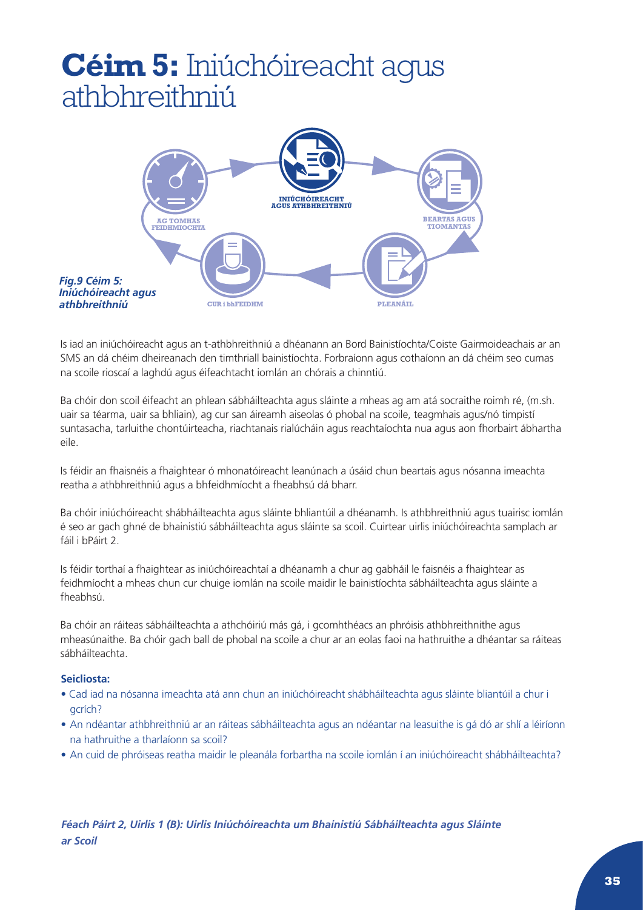# **Céim 5:** Iniúchóireacht agus athbhreithniú

INIÚCHÓIREACHT AGUS ATHBHREITHNIÚ

BEARTAS AGUS TIOMANTAS

PLEANÁIL

CUR i bhFEIDHM

AG TOMHAS FEIDHMÍOCHTA

***Fig.9 Céim 5: Iniúchóireacht agus athbhreithniú***

Is iad an iniúchóireacht agus an t-athbhreithniú a dhéanann an Bord Bainistíochta/Coiste Gairmoideachais ar an SMS an dá chéim dheireanach den timthriall bainistíochta. Forbraíonn agus cothaíonn an dá chéim seo cumas na scoile rioscaí a laghdú agus éifeachtacht iomlán an chórais a chinntiú.

Ba chóir don scoil éifeacht an phlean sábháilteachta agus sláinte a mheas ag am atá socraithe roimh ré, (m.sh. uair sa téarma, uair sa bhliain), ag cur san áireamh aiseolas ó phobal na scoile, teagmhais agus/nó timpistí suntasacha, tarluithe chontúirteacha, riachtanais rialúcháin agus reachtaíochta nua agus aon fhorbairt ábhartha eile.

Is féidir an fhaisnéis a fhaightear ó mhonatóireacht leanúnach a úsáid chun beartais agus nósanna imeachta reatha a athbhreithniú agus a bhfeidhmíocht a fheabhsú dá bharr.

Ba chóir iniúchóireacht shábháilteachta agus sláinte bhliantúil a dhéanamh. Is athbhreithniú agus tuairisc iomlán é seo ar gach ghné de bhainistiú sábháilteachta agus sláinte sa scoil. Cuirtear uirlis iniúchóireachta samplach ar fáil i bPáirt 2.

Is féidir torthaí a fhaightear as iniúchóireachtaí a dhéanamh a chur ag gabháil le faisnéis a fhaightear as feidhmíocht a mheas chun cur chuige iomlán na scoile maidir le bainistíochta sábháilteachta agus sláinte a fheabhsú.

Ba chóir an ráiteas sábháilteachta a athchóiriú más gá, i gcomhthéacs an phróisis athbhreithnithe agus mheasúnaithe. Ba chóir gach ball de phobal na scoile a chur ar an eolas faoi na hathruithe a dhéantar sa ráiteas sábháilteachta.

**Seicliosta:**

- Cad iad na nósanna imeachta atá ann chun an iniúchóireacht shábháilteachta agus sláinte bliantúil a chur i gcrích?
- An ndéantar athbhreithniú ar an ráiteas sábháilteachta agus an ndéantar na leasuithe is gá dó ar shlí a léiríonn na hathruithe a tharlaíonn sa scoil?
- An cuid de phróiseas reatha maidir le pleanála forbartha na scoile iomlán í an iniúchóireacht shábháilteachta?

***Féach Páirt 2, Uirlis 1 (B): Uirlis Iniúchóireachta um Bhainistiú Sábháilteachta agus Sláinte ar Scoil***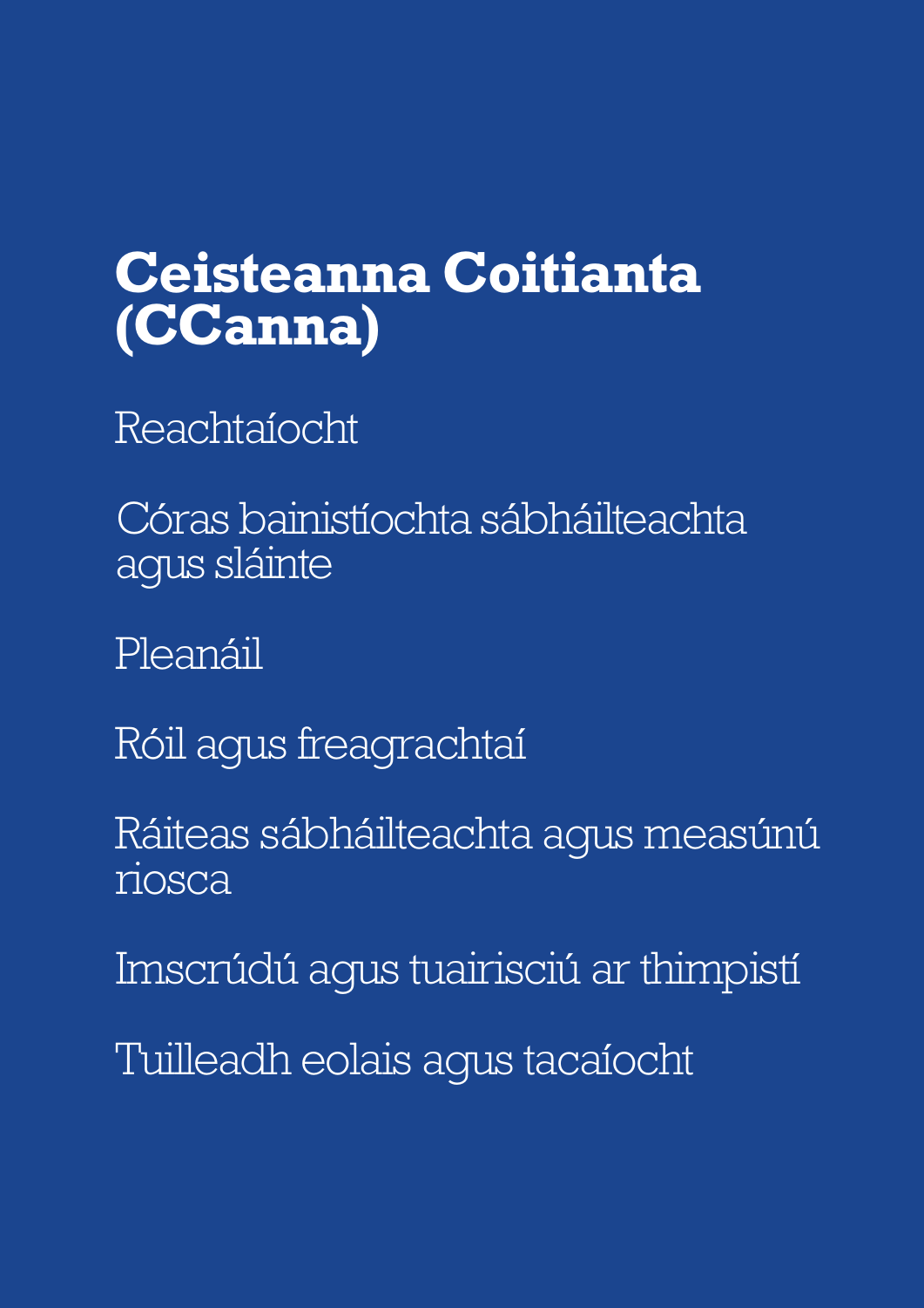# Ceisteanna Coitianta (CCanna)

Reachtaíocht

Córas bainistíochta sábháilteachta agus sláinte

Pleanáil

Róil agus freagrachtaí

Ráiteas sábháilteachta agus measúnú riosca

Imscrúdú agus tuairisciú ar thimpistí

Tuilleadh eolais agus tacaíocht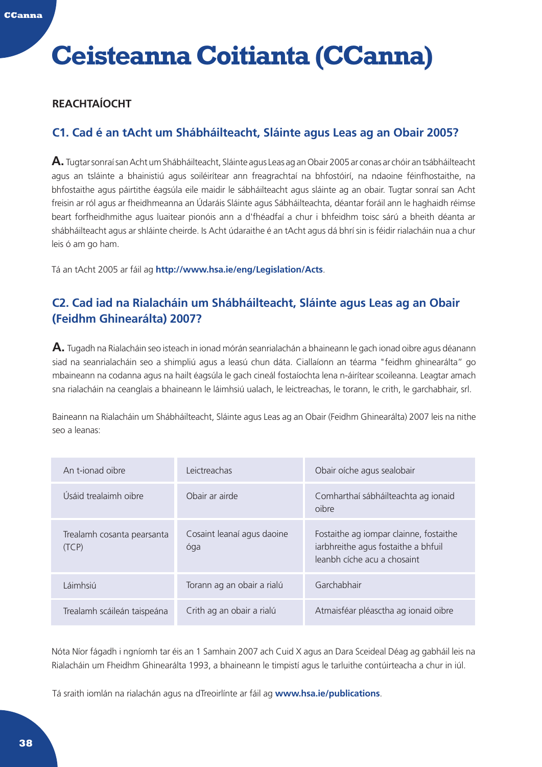# Ceisteanna Coitianta (CCanna)

### REACHTAÍOCHT

### C1. Cad é an tAcht um Shábháilteacht, Sláinte agus Leas ag an Obair 2005?

**A.** Tugtar sonraí san Acht um Shábháilteacht, Sláinte agus Leas ag an Obair 2005 ar conas ar chóir an tsábháilteacht agus an tsláinte a bhainistiú agus soiléirítear ann freagrachtaí na bhfostóirí, na ndaoine féinfhostaithe, na bhfostaithe agus páirtithe éagsúla eile maidir le sábháilteacht agus sláinte ag an obair. Tugtar sonraí san Acht freisin ar ról agus ar fheidhmeanna an Údaráis Sláinte agus Sábháilteachta, déantar foráil ann le haghaidh réimse beart forfheidhmithe agus luaitear pionóis ann a d'fhéadfaí a chur i bhfeidhm toisc sárú a bheith déanta ar shábháilteacht agus ar shláinte cheirde. Is Acht údaraithe é an tAcht agus dá bhrí sin is féidir rialacháin nua a chur leis ó am go ham.

Tá an tAcht 2005 ar fáil ag **http://www.hsa.ie/eng/Legislation/Acts**.

### C2. Cad iad na Rialacháin um Shábháilteacht, Sláinte agus Leas ag an Obair (Feidhm Ghinearálta) 2007?

**A.** Tugadh na Rialacháin seo isteach in ionad mórán seanrialachán a bhaineann le gach ionad oibre agus déanann siad na seanrialacháin seo a shimpliú agus a leasú chun dáta. Ciallaíonn an téarma "feidhm ghinearálta" go mbaineann na codanna agus na hailt éagsúla le gach cineál fostaíochta lena n-áirítear scoileanna. Leagtar amach sna rialacháin na ceanglais a bhaineann le láimhsiú ualach, le leictreachas, le torann, le crith, le garchabhair, srl.

Baineann na Rialacháin um Shábháilteacht, Sláinte agus Leas ag an Obair (Feidhm Ghinearálta) 2007 leis na nithe seo a leanas:

| | | |
|---|---|---|
| An t-ionad oibre | Leictreachas | Obair oíche agus sealobair |
| Úsáid trealaimh oibre | Obair ar airde | Comharthaí sábháilteachta ag ionaid oibre |
| Trealamh cosanta pearsanta (TCP) | Cosaint leanaí agus daoine óga | Fostaithe ag iompar clainne, fostaithe iarbhreithe agus fostaithe a bhfuil leanbh cíche acu a chosaint |
| Láimhsiú | Torann ag an obair a rialú | Garchabhair |
| Trealamh scáileán taispeána | Crith ag an obair a rialú | Atmaisféar pléasctha ag ionaid oibre |

Nóta Níor fágadh i ngníomh tar éis an 1 Samhain 2007 ach Cuid X agus an Dara Sceideal Déag ag gabháil leis na Rialacháin um Fheidhm Ghinearálta 1993, a bhaineann le timpistí agus le tarluithe contúirteacha a chur in iúl.

Tá sraith iomlán na rialachán agus na dTreoirlínte ar fáil ag **www.hsa.ie/publications**.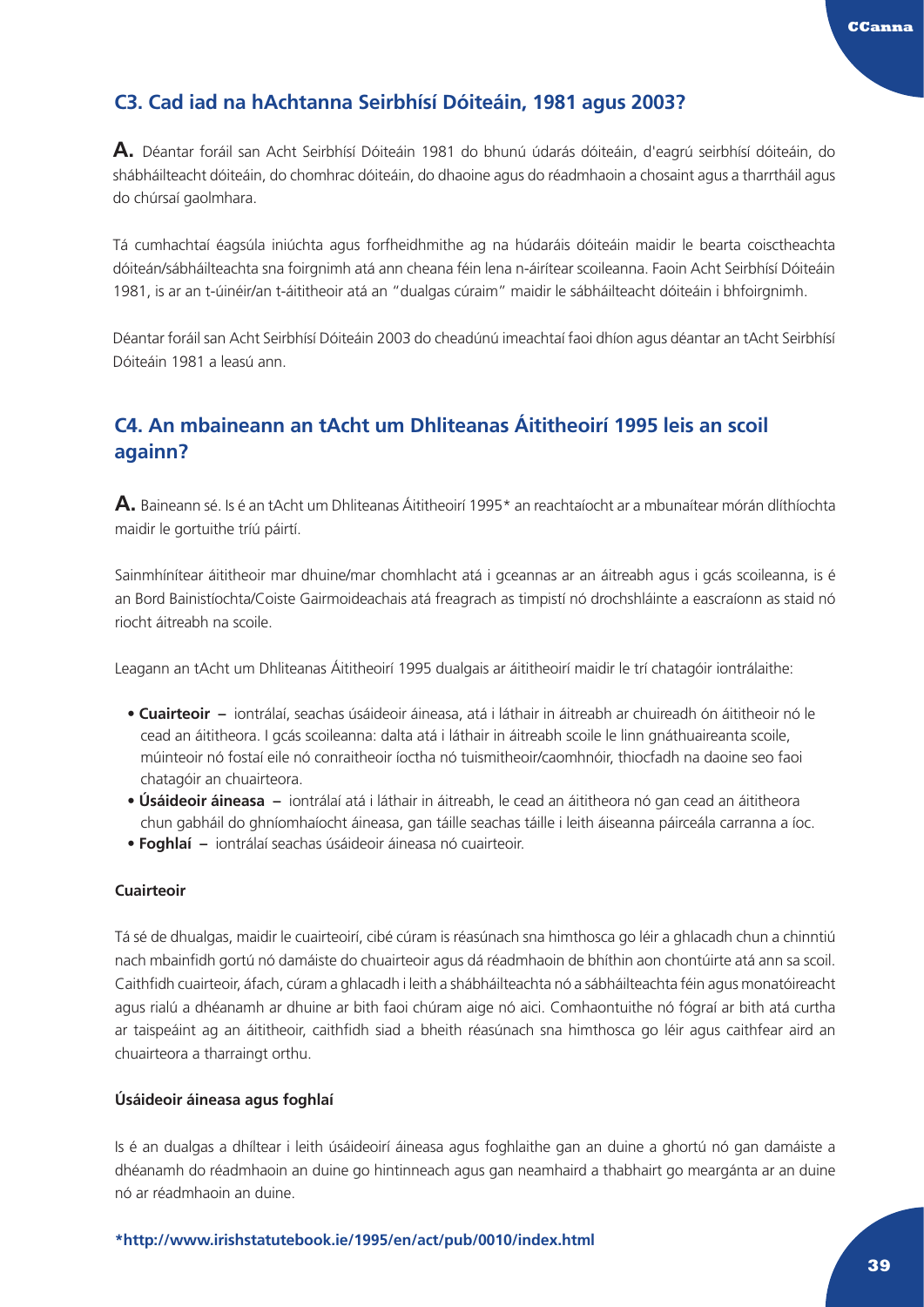## C3. Cad iad na hAchtanna Seirbhísí Dóiteáin, 1981 agus 2003?

**A.** Déantar foráil san Acht Seirbhísí Dóiteáin 1981 do bhunú údarás dóiteáin, d'eagrú seirbhísí dóiteáin, do shábháilteacht dóiteáin, do chomhrac dóiteáin, do dhaoine agus do réadmhaoin a chosaint agus a tharrtháil agus do chúrsaí gaolmhara.

Tá cumhachtaí éagsúla iniúchta agus forfheidhmithe ag na húdaráis dóiteáin maidir le bearta coisctheachta dóiteán/sábháilteachta sna foirgnimh atá ann cheana féin lena n-áirítear scoileanna. Faoin Acht Seirbhísí Dóiteáin 1981, is ar an t-úinéir/an t-áititheoir atá an "dualgas cúraim" maidir le sábháilteacht dóiteáin i bhfoirgnimh.

Déantar foráil san Acht Seirbhísí Dóiteáin 2003 do cheadúnú imeachtaí faoi dhíon agus déantar an tAcht Seirbhísí Dóiteáin 1981 a leasú ann.

## C4. An mbaineann an tAcht um Dhliteanas Áititheoirí 1995 leis an scoil againn?

**A.** Baineann sé. Is é an tAcht um Dhliteanas Áititheoirí 1995* an reachtaíocht ar a mbunaítear mórán dlíthíochta maidir le gortuithe tríú páirtí.

Sainmhínítear áititheoir mar dhuine/mar chomhlacht atá i gceannas ar an áitreabh agus i gcás scoileanna, is é an Bord Bainistíochta/Coiste Gairmoideachais atá freagrach as timpistí nó drochshláinte a eascraíonn as staid nó riocht áitreabh na scoile.

Leagann an tAcht um Dhliteanas Áititheoirí 1995 dualgais ar áititheoirí maidir le trí chatagóir iontrálaithe:

- **Cuairteoir –** iontrálaí, seachas úsáideoir áineasa, atá i láthair in áitreabh ar chuireadh ón áititheoir nó le cead an áititheora. I gcás scoileanna: dalta atá i láthair in áitreabh scoile le linn gnáthuaireanta scoile, múinteoir nó fostaí eile nó conraitheoir íoctha nó tuismitheoir/caomhnóir, thiocfadh na daoine seo faoi chatagóir an chuairteora.
- **Úsáideoir áineasa –** iontrálaí atá i láthair in áitreabh, le cead an áititheora nó gan cead an áititheora chun gabháil do ghníomhaíocht áineasa, gan táille seachas táille i leith áiseanna páirceála carranna a íoc.
- **Foghlaí –** iontrálaí seachas úsáideoir áineasa nó cuairteoir.

#### Cuairteoir

Tá sé de dhualgas, maidir le cuairteoirí, cibé cúram is réasúnach sna himthosca go léir a ghlacadh chun a chinntiú nach mbainfidh gortú nó damáiste do chuairteoir agus dá réadmhaoin de bhíthin aon chontúirte atá ann sa scoil. Caithfidh cuairteoir, áfach, cúram a ghlacadh i leith a shábháilteachta nó a sábháilteachta féin agus monatóireacht agus rialú a dhéanamh ar dhuine ar bith faoi chúram aige nó aici. Comhaontuithe nó fógraí ar bith atá curtha ar taispeáint ag an áititheoir, caithfidh siad a bheith réasúnach sna himthosca go léir agus caithfear aird an chuairteora a tharraingt orthu.

#### Úsáideoir áineasa agus foghlaí

Is é an dualgas a dhíltear i leith úsáideoirí áineasa agus foghlaithe gan an duine a ghortú nó gan damáiste a dhéanamh do réadmhaoin an duine go hintinneach agus gan neamhaird a thabhairt go meargánta ar an duine nó ar réadmhaoin an duine.

**\*http://www.irishstatutebook.ie/1995/en/act/pub/0010/index.html**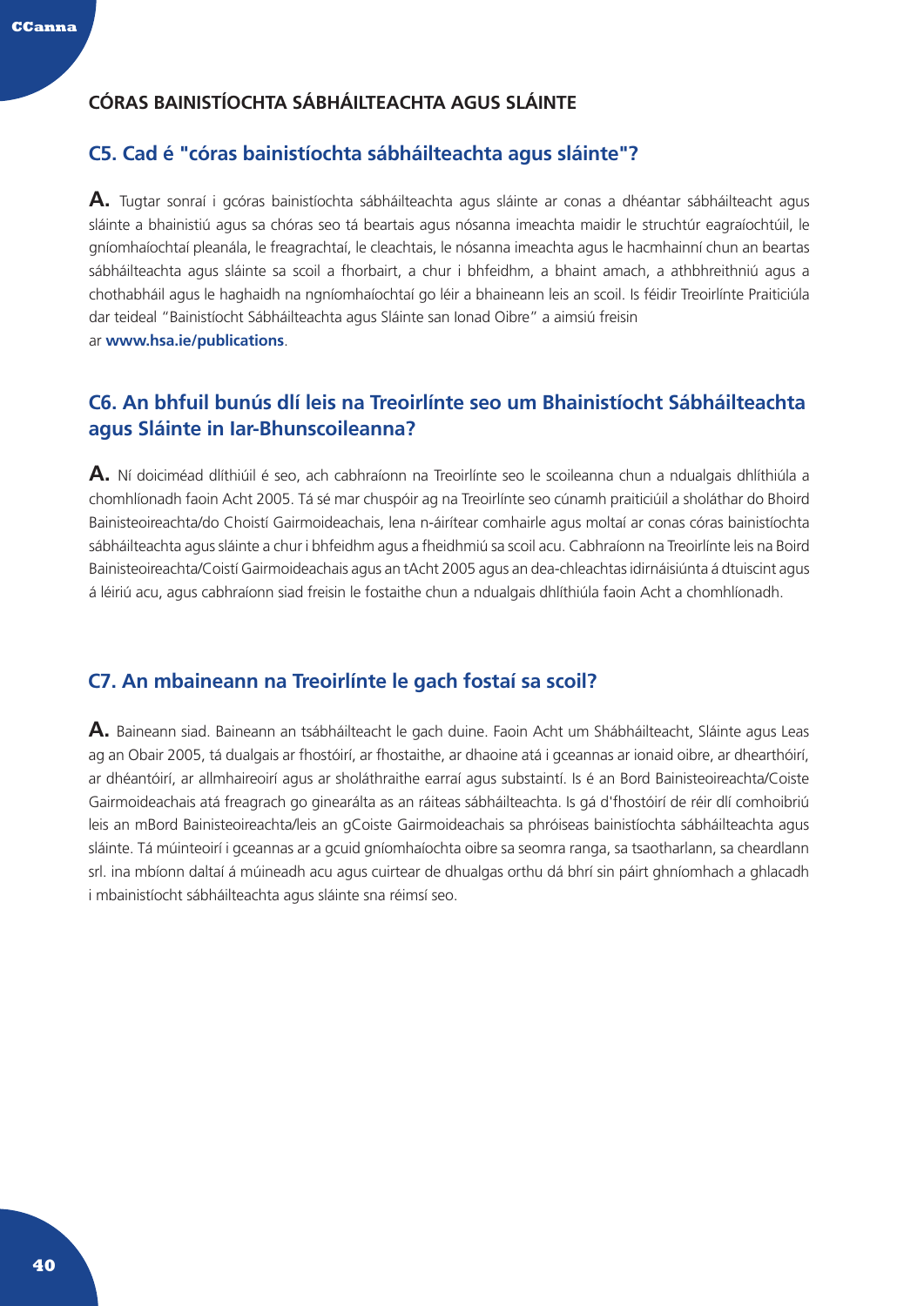## CÓRAS BAINISTÍOCHTA SÁBHÁILTEACHTA AGUS SLÁINTE

### C5. Cad é "córas bainistíochta sábháilteachta agus sláinte"?

**A.** Tugtar sonraí i gcóras bainistíochta sábháilteachta agus sláinte ar conas a dhéantar sábháilteacht agus sláinte a bhainistiú agus sa chóras seo tá beartais agus nósanna imeachta maidir le struchtúr eagraíochtúil, le gníomhaíochtaí pleanála, le freagrachtaí, le cleachtais, le nósanna imeachta agus le hacmhainní chun an beartas sábháilteachta agus sláinte sa scoil a fhorbairt, a chur i bhfeidhm, a bhaint amach, a athbhreithniú agus a chothabháil agus le haghaidh na ngníomhaíochtaí go léir a bhaineann leis an scoil. Is féidir Treoirlínte Praiticiúla dar teideal "Bainistíocht Sábháilteachta agus Sláinte san Ionad Oibre" a aimsiú freisin ar **www.hsa.ie/publications**.

### C6. An bhfuil bunús dlí leis na Treoirlínte seo um Bhainistíocht Sábháilteachta agus Sláinte in Iar-Bhunscoileanna?

**A.** Ní doiciméad dlíthiúil é seo, ach cabhraíonn na Treoirlínte seo le scoileanna chun a ndualgais dhlíthiúla a chomhlíonadh faoin Acht 2005. Tá sé mar chuspóir ag na Treoirlínte seo cúnamh praiticiúil a sholáthar do Bhoird Bainisteoireachta/do Choistí Gairmoideachais, lena n-áirítear comhairle agus moltaí ar conas córas bainistíochta sábháilteachta agus sláinte a chur i bhfeidhm agus a fheidhmiú sa scoil acu. Cabhraíonn na Treoirlínte leis na Boird Bainisteoireachta/Coistí Gairmoideachais agus an tAcht 2005 agus an dea-chleachtas idirnáisiúnta á dtuiscint agus á léiriú acu, agus cabhraíonn siad freisin le fostaithe chun a ndualgais dhlíthiúla faoin Acht a chomhlíonadh.

### C7. An mbaineann na Treoirlínte le gach fostaí sa scoil?

**A.** Baineann siad. Baineann an tsábháilteacht le gach duine. Faoin Acht um Shábháilteacht, Sláinte agus Leas ag an Obair 2005, tá dualgais ar fhostóirí, ar fhostaithe, ar dhaoine atá i gceannas ar ionaid oibre, ar dhearthóirí, ar dhéantóirí, ar allmhaireoirí agus ar sholáthraithe earraí agus substaintí. Is é an Bord Bainisteoireachta/Coiste Gairmoideachais atá freagrach go ginearálta as an ráiteas sábháilteachta. Is gá d'fhostóirí de réir dlí comhoibriú leis an mBord Bainisteoireachta/leis an gCoiste Gairmoideachais sa phróiseas bainistíochta sábháilteachta agus sláinte. Tá múinteoirí i gceannas ar a gcuid gníomhaíochta oibre sa seomra ranga, sa tsaotharlann, sa cheardlann srl. ina mbíonn daltaí á múineadh acu agus cuirtear de dhualgas orthu dá bhrí sin páirt ghníomhach a ghlacadh i mbainistíocht sábháilteachta agus sláinte sna réimsí seo.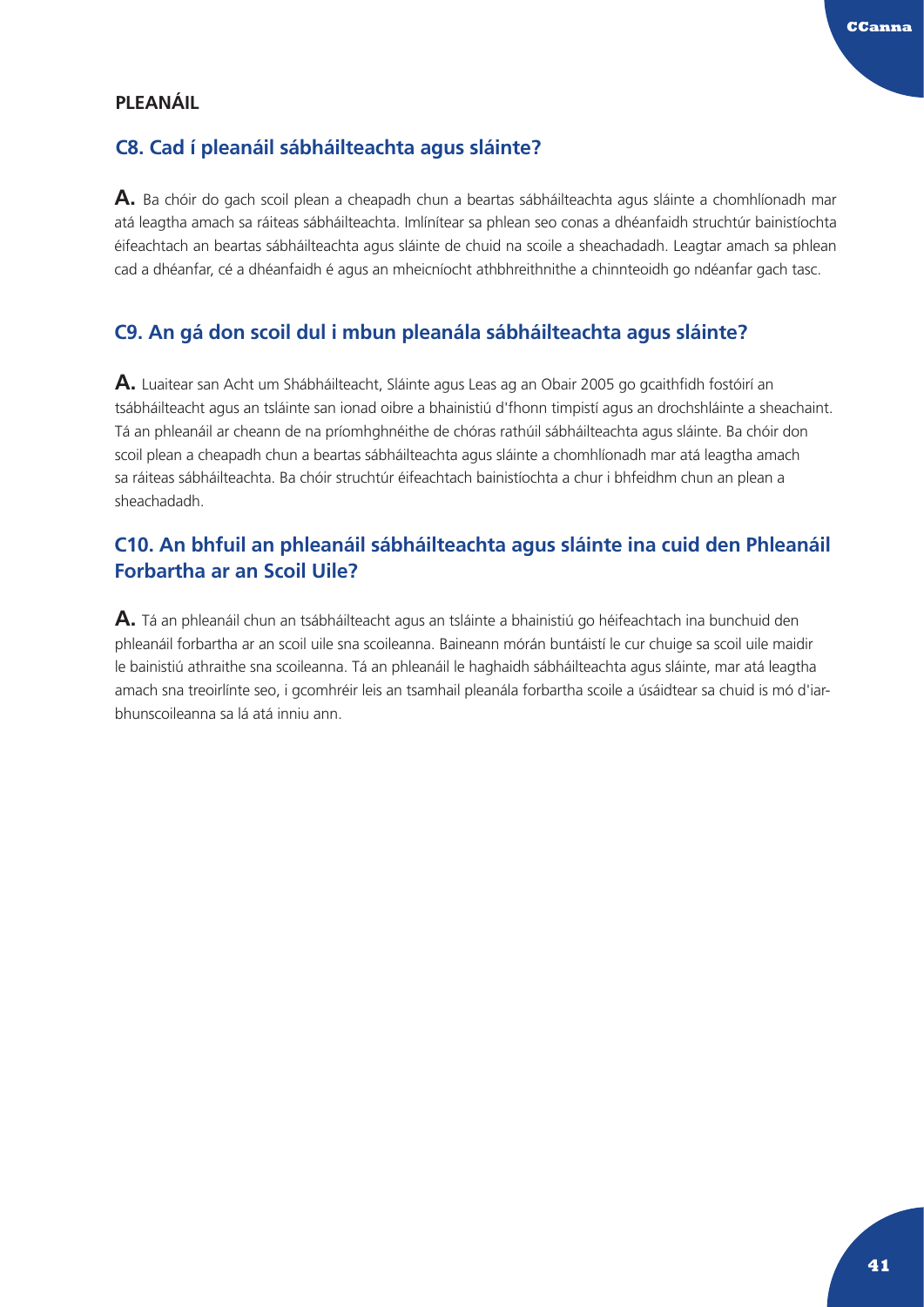## PLEANÁIL

### C8. Cad í pleanáil sábháilteachta agus sláinte?

**A.** Ba chóir do gach scoil plean a cheapadh chun a beartas sábháilteachta agus sláinte a chomhlíonadh mar atá leagtha amach sa ráiteas sábháilteachta. Imlínítear sa phlean seo conas a dhéanfaidh struchtúr bainistíochta éifeachtach an beartas sábháilteachta agus sláinte de chuid na scoile a sheachadadh. Leagtar amach sa phlean cad a dhéanfar, cé a dhéanfaidh é agus an mheicníocht athbhreithnithe a chinnteoidh go ndéanfar gach tasc.

### C9. An gá don scoil dul i mbun pleanála sábháilteachta agus sláinte?

**A.** Luaitear san Acht um Shábháilteacht, Sláinte agus Leas ag an Obair 2005 go gcaithfidh fostóirí an tsábháilteacht agus an tsláinte san ionad oibre a bhainistiú d'fhonn timpistí agus an drochshláinte a sheachaint. Tá an phleanáil ar cheann de na príomhghnéithe de chóras rathúil sábháilteachta agus sláinte. Ba chóir don scoil plean a cheapadh chun a beartas sábháilteachta agus sláinte a chomhlíonadh mar atá leagtha amach sa ráiteas sábháilteachta. Ba chóir struchtúr éifeachtach bainistíochta a chur i bhfeidhm chun an plean a sheachadadh.

### C10. An bhfuil an phleanáil sábháilteachta agus sláinte ina cuid den Phleanáil Forbartha ar an Scoil Uile?

**A.** Tá an phleanáil chun an tsábháilteacht agus an tsláinte a bhainistiú go héifeachtach ina bunchuid den phleanáil forbartha ar an scoil uile sna scoileanna. Baineann mórán buntáistí le cur chuige sa scoil uile maidir le bainistiú athraithe sna scoileanna. Tá an phleanáil le haghaidh sábháilteachta agus sláinte, mar atá leagtha amach sna treoirlínte seo, i gcomhréir leis an tsamhail pleanála forbartha scoile a úsáidtear sa chuid is mó d'iar-bhunscoileanna sa lá atá inniu ann.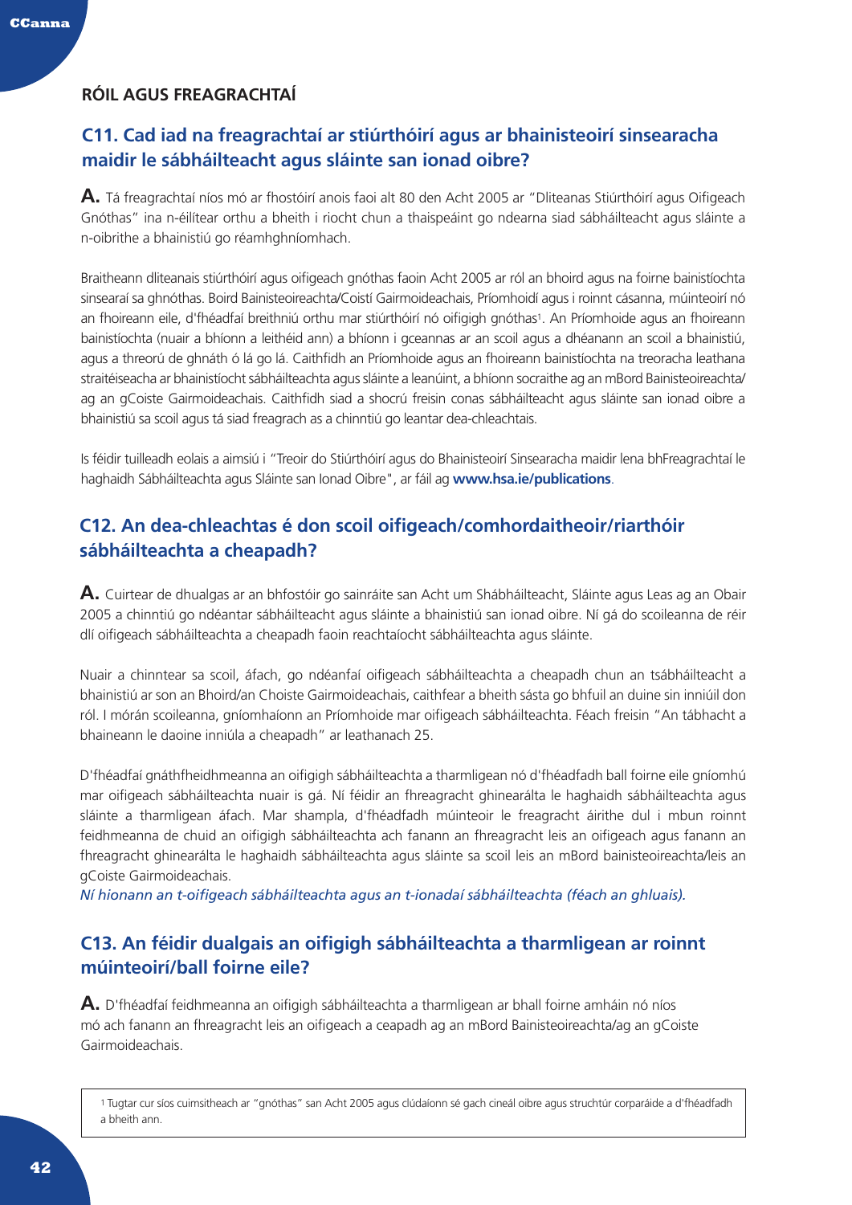## RÓIL AGUS FREAGRACHTAÍ

### C11. Cad iad na freagrachtaí ar stiúrthóirí agus ar bhainisteoirí sinsearacha maidir le sábháilteacht agus sláinte san ionad oibre?

**A.** Tá freagrachtaí níos mó ar fhostóirí anois faoi alt 80 den Acht 2005 ar "Dliteanas Stiúrthóirí agus Oifigeach Gnóthas" ina n-éilítear orthu a bheith i riocht chun a thaispeáint go ndearna siad sábháilteacht agus sláinte a n-oibrithe a bhainistiú go réamhghníomhach.

Braitheann dliteanais stiúrthóirí agus oifigeach gnóthas faoin Acht 2005 ar ról an bhoird agus na foirne bainistíochta sinsearaí sa ghnóthas. Boird Bainisteoireachta/Coistí Gairmoideachais, Príomhoidí agus i roinnt cásanna, múinteoirí nó an fhoireann eile, d'fhéadfaí breithniú orthu mar stiúrthóirí nó oifigigh gnóthas[1]. An Príomhoide agus an fhoireann bainistíochta (nuair a bhíonn a leithéid ann) a bhíonn i gceannas ar an scoil agus a dhéanann an scoil a bhainistiú, agus a threorú de ghnáth ó lá go lá. Caithfidh an Príomhoide agus an fhoireann bainistíochta na treoracha leathana straitéiseacha ar bhainistíocht sábháilteachta agus sláinte a leanúint, a bhíonn socraithe ag an mBord Bainisteoireachta/ag an gCoiste Gairmoideachais. Caithfidh siad a shocrú freisin conas sábháilteacht agus sláinte san ionad oibre a bhainistiú sa scoil agus tá siad freagrach as a chinntiú go leantar dea-chleachtais.

Is féidir tuilleadh eolais a aimsiú i "Treoir do Stiúrthóirí agus do Bhainisteoirí Sinsearacha maidir lena bhFreagrachtaí le haghaidh Sábháilteachta agus Sláinte san Ionad Oibre", ar fáil ag **www.hsa.ie/publications**.

### C12. An dea-chleachtas é don scoil oifigeach/comhordaitheoir/riarthóir sábháilteachta a cheapadh?

**A.** Cuirtear de dhualgas ar an bhfostóir go sainráite san Acht um Shábháilteacht, Sláinte agus Leas ag an Obair 2005 a chinntiú go ndéantar sábháilteacht agus sláinte a bhainistiú san ionad oibre. Ní gá do scoileanna de réir dlí oifigeach sábháilteachta a cheapadh faoin reachtaíocht sábháilteachta agus sláinte.

Nuair a chinntear sa scoil, áfach, go ndéanfaí oifigeach sábháilteachta a cheapadh chun an tsábháilteacht a bhainistiú ar son an Bhoird/an Choiste Gairmoideachais, caithfear a bheith sásta go bhfuil an duine sin inniúil don ról. I mórán scoileanna, gníomhaíonn an Príomhoide mar oifigeach sábháilteachta. Féach freisin "An tábhacht a bhaineann le daoine inniúla a cheapadh" ar leathanach 25.

D'fhéadfaí gnáthfheidhmeanna an oifigigh sábháilteachta a tharmligean nó d'fhéadfadh ball foirne eile gníomhú mar oifigeach sábháilteachta nuair is gá. Ní féidir an fhreagracht ghinearálta le haghaidh sábháilteachta agus sláinte a tharmligean áfach. Mar shampla, d'fhéadfadh múinteoir le freagracht áirithe dul i mbun roinnt feidhmeanna de chuid an oifigigh sábháilteachta ach fanann an fhreagracht leis an oifigeach agus fanann an fhreagracht ghinearálta le haghaidh sábháilteachta agus sláinte sa scoil leis an mBord bainisteoireachta/leis an gCoiste Gairmoideachais.

*Ní hionann an t-oifigeach sábháilteachta agus an t-ionadaí sábháilteachta (féach an ghluais).*

### C13. An féidir dualgais an oifigigh sábháilteachta a tharmligean ar roinnt múinteoirí/ball foirne eile?

**A.** D'fhéadfaí feidhmeanna an oifigigh sábháilteachta a tharmligean ar bhall foirne amháin nó níos mó ach fanann an fhreagracht leis an oifigeach a ceapadh ag an mBord Bainisteoireachta/ag an gCoiste Gairmoideachais.

[1] Tugtar cur síos cuimsitheach ar "gnóthas" san Acht 2005 agus clúdaíonn sé gach cineál oibre agus struchtúr corparáide a d'fhéadfadh a bheith ann.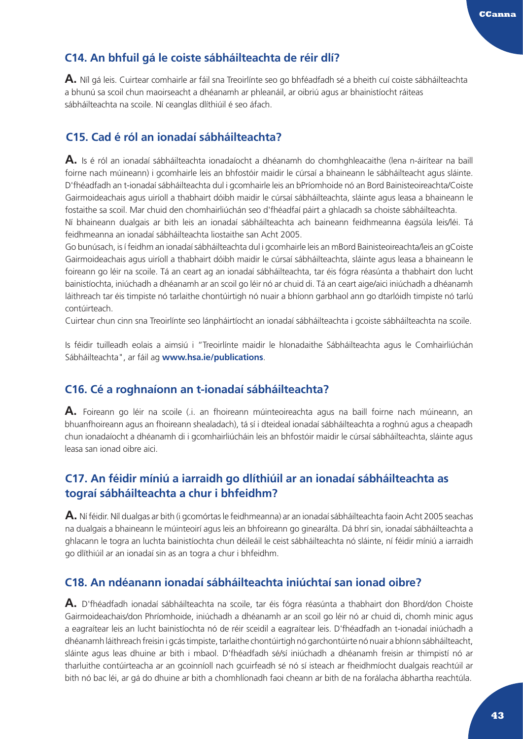## C14. An bhfuil gá le coiste sábháilteachta de réir dlí?

**A.** Níl gá leis. Cuirtear comhairle ar fáil sna Treoirlínte seo go bhféadfadh sé a bheith cuí coiste sábháilteachta a bhunú sa scoil chun maoirseacht a dhéanamh ar phleanáil, ar oibriú agus ar bhainistíocht ráiteas sábháilteachta na scoile. Ní ceanglas dlíthiúil é seo áfach.

## C15. Cad é ról an ionadaí sábháilteachta?

**A.** Is é ról an ionadaí sábháilteachta ionadaíocht a dhéanamh do chomhghleacaithe (lena n-áirítear na baill foirne nach múineann) i gcomhairle leis an bhfostóir maidir le cúrsaí a bhaineann le sábháilteacht agus sláinte. D'fhéadfadh an t-ionadaí sábháilteachta dul i gcomhairle leis an bPríomhoide nó an Bord Bainisteoireachta/Coiste Gairmoideachais agus uiríoll a thabhairt dóibh maidir le cúrsaí sábháilteachta, sláinte agus leasa a bhaineann le fostaithe sa scoil. Mar chuid den chomhairliúchán seo d'fhéadfaí páirt a ghlacadh sa choiste sábháilteachta.

Ní bhaineann dualgais ar bith leis an ionadaí sábháilteachta ach baineann feidhmeanna éagsúla leis/léi. Tá feidhmeanna an ionadaí sábháilteachta liostaithe san Acht 2005.

Go bunúsach, is í feidhm an ionadaí sábháilteachta dul i gcomhairle leis an mBord Bainisteoireachta/leis an gCoiste Gairmoideachais agus uiríoll a thabhairt dóibh maidir le cúrsaí sábháilteachta, sláinte agus leasa a bhaineann le foireann go léir na scoile. Tá an ceart ag an ionadaí sábháilteachta, tar éis fógra réasúnta a thabhairt don lucht bainistíochta, iniúchadh a dhéanamh ar an scoil go léir nó ar chuid di. Tá an ceart aige/aici iniúchadh a dhéanamh láithreach tar éis timpiste nó tarlaithe chontúirtigh nó nuair a bhíonn garbhaol ann go dtarlóidh timpiste nó tarlú contúirteach.

Cuirtear chun cinn sna Treoirlínte seo lánpháirtíocht an ionadaí sábháilteachta i gcoiste sábháilteachta na scoile.

Is féidir tuilleadh eolais a aimsiú i "Treoirlínte maidir le hIonadaithe Sábháilteachta agus le Comhairliúchán Sábháilteachta", ar fáil ag **www.hsa.ie/publications**.

## C16. Cé a roghnaíonn an t-ionadaí sábháilteachta?

**A.** Foireann go léir na scoile (.i. an fhoireann múinteoireachta agus na baill foirne nach múineann, an bhuanfhoireann agus an fhoireann shealadach), tá sí i dteideal ionadaí sábháilteachta a roghnú agus a cheapadh chun ionadaíocht a dhéanamh di i gcomhairliúcháin leis an bhfostóir maidir le cúrsaí sábháilteachta, sláinte agus leasa san ionad oibre aici.

## C17. An féidir míniú a iarraidh go dlíthiúil ar an ionadaí sábháilteachta as tograí sábháilteachta a chur i bhfeidhm?

**A.** Ní féidir. Níl dualgas ar bith (i gcomórtas le feidhmeanna) ar an ionadaí sábháilteachta faoin Acht 2005 seachas na dualgais a bhaineann le múinteoirí agus leis an bhfoireann go ginearálta. Dá bhrí sin, ionadaí sábháilteachta a ghlacann le togra an luchta bainistíochta chun déileáil le ceist sábháilteachta nó sláinte, ní féidir míniú a iarraidh go dlíthiúil ar an ionadaí sin as an togra a chur i bhfeidhm.

## C18. An ndéanann ionadaí sábháilteachta iniúchtaí san ionad oibre?

**A.** D'fhéadfadh ionadaí sábháilteachta na scoile, tar éis fógra réasúnta a thabhairt don Bhord/don Choiste Gairmoideachais/don Phríomhoide, iniúchadh a dhéanamh ar an scoil go léir nó ar chuid di, chomh minic agus a eagraítear leis an lucht bainistíochta nó de réir sceidil a eagraítear leis. D'fhéadfadh an t-ionadaí iniúchadh a dhéanamh láithreach freisin i gcás timpiste, tarlaithe chontúirtigh nó garchontúirte nó nuair a bhíonn sábháilteacht, sláinte agus leas dhuine ar bith i mbaol. D'fhéadfadh sé/sí iniúchadh a dhéanamh freisin ar thimpistí nó ar tharluithe contúirteacha ar an gcoinníoll nach gcuirfeadh sé nó sí isteach ar fheidhmíocht dualgais reachtúil ar bith nó bac léi, ar gá do dhuine ar bith a chomhlíonadh faoi cheann ar bith de na forálacha ábhartha reachtúla.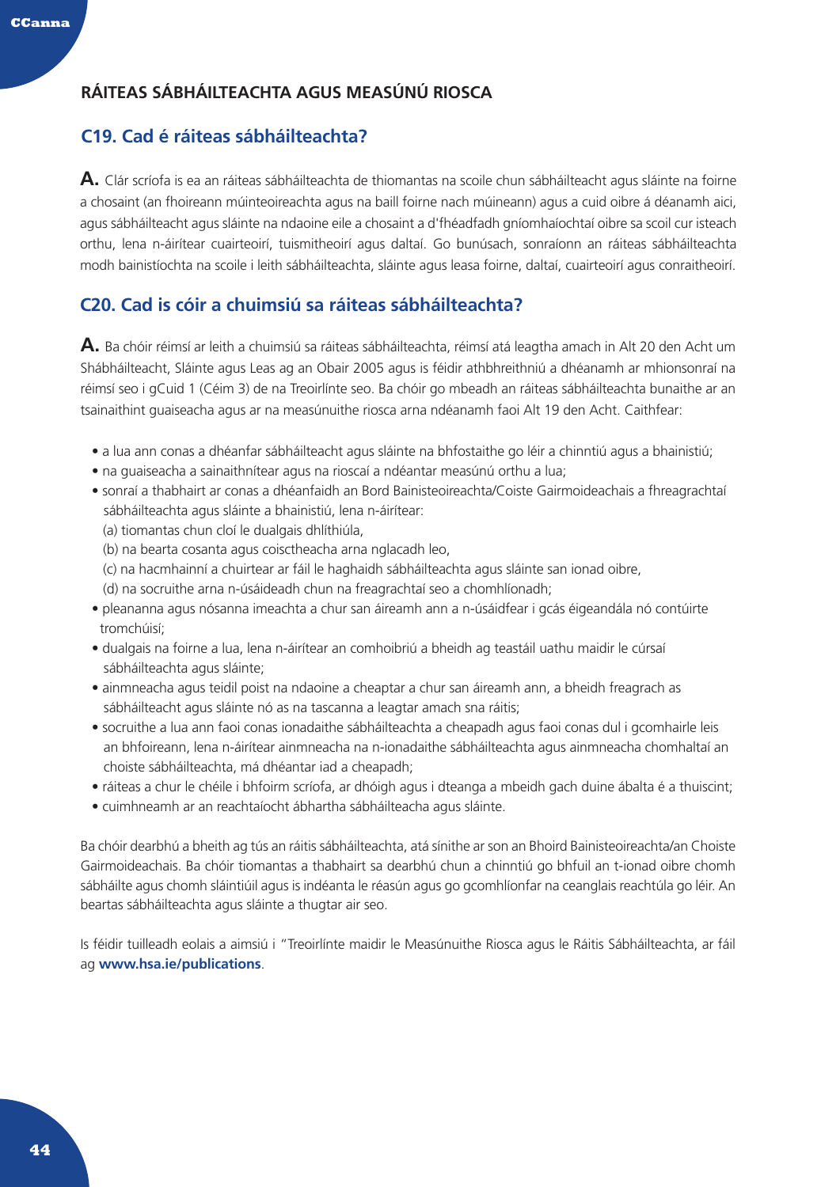## RÁITEAS SÁBHÁILTEACHTA AGUS MEASÚNÚ RIOSCA

### C19. Cad é ráiteas sábháilteachta?

**A.** Clár scríofa is ea an ráiteas sábháilteachta de thiomantas na scoile chun sábháilteacht agus sláinte na foirne a chosaint (an fhoireann múinteoireachta agus na baill foirne nach múineann) agus a cuid oibre á déanamh aici, agus sábháilteacht agus sláinte na ndaoine eile a chosaint a d'fhéadfadh gníomhaíochtaí oibre sa scoil cur isteach orthu, lena n-áirítear cuairteoirí, tuismitheoirí agus daltaí. Go bunúsach, sonraíonn an ráiteas sábháilteachta modh bainistíochta na scoile i leith sábháilteachta, sláinte agus leasa foirne, daltaí, cuairteoirí agus conraitheoirí.

### C20. Cad is cóir a chuimsiú sa ráiteas sábháilteachta?

**A.** Ba chóir réimsí ar leith a chuimsiú sa ráiteas sábháilteachta, réimsí atá leagtha amach in Alt 20 den Acht um Shábháilteacht, Sláinte agus Leas ag an Obair 2005 agus is féidir athbhreithniú a dhéanamh ar mhionsonraí na réimsí seo i gCuid 1 (Céim 3) de na Treoirlínte seo. Ba chóir go mbeadh an ráiteas sábháilteachta bunaithe ar an tsainaithint guaiseacha agus ar na measúnuithe riosca arna ndéanamh faoi Alt 19 den Acht. Caithfear:

- a lua ann conas a dhéanfar sábháilteacht agus sláinte na bhfostaithe go léir a chinntiú agus a bhainistiú;
- na guaiseacha a sainaithnítear agus na rioscaí a ndéantar measúnú orthu a lua;
- sonraí a thabhairt ar conas a dhéanfaidh an Bord Bainisteoireachta/Coiste Gairmoideachais a fhreagrachtaí sábháilteachta agus sláinte a bhainistiú, lena n-áirítear:
  (a) tiomantas chun cloí le dualgais dhlíthiúla,
  (b) na bearta cosanta agus coisctheacha arna nglacadh leo,
  (c) na hacmhainní a chuirtear ar fáil le haghaidh sábháilteachta agus sláinte san ionad oibre,
  (d) na socruithe arna n-úsáideadh chun na freagrachtaí seo a chomhlíonadh;
- pleananna agus nósanna imeachta a chur san áireamh ann a n-úsáidfear i gcás éigeandála nó contúirte tromchúisí;
- dualgais na foirne a lua, lena n-áirítear an comhoibriú a bheidh ag teastáil uathu maidir le cúrsaí sábháilteachta agus sláinte;
- ainmneacha agus teidil poist na ndaoine a cheaptar a chur san áireamh ann, a bheidh freagrach as sábháilteacht agus sláinte nó as na tascanna a leagtar amach sna ráitis;
- socruithe a lua ann faoi conas ionadaithe sábháilteachta a cheapadh agus faoi conas dul i gcomhairle leis an bhfoireann, lena n-áirítear ainmneacha na n-ionadaithe sábháilteachta agus ainmneacha chomhaltaí an choiste sábháilteachta, má dhéantar iad a cheapadh;
- ráiteas a chur le chéile i bhfoirm scríofa, ar dhóigh agus i dteanga a mbeidh gach duine ábalta é a thuiscint;
- cuimhneamh ar an reachtaíocht ábhartha sábháilteacha agus sláinte.

Ba chóir dearbhú a bheith ag tús an ráitis sábháilteachta, atá sínithe ar son an Bhoird Bainisteoireachta/an Choiste Gairmoideachais. Ba chóir tiomantas a thabhairt sa dearbhú chun a chinntiú go bhfuil an t-ionad oibre chomh sábháilte agus chomh sláintiúil agus is indéanta le réasún agus go gcomhlíonfar na ceanglais reachtúla go léir. An beartas sábháilteachta agus sláinte a thugtar air seo.

Is féidir tuilleadh eolais a aimsiú i "Treoirlínte maidir le Measúnuithe Riosca agus le Ráitis Sábháilteachta, ar fáil ag **www.hsa.ie/publications**.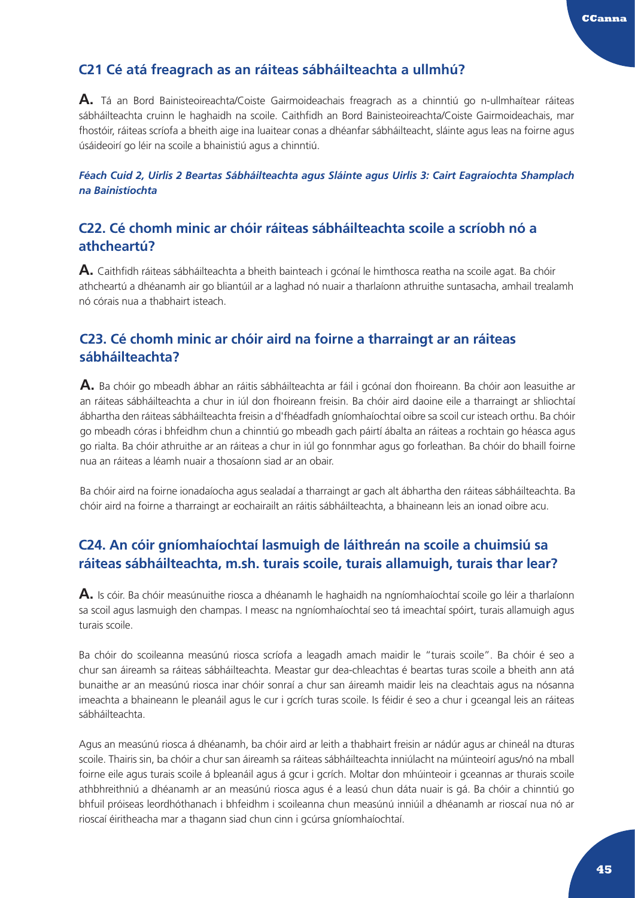## C21 Cé atá freagrach as an ráiteas sábháilteachta a ullmhú?

**A.** Tá an Bord Bainisteoireachta/Coiste Gairmoideachais freagrach as a chinntiú go n-ullmhaítear ráiteas sábháilteachta cruinn le haghaidh na scoile. Caithfidh an Bord Bainisteoireachta/Coiste Gairmoideachais, mar fhostóir, ráiteas scríofa a bheith aige ina luaitear conas a dhéanfar sábháilteacht, sláinte agus leas na foirne agus úsáideoirí go léir na scoile a bhainistiú agus a chinntiú.

***Féach Cuid 2, Uirlis 2 Beartas Sábháilteachta agus Sláinte agus Uirlis 3: Cairt Eagraíochta Shamplach na Bainistíochta***

## C22. Cé chomh minic ar chóir ráiteas sábháilteachta scoile a scríobh nó a athcheartú?

**A.** Caithfidh ráiteas sábháilteachta a bheith bainteach i gcónaí le himthosca reatha na scoile agat. Ba chóir athcheartú a dhéanamh air go bliantúil ar a laghad nó nuair a tharlaíonn athruithe suntasacha, amhail trealamh nó córais nua a thabhairt isteach.

## C23. Cé chomh minic ar chóir aird na foirne a tharraingt ar an ráiteas sábháilteachta?

**A.** Ba chóir go mbeadh ábhar an ráitis sábháilteachta ar fáil i gcónaí don fhoireann. Ba chóir aon leasuithe ar an ráiteas sábháilteachta a chur in iúl don fhoireann freisin. Ba chóir aird daoine eile a tharraingt ar shliochtaí ábhartha den ráiteas sábháilteachta freisin a d'fhéadfadh gníomhaíochtaí oibre sa scoil cur isteach orthu. Ba chóir go mbeadh córas i bhfeidhm chun a chinntiú go mbeadh gach páirtí ábalta an ráiteas a rochtain go héasca agus go rialta. Ba chóir athruithe ar an ráiteas a chur in iúl go fonnmhar agus go forleathan. Ba chóir do bhaill foirne nua an ráiteas a léamh nuair a thosaíonn siad ar an obair.

Ba chóir aird na foirne ionadaíocha agus sealadaí a tharraingt ar gach alt ábhartha den ráiteas sábháilteachta. Ba chóir aird na foirne a tharraingt ar eochairailt an ráitis sábháilteachta, a bhaineann leis an ionad oibre acu.

## C24. An cóir gníomhaíochtaí lasmuigh de láithreán na scoile a chuimsiú sa ráiteas sábháilteachta, m.sh. turais scoile, turais allamuigh, turais thar lear?

**A.** Is cóir. Ba chóir measúnuithe riosca a dhéanamh le haghaidh na ngníomhaíochtaí scoile go léir a tharlaíonn sa scoil agus lasmuigh den champas. I measc na ngníomhaíochtaí seo tá imeachtaí spóirt, turais allamuigh agus turais scoile.

Ba chóir do scoileanna measúnú riosca scríofa a leagadh amach maidir le "turais scoile". Ba chóir é seo a chur san áireamh sa ráiteas sábháilteachta. Meastar gur dea-chleachtas é beartas turas scoile a bheith ann atá bunaithe ar an measúnú riosca inar chóir sonraí a chur san áireamh maidir leis na cleachtais agus na nósanna imeachta a bhaineann le pleanáil agus le cur i gcrích turas scoile. Is féidir é seo a chur i gceangal leis an ráiteas sábháilteachta.

Agus an measúnú riosca á dhéanamh, ba chóir aird ar leith a thabhairt freisin ar nádúr agus ar chineál na dturas scoile. Thairis sin, ba chóir a chur san áireamh sa ráiteas sábháilteachta inniúlacht na múinteoirí agus/nó na mball foirne eile agus turais scoile á bpleanáil agus á gcur i gcrích. Moltar don mhúinteoir i gceannas ar thurais scoile athbhreithniú a dhéanamh ar an measúnú riosca agus é a leasú chun dáta nuair is gá. Ba chóir a chinntiú go bhfuil próiseas leordhóthanach i bhfeidhm i scoileanna chun measúnú inniúil a dhéanamh ar rioscaí nua nó ar rioscaí éiritheacha mar a thagann siad chun cinn i gcúrsa gníomhaíochtaí.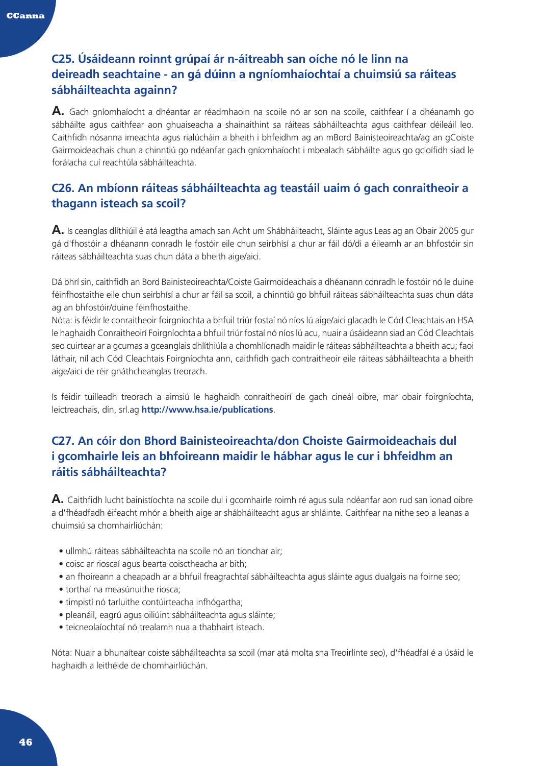## C25. Úsáideann roinnt grúpaí ár n-áitreabh san oíche nó le linn na deireadh seachtaine - an gá dúinn a ngníomhaíochtaí a chuimsiú sa ráiteas sábháilteachta againn?

**A.** Gach gníomhaíocht a dhéantar ar réadmhaoin na scoile nó ar son na scoile, caithfear í a dhéanamh go sábháilte agus caithfear aon ghuaiseacha a shainaithint sa ráiteas sábháilteachta agus caithfear déileáil leo. Caithfidh nósanna imeachta agus rialúcháin a bheith i bhfeidhm ag an mBord Bainisteoireachta/ag an gCoiste Gairmoideachais chun a chinntiú go ndéanfar gach gníomhaíocht i mbealach sábháilte agus go gcloífidh siad le forálacha cuí reachtúla sábháilteachta.

## C26. An mbíonn ráiteas sábháilteachta ag teastáil uaim ó gach conraitheoir a thagann isteach sa scoil?

**A.** Is ceanglas dlíthiúil é atá leagtha amach san Acht um Shábháilteacht, Sláinte agus Leas ag an Obair 2005 gur gá d'fhostóir a dhéanann conradh le fostóir eile chun seirbhísí a chur ar fáil dó/di a éileamh ar an bhfostóir sin ráiteas sábháilteachta suas chun dáta a bheith aige/aici.

Dá bhrí sin, caithfidh an Bord Bainisteoireachta/Coiste Gairmoideachais a dhéanann conradh le fostóir nó le duine féinfhostaithe eile chun seirbhísí a chur ar fáil sa scoil, a chinntiú go bhfuil ráiteas sábháilteachta suas chun dáta ag an bhfostóir/duine féinfhostaithe.
Nóta: is féidir le conraitheoir foirgníochta a bhfuil triúr fostaí nó níos lú aige/aici glacadh le Cód Cleachtais an HSA le haghaidh Conraitheoirí Foirgníochta a bhfuil triúr fostaí nó níos lú acu, nuair a úsáideann siad an Cód Cleachtais seo cuirtear ar a gcumas a gceanglais dhlíthiúla a chomhlíonadh maidir le ráiteas sábháilteachta a bheith acu; faoi láthair, níl ach Cód Cleachtais Foirgníochta ann, caithfidh gach contraitheoir eile ráiteas sábháilteachta a bheith aige/aici de réir gnáthcheanglas treorach.

Is féidir tuilleadh treorach a aimsiú le haghaidh conraitheoirí de gach cineál oibre, mar obair foirgníochta, leictreachais, dín, srl.ag **http://www.hsa.ie/publications**.

## C27. An cóir don Bhord Bainisteoireachta/don Choiste Gairmoideachais dul i gcomhairle leis an bhfoireann maidir le hábhar agus le cur i bhfeidhm an ráitis sábháilteachta?

**A.** Caithfidh lucht bainistíochta na scoile dul i gcomhairle roimh ré agus sula ndéanfar aon rud san ionad oibre a d'fhéadfadh éifeacht mhór a bheith aige ar shábháilteacht agus ar shláinte. Caithfear na nithe seo a leanas a chuimsiú sa chomhairliúchán:

- ullmhú ráiteas sábháilteachta na scoile nó an tionchar air;
- coisc ar rioscaí agus bearta coisctheacha ar bith;
- an fhoireann a cheapadh ar a bhfuil freagrachtaí sábháilteachta agus sláinte agus dualgais na foirne seo;
- torthaí na measúnuithe riosca;
- timpistí nó tarluithe contúirteacha infhógartha;
- pleanáil, eagrú agus oiliúint sábháilteachta agus sláinte;
- teicneolaíochtaí nó trealamh nua a thabhairt isteach.

Nóta: Nuair a bhunaítear coiste sábháilteachta sa scoil (mar atá molta sna Treoirlínte seo), d'fhéadfaí é a úsáid le haghaidh a leithéide de chomhairliúchán.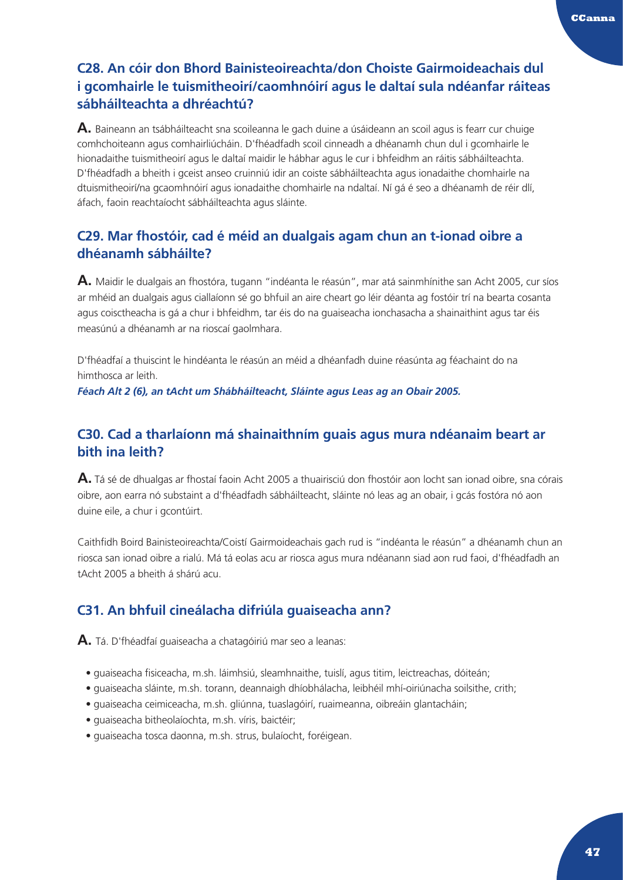## C28. An cóir don Bhord Bainisteoireachta/don Choiste Gairmoideachais dul i gcomhairle le tuismitheoirí/caomhnóirí agus le daltaí sula ndéanfar ráiteas sábháilteachta a dhréachtú?

**A.** Baineann an tsábháilteacht sna scoileanna le gach duine a úsáideann an scoil agus is fearr cur chuige comhchoiteann agus comhairliúcháin. D'fhéadfadh scoil cinneadh a dhéanamh chun dul i gcomhairle le hionadaithe tuismitheoirí agus le daltaí maidir le hábhar agus le cur i bhfeidhm an ráitis sábháilteachta. D'fhéadfadh a bheith i gceist anseo cruinniú idir an coiste sábháilteachta agus ionadaithe chomhairle na dtuismitheoirí/na gcaomhnóirí agus ionadaithe chomhairle na ndaltaí. Ní gá é seo a dhéanamh de réir dlí, áfach, faoin reachtaíocht sábháilteachta agus sláinte.

## C29. Mar fhostóir, cad é méid an dualgais agam chun an t-ionad oibre a dhéanamh sábháilte?

**A.** Maidir le dualgais an fhostóra, tugann "indéanta le réasún", mar atá sainmhínithe san Acht 2005, cur síos ar mhéid an dualgais agus ciallaíonn sé go bhfuil an aire cheart go léir déanta ag fostóir trí na bearta cosanta agus coisctheacha is gá a chur i bhfeidhm, tar éis do na guaiseacha ionchasacha a shainaithint agus tar éis measúnú a dhéanamh ar na rioscaí gaolmhara.

D'fhéadfaí a thuiscint le hindéanta le réasún an méid a dhéanfadh duine réasúnta ag féachaint do na himthosca ar leith.

***Féach Alt 2 (6), an tAcht um Shábháilteacht, Sláinte agus Leas ag an Obair 2005.***

## C30. Cad a tharlaíonn má shainaithním guais agus mura ndéanaim beart ar bith ina leith?

**A.** Tá sé de dhualgas ar fhostaí faoin Acht 2005 a thuairisciú don fhostóir aon locht san ionad oibre, sna córais oibre, aon earra nó substaint a d'fhéadfadh sábháilteacht, sláinte nó leas ag an obair, i gcás fostóra nó aon duine eile, a chur i gcontúirt.

Caithfidh Boird Bainisteoireachta/Coistí Gairmoideachais gach rud is "indéanta le réasún" a dhéanamh chun an riosca san ionad oibre a rialú. Má tá eolas acu ar riosca agus mura ndéanann siad aon rud faoi, d'fhéadfadh an tAcht 2005 a bheith á shárú acu.

## C31. An bhfuil cineálacha difriúla guaiseacha ann?

**A.** Tá. D'fhéadfaí guaiseacha a chatagóiriú mar seo a leanas:

- guaiseacha fisiceacha, m.sh. láimhsiú, sleamhnaithe, tuislí, agus titim, leictreachas, dóiteán;
- guaiseacha sláinte, m.sh. torann, deannaigh dhíobhálacha, leibhéil mhí-oiriúnacha soilsithe, crith;
- guaiseacha ceimiceacha, m.sh. gliúnna, tuaslagóirí, ruaimeanna, oibreáin glantacháin;
- guaiseacha bitheolaíochta, m.sh. víris, baictéir;
- guaiseacha tosca daonna, m.sh. strus, bulaíocht, foréigean.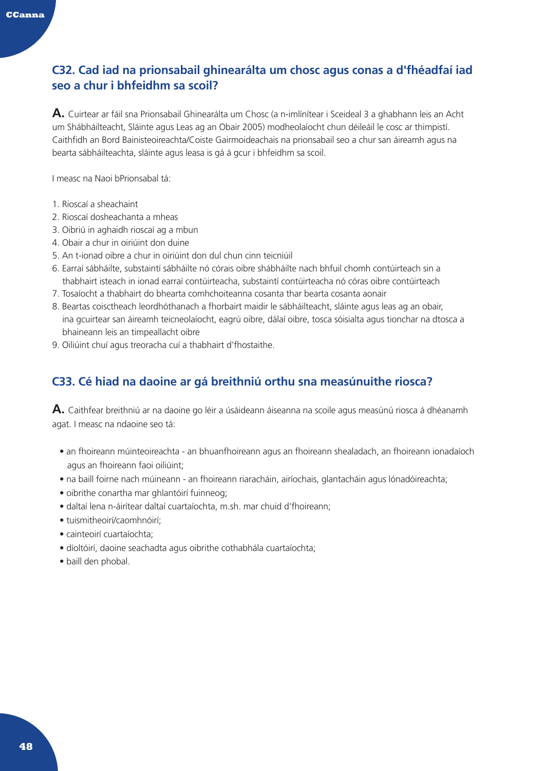## C32. Cad iad na prionsabail ghinearálta um chosc agus conas a d'fhéadfaí iad seo a chur i bhfeidhm sa scoil?

**A.** Cuirtear ar fáil sna Prionsabail Ghinearálta um Chosc (a n-imlínítear i Sceideal 3 a ghabhann leis an Acht um Shábháilteacht, Sláinte agus Leas ag an Obair 2005) modheolaíocht chun déileáil le cosc ar thimpistí. Caithfidh an Bord Bainisteoireachta/Coiste Gairmoideachais na prionsabail seo a chur san áireamh agus na bearta sábháilteachta, sláinte agus leasa is gá á gcur i bhfeidhm sa scoil.

I measc na Naoi bPrionsabal tá:

1. Rioscaí a sheachaint
2. Rioscaí dosheachanta a mheas
3. Oibriú in aghaidh rioscaí ag a mbun
4. Obair a chur in oiriúint don duine
5. An t-ionad oibre a chur in oiriúint don dul chun cinn teicniúil
6. Earraí sábháilte, substaintí sábháilte nó córais oibre shábháilte nach bhfuil chomh contúirteach sin a thabhairt isteach in ionad earraí contúirteacha, substaintí contúirteacha nó córas oibre contúirteach
7. Tosaíocht a thabhairt do bhearta comhchoiteanna cosanta thar bearta cosanta aonair
8. Beartas coisctheach leordhóthanach a fhorbairt maidir le sábháilteacht, sláinte agus leas ag an obair, ina gcuirtear san áireamh teicneolaíocht, eagrú oibre, dálaí oibre, tosca sóisialta agus tionchar na dtosca a bhaineann leis an timpeallacht oibre
9. Oiliúint chuí agus treoracha cuí a thabhairt d'fhostaithe.

## C33. Cé hiad na daoine ar gá breithniú orthu sna measúnuithe riosca?

**A.** Caithfear breithniú ar na daoine go léir a úsáideann áiseanna na scoile agus measúnú riosca á dhéanamh agat. I measc na ndaoine seo tá:

- an fhoireann múinteoireachta - an bhuanfhoireann agus an fhoireann shealadach, an fhoireann ionadaíoch agus an fhoireann faoi oiliúint;
- na baill foirne nach múineann - an fhoireann riaracháin, airíochais, glantacháin agus lónadóireachta;
- oibrithe conartha mar ghlantóirí fuinneog;
- daltaí lena n-áirítear daltaí cuartaíochta, m.sh. mar chuid d'fhoireann;
- tuismitheoirí/caomhnóirí;
- cainteoirí cuartaíochta;
- díoltóirí, daoine seachadta agus oibrithe cothabhála cuartaíochta;
- baill den phobal.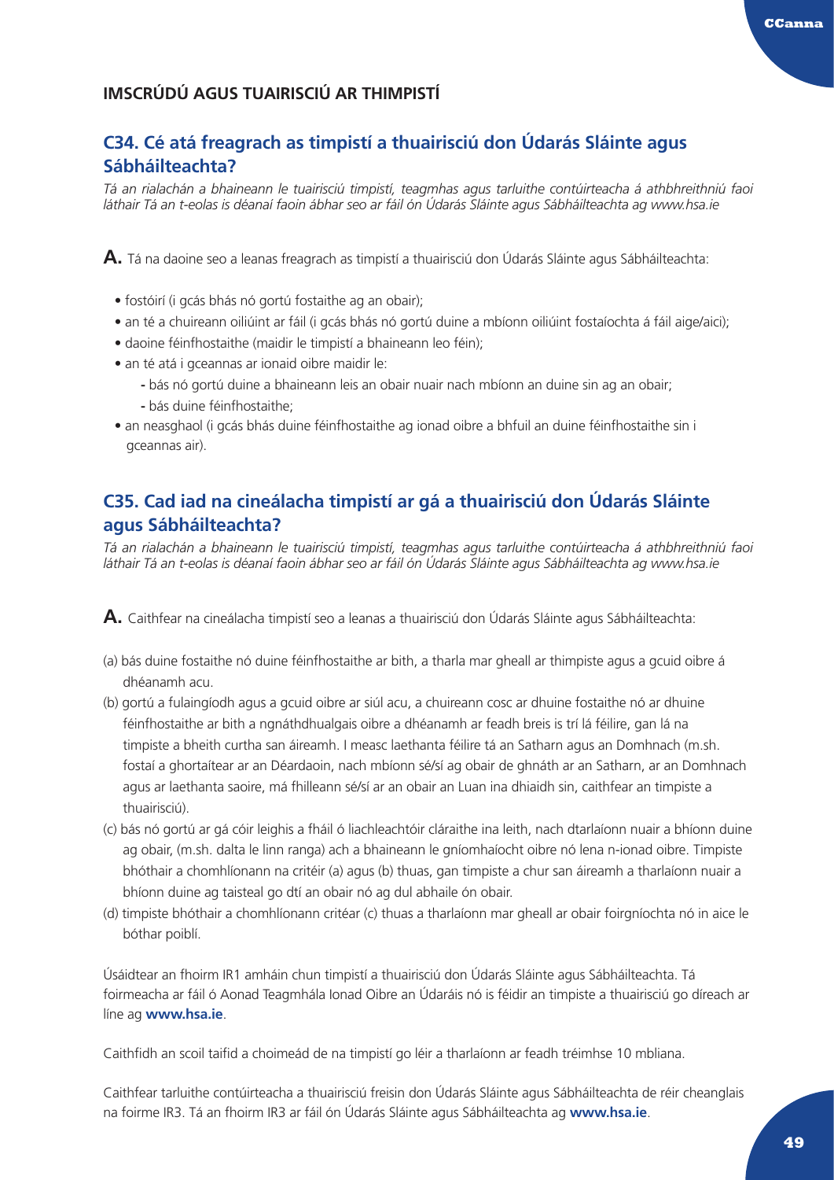## IMSCRÚDÚ AGUS TUAIRISCIÚ AR THIMPISTÍ

### C34. Cé atá freagrach as timpistí a thuairisciú don Údarás Sláinte agus Sábháilteachta?

*Tá an rialachán a bhaineann le tuairisciú timpistí, teagmhas agus tarluithe contúirteacha á athbhreithniú faoi láthair Tá an t-eolas is déanaí faoin ábhar seo ar fáil ón Údarás Sláinte agus Sábháilteachta ag www.hsa.ie*

**A.** Tá na daoine seo a leanas freagrach as timpistí a thuairisciú don Údarás Sláinte agus Sábháilteachta:

- fostóirí (i gcás bhás nó gortú fostaithe ag an obair);
- an té a chuireann oiliúint ar fáil (i gcás bhás nó gortú duine a mbíonn oiliúint fostaíochta á fáil aige/aici);
- daoine féinfhostaithe (maidir le timpistí a bhaineann leo féin);
- an té atá i gceannas ar ionaid oibre maidir le:
  - bás nó gortú duine a bhaineann leis an obair nuair nach mbíonn an duine sin ag an obair;
  - bás duine féinfhostaithe;
- an neasghaol (i gcás bhás duine féinfhostaithe ag ionad oibre a bhfuil an duine féinfhostaithe sin i gceannas air).

### C35. Cad iad na cineálacha timpistí ar gá a thuairisciú don Údarás Sláinte agus Sábháilteachta?

*Tá an rialachán a bhaineann le tuairisciú timpistí, teagmhas agus tarluithe contúirteacha á athbhreithniú faoi láthair Tá an t-eolas is déanaí faoin ábhar seo ar fáil ón Údarás Sláinte agus Sábháilteachta ag www.hsa.ie*

**A.** Caithfear na cineálacha timpistí seo a leanas a thuairisciú don Údarás Sláinte agus Sábháilteachta:

(a) bás duine fostaithe nó duine féinfhostaithe ar bith, a tharla mar gheall ar thimpiste agus a gcuid oibre á dhéanamh acu.

(b) gortú a fulaingíodh agus a gcuid oibre ar siúl acu, a chuireann cosc ar dhuine fostaithe nó ar dhuine féinfhostaithe ar bith a ngnáthdhualgais oibre a dhéanamh ar feadh breis is trí lá féilire, gan lá na timpiste a bheith curtha san áireamh. I measc laethanta féilire tá an Satharn agus an Domhnach (m.sh. fostaí a ghortaítear ar an Déardaoin, nach mbíonn sé/sí ag obair de ghnáth ar an Satharn, ar an Domhnach agus ar laethanta saoire, má fhilleann sé/sí ar an obair an Luan ina dhiaidh sin, caithfear an timpiste a thuairisciú).

(c) bás nó gortú ar gá cóir leighis a fháil ó liachleachtóir cláraithe ina leith, nach dtarlaíonn nuair a bhíonn duine ag obair, (m.sh. dalta le linn ranga) ach a bhaineann le gníomhaíocht oibre nó lena n-ionad oibre. Timpiste bhóthair a chomhlíonann na critéir (a) agus (b) thuas, gan timpiste a chur san áireamh a tharlaíonn nuair a bhíonn duine ag taisteal go dtí an obair nó ag dul abhaile ón obair.

(d) timpiste bhóthair a chomhlíonann critéar (c) thuas a tharlaíonn mar gheall ar obair foirgníochta nó in aice le bóthar poiblí.

Úsáidtear an fhoirm IR1 amháin chun timpistí a thuairisciú don Údarás Sláinte agus Sábháilteachta. Tá foirmeacha ar fáil ó Aonad Teagmhála Ionad Oibre an Údaráis nó is féidir an timpiste a thuairisciú go díreach ar líne ag **www.hsa.ie**.

Caithfidh an scoil taifid a choimeád de na timpistí go léir a tharlaíonn ar feadh tréimhse 10 mbliana.

Caithfear tarluithe contúirteacha a thuairisciú freisin don Údarás Sláinte agus Sábháilteachta de réir cheanglais na foirme IR3. Tá an fhoirm IR3 ar fáil ón Údarás Sláinte agus Sábháilteachta ag **www.hsa.ie**.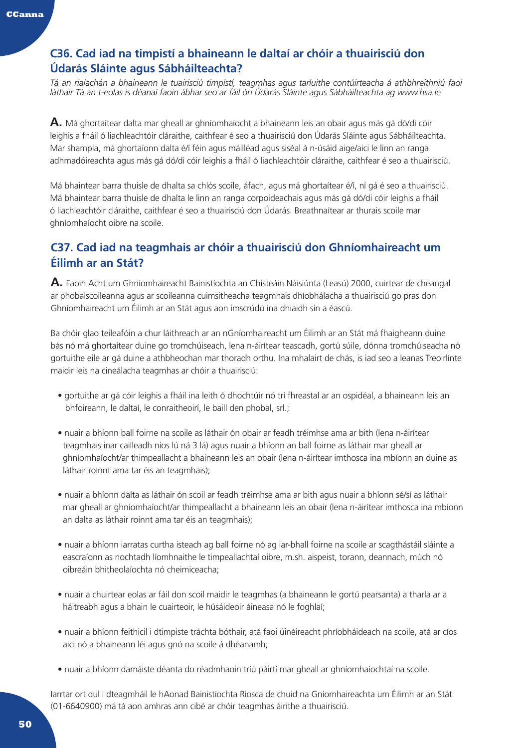## C36. Cad iad na timpistí a bhaineann le daltaí ar chóir a thuairisciú don Údarás Sláinte agus Sábháilteachta?

*Tá an rialachán a bhaineann le tuairisciú timpistí, teagmhas agus tarluithe contúirteacha á athbhreithniú faoi láthair Tá an t-eolas is déanaí faoin ábhar seo ar fáil ón Údarás Sláinte agus Sábháilteachta ag www.hsa.ie*

**A.** Má ghortaítear dalta mar gheall ar ghníomhaíocht a bhaineann leis an obair agus más gá dó/di cóir leighis a fháil ó liachleachtóir cláraithe, caithfear é seo a thuairisciú don Údarás Sláinte agus Sábháilteachta. Mar shampla, má ghortaíonn dalta é/í féin agus máilléad agus siséal á n-úsáid aige/aici le linn an ranga adhmadóireachta agus más gá dó/di cóir leighis a fháil ó liachleachtóir cláraithe, caithfear é seo a thuairisciú.

Má bhaintear barra thuisle de dhalta sa chlós scoile, áfach, agus má ghortaítear é/í, ní gá é seo a thuairisciú. Má bhaintear barra thuisle de dhalta le linn an ranga corpoideachais agus más gá dó/di cóir leighis a fháil ó liachleachtóir cláraithe, caithfear é seo a thuairisciú don Údarás. Breathnaítear ar thurais scoile mar ghníomhaíocht oibre na scoile.

## C37. Cad iad na teagmhais ar chóir a thuairisciú don Ghníomhaireacht um Éilimh ar an Stát?

**A.** Faoin Acht um Ghníomhaireacht Bainistíochta an Chisteáin Náisiúnta (Leasú) 2000, cuirtear de cheangal ar phobalscoileanna agus ar scoileanna cuimsitheacha teagmhais dhíobhálacha a thuairisciú go pras don Ghníomhaireacht um Éilimh ar an Stát agus aon imscrúdú ina dhiaidh sin a éascú.

Ba chóir glao teileafóin a chur láithreach ar an nGníomhaireacht um Éilimh ar an Stát má fhaigheann duine bás nó má ghortaítear duine go tromchúiseach, lena n-áirítear teascadh, gortú súile, dónna tromchúiseacha nó gortuithe eile ar gá duine a athbheochan mar thoradh orthu. Ina mhalairt de chás, is iad seo a leanas Treoirlínte maidir leis na cineálacha teagmhas ar chóir a thuairisciú:

- gortuithe ar gá cóir leighis a fháil ina leith ó dhochtúir nó trí fhreastal ar an ospidéal, a bhaineann leis an bhfoireann, le daltaí, le conraitheoirí, le baill den phobal, srl.;
- nuair a bhíonn ball foirne na scoile as láthair ón obair ar feadh tréimhse ama ar bith (lena n-áirítear teagmhais inar cailleadh níos lú ná 3 lá) agus nuair a bhíonn an ball foirne as láthair mar gheall ar ghníomhaíocht/ar thimpeallacht a bhaineann leis an obair (lena n-áirítear imthosca ina mbíonn an duine as láthair roinnt ama tar éis an teagmhais);
- nuair a bhíonn dalta as láthair ón scoil ar feadh tréimhse ama ar bith agus nuair a bhíonn sé/sí as láthair mar gheall ar ghníomhaíocht/ar thimpeallacht a bhaineann leis an obair (lena n-áirítear imthosca ina mbíonn an dalta as láthair roinnt ama tar éis an teagmhais);
- nuair a bhíonn iarratas curtha isteach ag ball foirne nó ag iar-bhall foirne na scoile ar scagthástáil sláinte a eascraíonn as nochtadh líomhnaithe le timpeallachtaí oibre, m.sh. aispeist, torann, deannach, múch nó oibreáin bhitheolaíochta nó cheimiceacha;
- nuair a chuirtear eolas ar fáil don scoil maidir le teagmhas (a bhaineann le gortú pearsanta) a tharla ar a háitreabh agus a bhain le cuairteoir, le húsáideoir áineasa nó le foghlaí;
- nuair a bhíonn feithicil i dtimpiste tráchta bóthair, atá faoi úinéireacht phríobháideach na scoile, atá ar cíos aici nó a bhaineann léi agus gnó na scoile á dhéanamh;
- nuair a bhíonn damáiste déanta do réadmhaoin tríú páirtí mar gheall ar ghníomhaíochtaí na scoile.

Iarrtar ort dul i dteagmháil le hAonad Bainistíochta Riosca de chuid na Gníomhaireachta um Éilimh ar an Stát (01-6640900) má tá aon amhras ann cibé ar chóir teagmhas áirithe a thuairisciú.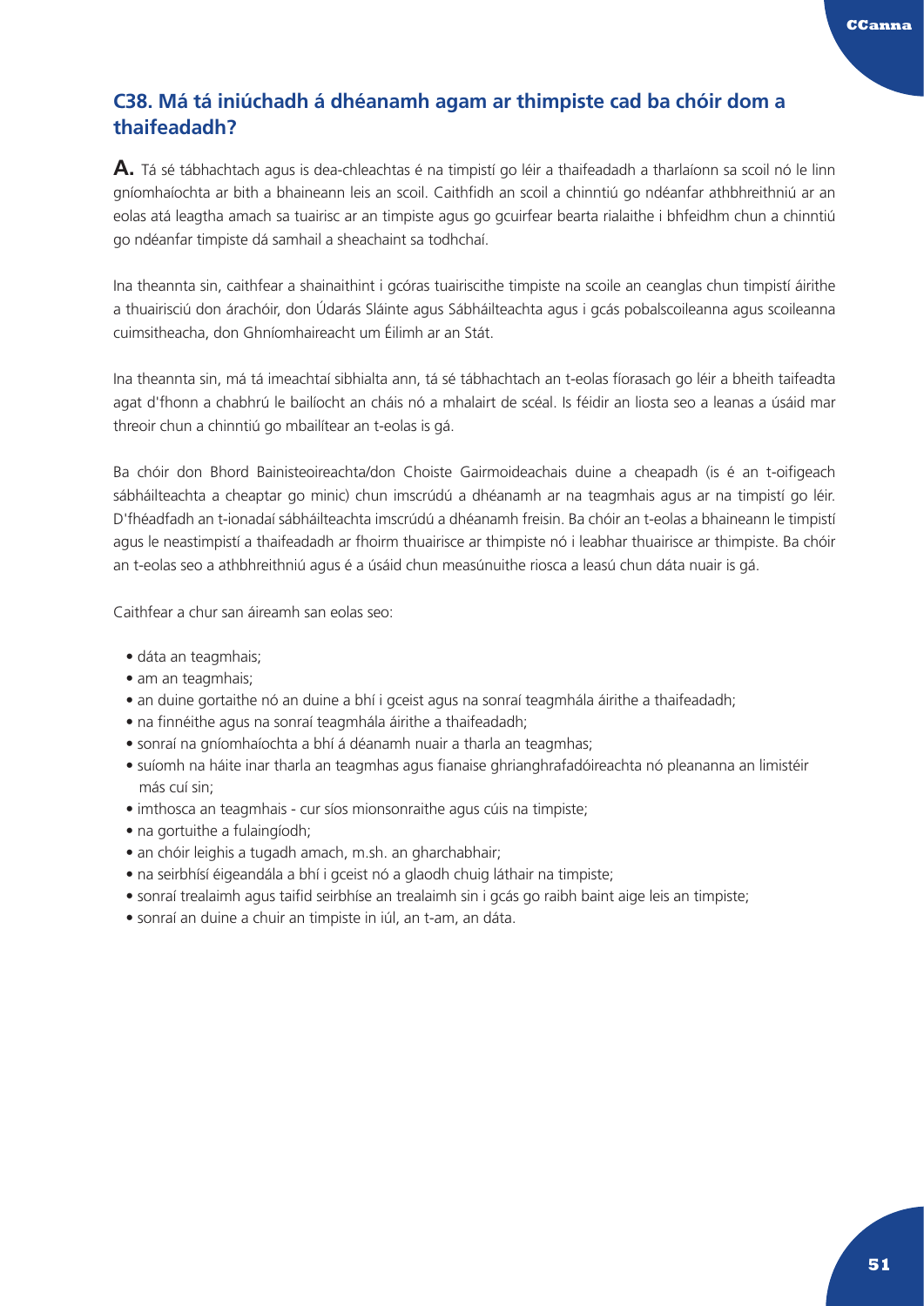## C38. Má tá iniúchadh á dhéanamh agam ar thimpiste cad ba chóir dom a thaifeadadh?

**A.** Tá sé tábhachtach agus is dea-chleachtas é na timpistí go léir a thaifeadadh a tharlaíonn sa scoil nó le linn gníomhaíochta ar bith a bhaineann leis an scoil. Caithfidh an scoil a chinntiú go ndéanfar athbhreithniú ar an eolas atá leagtha amach sa tuairisc ar an timpiste agus go gcuirfear bearta rialaithe i bhfeidhm chun a chinntiú go ndéanfar timpiste dá samhail a sheachaint sa todhchaí.

Ina theannta sin, caithfear a shainaithint i gcóras tuairiscithe timpiste na scoile an ceanglas chun timpistí áirithe a thuairisciú don árachóir, don Údarás Sláinte agus Sábháilteachta agus i gcás pobalscoileanna agus scoileanna cuimsitheacha, don Ghníomhaireacht um Éilimh ar an Stát.

Ina theannta sin, má tá imeachtaí sibhialta ann, tá sé tábhachtach an t-eolas fíorasach go léir a bheith taifeadta agat d'fhonn a chabhrú le bailíocht an cháis nó a mhalairt de scéal. Is féidir an liosta seo a leanas a úsáid mar threoir chun a chinntiú go mbailítear an t-eolas is gá.

Ba chóir don Bhord Bainisteoireachta/don Choiste Gairmoideachais duine a cheapadh (is é an t-oifigeach sábháilteachta a cheaptar go minic) chun imscrúdú a dhéanamh ar na teagmhais agus ar na timpistí go léir. D'fhéadfadh an t-ionadaí sábháilteachta imscrúdú a dhéanamh freisin. Ba chóir an t-eolas a bhaineann le timpistí agus le neastimpistí a thaifeadadh ar fhoirm thuairisce ar thimpiste nó i leabhar thuairisce ar thimpiste. Ba chóir an t-eolas seo a athbhreithniú agus é a úsáid chun measúnuithe riosca a leasú chun dáta nuair is gá.

Caithfear a chur san áireamh san eolas seo:

- dáta an teagmhais;
- am an teagmhais;
- an duine gortaithe nó an duine a bhí i gceist agus na sonraí teagmhála áirithe a thaifeadadh;
- na finnéithe agus na sonraí teagmhála áirithe a thaifeadadh;
- sonraí na gníomhaíochta a bhí á déanamh nuair a tharla an teagmhas;
- suíomh na háite inar tharla an teagmhas agus fianaise ghrianghrafadóireachta nó pleananna an limistéir más cuí sin;
- imthosca an teagmhais - cur síos mionsonraithe agus cúis na timpiste;
- na gortuithe a fulaingíodh;
- an chóir leighis a tugadh amach, m.sh. an gharchabhair;
- na seirbhísí éigeandála a bhí i gceist nó a glaodh chuig láthair na timpiste;
- sonraí trealaimh agus taifid seirbhíse an trealaimh sin i gcás go raibh baint aige leis an timpiste;
- sonraí an duine a chuir an timpiste in iúl, an t-am, an dáta.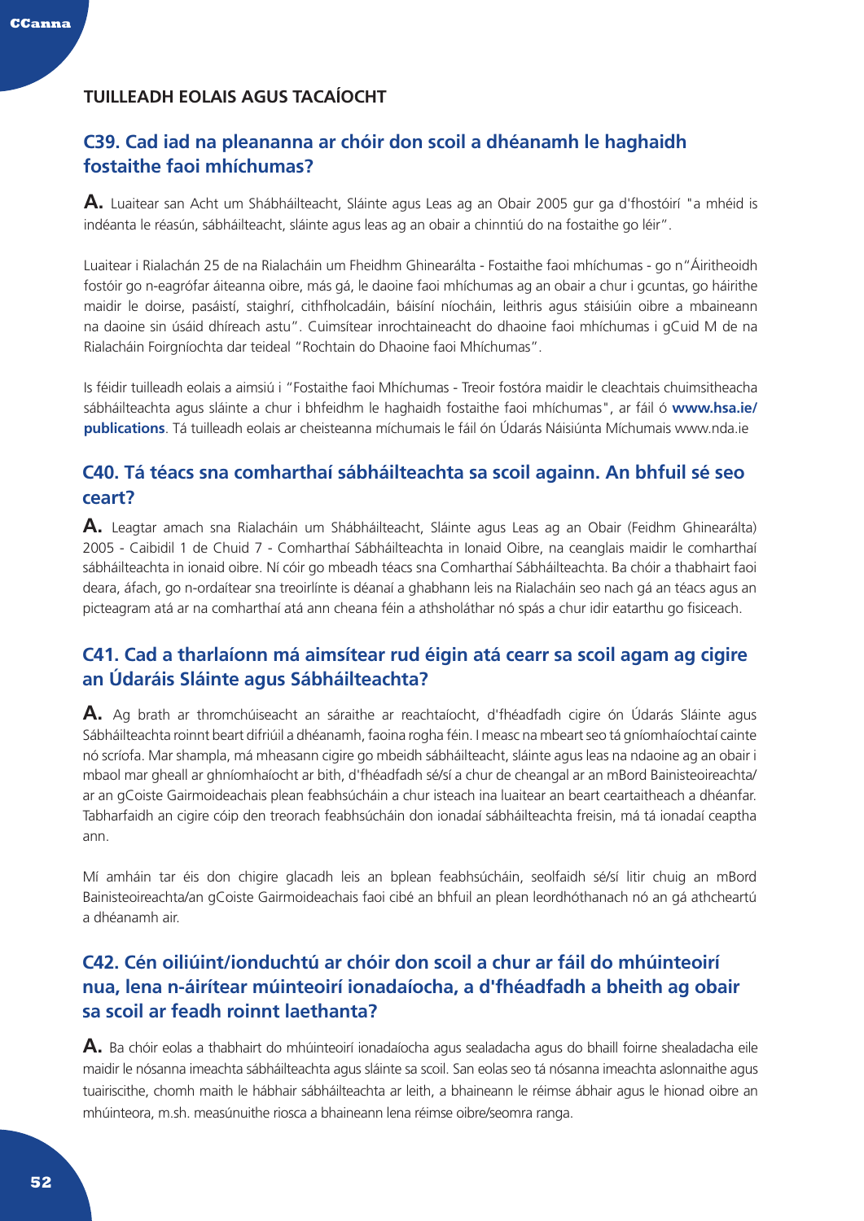## TUILLEADH EOLAIS AGUS TACAÍOCHT

### C39. Cad iad na pleananna ar chóir don scoil a dhéanamh le haghaidh fostaithe faoi mhíchumas?

**A.** Luaitear san Acht um Shábháilteacht, Sláinte agus Leas ag an Obair 2005 gur ga d'fhostóirí "a mhéid is indéanta le réasún, sábháilteacht, sláinte agus leas ag an obair a chinntiú do na fostaithe go léir".

Luaitear i Rialachán 25 de na Rialacháin um Fheidhm Ghinearálta - Fostaithe faoi mhíchumas - go n"Áiritheoidh fostóir go n-eagrófar áiteanna oibre, más gá, le daoine faoi mhíchumas ag an obair a chur i gcuntas, go háirithe maidir le doirse, pasáistí, staighrí, cithfholcadáin, báisíní níocháin, leithris agus stáisiúin oibre a mbaineann na daoine sin úsáid dhíreach astu". Cuimsítear inrochtaineacht do dhaoine faoi mhíchumas i gCuid M de na Rialacháin Foirgníochta dar teideal "Rochtain do Dhaoine faoi Mhíchumas".

Is féidir tuilleadh eolais a aimsiú i "Fostaithe faoi Mhíchumas - Treoir fostóra maidir le cleachtais chuimsitheacha sábháilteachta agus sláinte a chur i bhfeidhm le haghaidh fostaithe faoi mhíchumas", ar fáil ó **www.hsa.ie/publications**. Tá tuilleadh eolais ar cheisteanna míchumais le fáil ón Údarás Náisiúnta Míchumais www.nda.ie

### C40. Tá téacs sna comharthaí sábháilteachta sa scoil againn. An bhfuil sé seo ceart?

**A.** Leagtar amach sna Rialacháin um Shábháilteacht, Sláinte agus Leas ag an Obair (Feidhm Ghinearálta) 2005 - Caibidil 1 de Chuid 7 - Comharthaí Sábháilteachta in Ionaid Oibre, na ceanglais maidir le comharthaí sábháilteachta in ionaid oibre. Ní cóir go mbeadh téacs sna Comharthaí Sábháilteachta. Ba chóir a thabhairt faoi deara, áfach, go n-ordaítear sna treoirlínte is déanaí a ghabhann leis na Rialacháin seo nach gá an téacs agus an picteagram atá ar na comharthaí atá ann cheana féin a athsholáthar nó spás a chur idir eatarthu go fisiceach.

### C41. Cad a tharlaíonn má aimsítear rud éigin atá cearr sa scoil agam ag cigire an Údaráis Sláinte agus Sábháilteachta?

**A.** Ag brath ar thromchúiseacht an sáraithe ar reachtaíocht, d'fhéadfadh cigire ón Údarás Sláinte agus Sábháilteachta roinnt beart difriúil a dhéanamh, faoina rogha féin. I measc na mbeart seo tá gníomhaíochtaí cainte nó scríofa. Mar shampla, má mheasann cigire go mbeidh sábháilteacht, sláinte agus leas na ndaoine ag an obair i mbaol mar gheall ar ghníomhaíocht ar bith, d'fhéadfadh sé/sí a chur de cheangal ar an mBord Bainisteoireachta/ar an gCoiste Gairmoideachais plean feabhsúcháin a chur isteach ina luaitear an beart ceartaitheach a dhéanfar. Tabharfaidh an cigire cóip den treorach feabhsúcháin don ionadaí sábháilteachta freisin, má tá ionadaí ceaptha ann.

Mí amháin tar éis don chigire glacadh leis an bplean feabhsúcháin, seolfaidh sé/sí litir chuig an mBord Bainisteoireachta/an gCoiste Gairmoideachais faoi cibé an bhfuil an plean leordhóthanach nó an gá athcheartú a dhéanamh air.

### C42. Cén oiliúint/ionduchtú ar chóir don scoil a chur ar fáil do mhúinteoirí nua, lena n-áirítear múinteoirí ionadaíocha, a d'fhéadfadh a bheith ag obair sa scoil ar feadh roinnt laethanta?

**A.** Ba chóir eolas a thabhairt do mhúinteoirí ionadaíocha agus sealadacha agus do bhaill foirne shealadacha eile maidir le nósanna imeachta sábháilteachta agus sláinte sa scoil. San eolas seo tá nósanna imeachta aslonnaithe agus tuairiscithe, chomh maith le hábhair sábháilteachta ar leith, a bhaineann le réimse ábhair agus le hionad oibre an mhúinteora, m.sh. measúnuithe riosca a bhaineann lena réimse oibre/seomra ranga.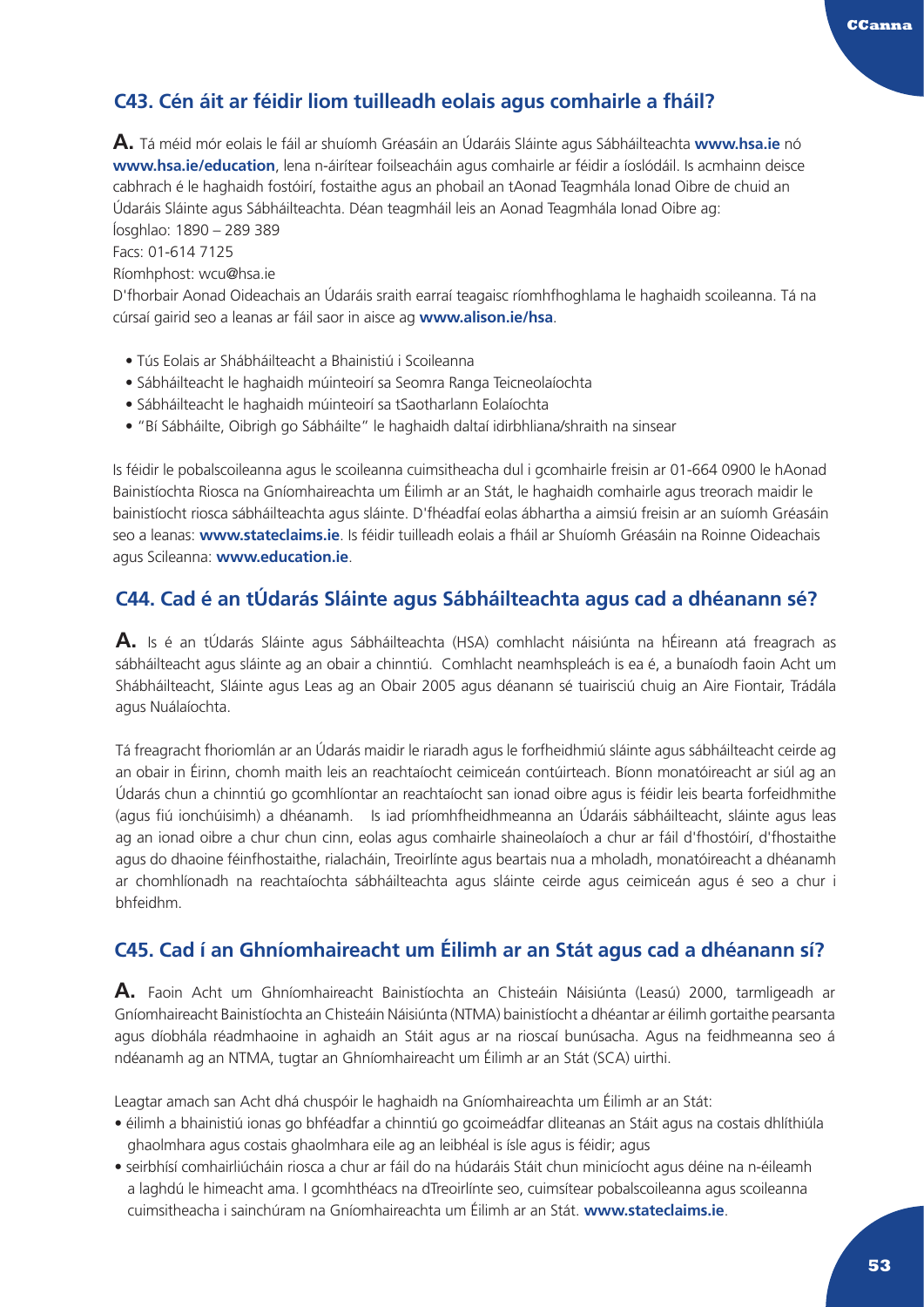## C43. Cén áit ar féidir liom tuilleadh eolais agus comhairle a fháil?

**A.** Tá méid mór eolais le fáil ar shuíomh Gréasáin an Údaráis Sláinte agus Sábháilteachta **www.hsa.ie** nó **www.hsa.ie/education**, lena n-áirítear foilseacháin agus comhairle ar féidir a íoslódáil. Is acmhainn deisce cabhrach é le haghaidh fostóirí, fostaithe agus an phobail an tAonad Teagmhála Ionad Oibre de chuid an Údaráis Sláinte agus Sábháilteachta. Déan teagmháil leis an Aonad Teagmhála Ionad Oibre ag:

Íosghlao: 1890 – 289 389

Facs: 01-614 7125

Ríomhphost: wcu@hsa.ie

D'fhorbair Aonad Oideachais an Údaráis sraith earraí teagaisc ríomhfhoghlama le haghaidh scoileanna. Tá na cúrsaí gairid seo a leanas ar fáil saor in aisce ag **www.alison.ie/hsa**.

- Tús Eolais ar Shábháilteacht a Bhainistiú i Scoileanna
- Sábháilteacht le haghaidh múinteoirí sa Seomra Ranga Teicneolaíochta
- Sábháilteacht le haghaidh múinteoirí sa tSaotharlann Eolaíochta
- "Bí Sábháilte, Oibrigh go Sábháilte" le haghaidh daltaí idirbhliana/shraith na sinsear

Is féidir le pobalscoileanna agus le scoileanna cuimsitheacha dul i gcomhairle freisin ar 01-664 0900 le hAonad Bainistíochta Riosca na Gníomhaireachta um Éilimh ar an Stát, le haghaidh comhairle agus treorach maidir le bainistíocht riosca sábháilteachta agus sláinte. D'fhéadfaí eolas ábhartha a aimsiú freisin ar an suíomh Gréasáin seo a leanas: **www.stateclaims.ie**. Is féidir tuilleadh eolais a fháil ar Shuíomh Gréasáin na Roinne Oideachais agus Scileanna: **www.education.ie**.

## C44. Cad é an tÚdarás Sláinte agus Sábháilteachta agus cad a dhéanann sé?

**A.** Is é an tÚdarás Sláinte agus Sábháilteachta (HSA) comhlacht náisiúnta na hÉireann atá freagrach as sábháilteacht agus sláinte ag an obair a chinntiú. Comhlacht neamhspleách is ea é, a bunaíodh faoin Acht um Shábháilteacht, Sláinte agus Leas ag an Obair 2005 agus déanann sé tuairisciú chuig an Aire Fiontair, Trádála agus Nuálaíochta.

Tá freagracht fhoriomlán ar an Údarás maidir le riaradh agus le forfheidhmiú sláinte agus sábháilteacht ceirde ag an obair in Éirinn, chomh maith leis an reachtaíocht ceimiceán contúirteach. Bíonn monatóireacht ar siúl ag an Údarás chun a chinntiú go gcomhlíontar an reachtaíocht san ionad oibre agus is féidir leis bearta forfeidhmithe (agus fiú ionchúisimh) a dhéanamh. Is iad príomhfheidhmeanna an Údaráis sábháilteacht, sláinte agus leas ag an ionad oibre a chur chun cinn, eolas agus comhairle shaineolaíoch a chur ar fáil d'fhostóirí, d'fhostaithe agus do dhaoine féinfhostaithe, rialacháin, Treoirlínte agus beartais nua a mholadh, monatóireacht a dhéanamh ar chomhlíonadh na reachtaíochta sábháilteachta agus sláinte ceirde agus ceimiceán agus é seo a chur i bhfeidhm.

## C45. Cad í an Ghníomhaireacht um Éilimh ar an Stát agus cad a dhéanann sí?

**A.** Faoin Acht um Ghníomhaireacht Bainistíochta an Chisteáin Náisiúnta (Leasú) 2000, tarmligeadh ar Gníomhaireacht Bainistíochta an Chisteáin Náisiúnta (NTMA) bainistíocht a dhéantar ar éilimh gortaithe pearsanta agus díobhála réadmhaoine in aghaidh an Stáit agus ar na rioscaí bunúsacha. Agus na feidhmeanna seo á ndéanamh ag an NTMA, tugtar an Ghníomhaireacht um Éilimh ar an Stát (SCA) uirthi.

Leagtar amach san Acht dhá chuspóir le haghaidh na Gníomhaireachta um Éilimh ar an Stát:

- éilimh a bhainistiú ionas go bhféadfar a chinntiú go gcoimeádfar dliteanas an Stáit agus na costais dhlíthiúla ghaolmhara agus costais ghaolmhara eile ag an leibhéal is ísle agus is féidir; agus
- seirbhísí comhairliúcháin riosca a chur ar fáil do na húdaráis Stáit chun minicíocht agus déine na n-éileamh a laghdú le himeacht ama. I gcomhthéacs na dTreoirlínte seo, cuimsítear pobalscoileanna agus scoileanna cuimsitheacha i sainchúram na Gníomhaireachta um Éilimh ar an Stát. **www.stateclaims.ie**.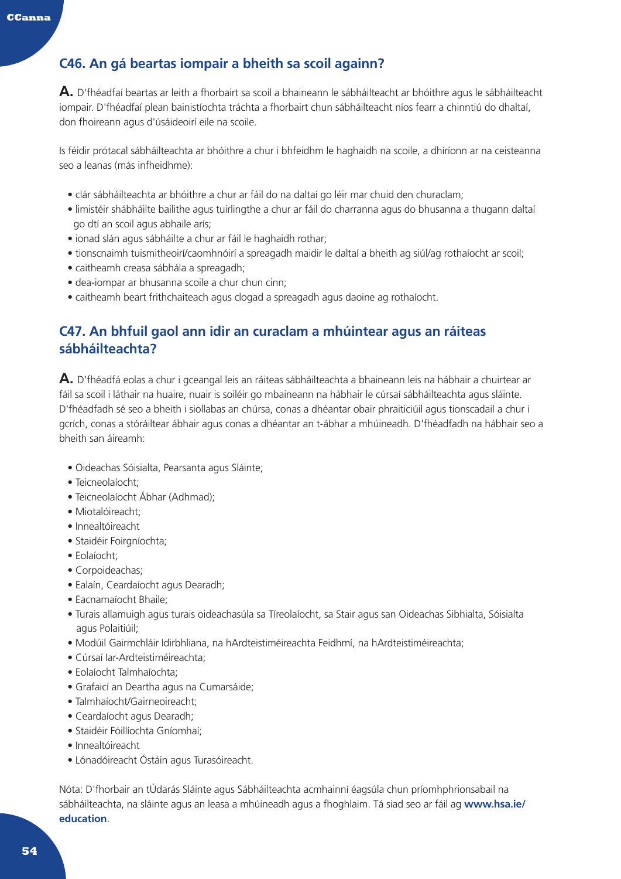## C46. An gá beartas iompair a bheith sa scoil againn?

**A.** D'fhéadfaí beartas ar leith a fhorbairt sa scoil a bhaineann le sábháilteacht ar bhóithre agus le sábháilteacht iompair. D'fhéadfaí plean bainistíochta tráchta a fhorbairt chun sábháilteacht níos fearr a chinntiú do dhaltaí, don fhoireann agus d'úsáideoirí eile na scoile.

Is féidir prótacal sábháilteachta ar bhóithre a chur i bhfeidhm le haghaidh na scoile, a dhíríonn ar na ceisteanna seo a leanas (más infheidhme):

- clár sábháilteachta ar bhóithre a chur ar fáil do na daltaí go léir mar chuid den churaclam;
- limistéir shábháilte bailithe agus tuirlingthe a chur ar fáil do charranna agus do bhusanna a thugann daltaí go dtí an scoil agus abhaile arís;
- ionad slán agus sábháilte a chur ar fáil le haghaidh rothar;
- tionscnaimh tuismitheoirí/caomhnóirí a spreagadh maidir le daltaí a bheith ag siúl/ag rothaíocht ar scoil;
- caitheamh creasa sábhála a spreagadh;
- dea-iompar ar bhusanna scoile a chur chun cinn;
- caitheamh beart frithchaiteach agus clogad a spreagadh agus daoine ag rothaíocht.

## C47. An bhfuil gaol ann idir an curaclam a mhúintear agus an ráiteas sábháilteachta?

**A.** D'fhéadfá eolas a chur i gceangal leis an ráiteas sábháilteachta a bhaineann leis na hábhair a chuirtear ar fáil sa scoil i láthair na huaire, nuair is soiléir go mbaineann na hábhair le cúrsaí sábháilteachta agus sláinte. D'fhéadfadh sé seo a bheith i siollabas an chúrsa, conas a dhéantar obair phraiticiúil agus tionscadail a chur i gcrích, conas a stóráiltear ábhair agus conas a dhéantar an t-ábhar a mhúineadh. D'fhéadfadh na hábhair seo a bheith san áireamh:

- Oideachas Sóisialta, Pearsanta agus Sláinte;
- Teicneolaíocht;
- Teicneolaíocht Ábhar (Adhmad);
- Miotalóireacht;
- Innealtóireacht
- Staidéir Foirgníochta;
- Eolaíocht;
- Corpoideachas;
- Ealaín, Ceardaíocht agus Dearadh;
- Eacnamaíocht Bhaile;
- Turais allamuigh agus turais oideachasúla sa Tíreolaíocht, sa Stair agus san Oideachas Sibhialta, Sóisialta agus Polaitiúil;
- Modúil Gairmchláir Idirbhliana, na hArdteistiméireachta Feidhmí, na hArdteistiméireachta;
- Cúrsaí Iar-Ardteistiméireachta;
- Eolaíocht Talmhaíochta;
- Grafaicí an Deartha agus na Cumarsáide;
- Talmhaíocht/Gairneoireacht;
- Ceardaíocht agus Dearadh;
- Staidéir Fóillíochta Gníomhaí;
- Innealtóireacht
- Lónadóireacht Óstáin agus Turasóireacht.

Nóta: D'fhorbair an tÚdarás Sláinte agus Sábháilteachta acmhainní éagsúla chun príomhphrionsabail na sábháilteachta, na sláinte agus an leasa a mhúineadh agus a fhoghlaim. Tá siad seo ar fáil ag **www.hsa.ie/education**.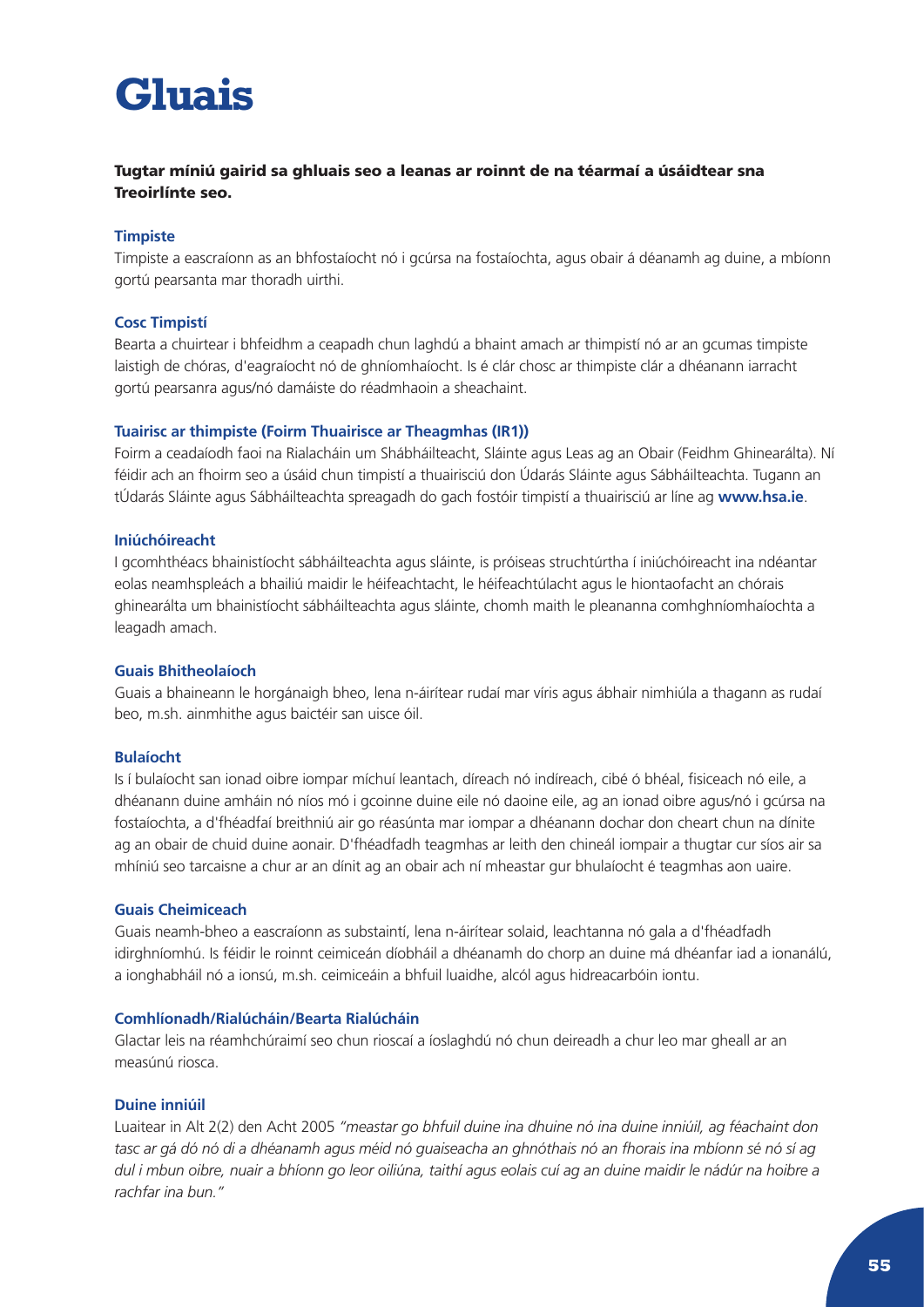# Gluais

**Tugtar míniú gairid sa ghluais seo a leanas ar roinnt de na téarmaí a úsáidtear sna Treoirlínte seo.**

**Timpiste**

Timpiste a eascraíonn as an bhfostaíocht nó i gcúrsa na fostaíochta, agus obair á déanamh ag duine, a mbíonn gortú pearsanta mar thoradh uirthi.

**Cosc Timpistí**

Bearta a chuirtear i bhfeidhm a ceapadh chun laghdú a bhaint amach ar thimpistí nó ar an gcumas timpiste laistigh de chóras, d'eagraíocht nó de ghníomhaíocht. Is é clár chosc ar thimpiste clár a dhéanann iarracht gortú pearsanra agus/nó damáiste do réadmhaoin a sheachaint.

**Tuairisc ar thimpiste (Foirm Thuairisce ar Theagmhas (IR1))**

Foirm a ceadaíodh faoi na Rialacháin um Shábháilteacht, Sláinte agus Leas ag an Obair (Feidhm Ghinearálta). Ní féidir ach an fhoirm seo a úsáid chun timpistí a thuairisciú don Údarás Sláinte agus Sábháilteachta. Tugann an tÚdarás Sláinte agus Sábháilteachta spreagadh do gach fostóir timpistí a thuairisciú ar líne ag **www.hsa.ie**.

**Iniúchóireacht**

I gcomhthéacs bhainistíocht sábháilteachta agus sláinte, is próiseas struchtúrtha í iniúchóireacht ina ndéantar eolas neamhspleách a bhailiú maidir le héifeachtacht, le héifeachtúlacht agus le hiontaofacht an chórais ghinearálta um bhainistíocht sábháilteachta agus sláinte, chomh maith le pleananna comhghníomhaíochta a leagadh amach.

**Guais Bhitheolaíoch**

Guais a bhaineann le horgánaigh bheo, lena n-áirítear rudaí mar víris agus ábhair nimhiúla a thagann as rudaí beo, m.sh. ainmhithe agus baictéir san uisce óil.

**Bulaíocht**

Is í bulaíocht san ionad oibre iompar míchuí leantach, díreach nó indíreach, cibé ó bhéal, fisiceach nó eile, a dhéanann duine amháin nó níos mó i gcoinne duine eile nó daoine eile, ag an ionad oibre agus/nó i gcúrsa na fostaíochta, a d'fhéadfaí breithniú air go réasúnta mar iompar a dhéanann dochar don cheart chun na dínite ag an obair de chuid duine aonair. D'fhéadfadh teagmhas ar leith den chineál iompair a thugtar cur síos air sa mhíniú seo tarcaisne a chur ar an dínit ag an obair ach ní mheastar gur bhulaíocht é teagmhas aon uaire.

**Guais Cheimiceach**

Guais neamh-bheo a eascraíonn as substaintí, lena n-áirítear solaid, leachtanna nó gala a d'fhéadfadh idirghníomhú. Is féidir le roinnt ceimiceán díobháil a dhéanamh do chorp an duine má dhéanfar iad a ionanálú, a ionghabháil nó a ionsú, m.sh. ceimiceáin a bhfuil luaidhe, alcól agus hidreacarbóin iontu.

**Comhlíonadh/Rialúcháin/Bearta Rialúcháin**

Glactar leis na réamhchúraimí seo chun rioscaí a íoslaghdú nó chun deireadh a chur leo mar gheall ar an measúnú riosca.

**Duine inniúil**

Luaitear in Alt 2(2) den Acht 2005 *"meastar go bhfuil duine ina dhuine nó ina duine inniúil, ag féachaint don tasc ar gá dó nó di a dhéanamh agus méid nó guaiseacha an ghnóthais nó an fhorais ina mbíonn sé nó sí ag dul i mbun oibre, nuair a bhíonn go leor oiliúna, taithí agus eolais cuí ag an duine maidir le nádúr na hoibre a rachfar ina bun."*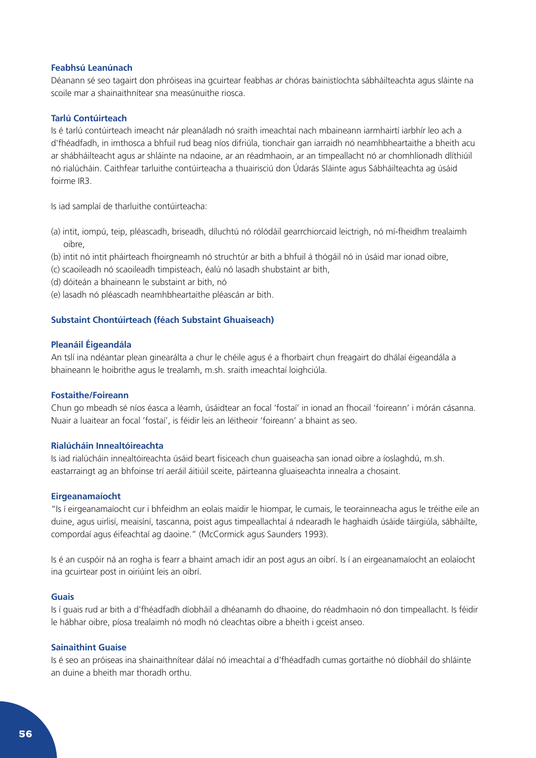### Feabhsú Leanúnach

Déanann sé seo tagairt don phróiseas ina gcuirtear feabhas ar chóras bainistíochta sábháilteachta agus sláinte na scoile mar a shainaithnítear sna measúnuithe riosca.

### Tarlú Contúirteach

Is é tarlú contúirteach imeacht nár pleanáladh nó sraith imeachtaí nach mbaineann iarmhairtí iarbhír leo ach a d'fhéadfadh, in imthosca a bhfuil rud beag níos difriúla, tionchair gan iarraidh nó neamhbheartaithe a bheith acu ar shábháilteacht agus ar shláinte na ndaoine, ar an réadmhaoin, ar an timpeallacht nó ar chomhlíonadh dlíthiúil nó rialúcháin. Caithfear tarluithe contúirteacha a thuairisciú don Údarás Sláinte agus Sábháilteachta ag úsáid foirme IR3.

Is iad samplaí de tharluithe contúirteacha:

(a) intit, iompú, teip, pléascadh, briseadh, díluchtú nó rólódáil gearrchiorcaid leictrigh, nó mí-fheidhm trealaimh oibre,
(b) intit nó intit pháirteach fhoirgneamh nó struchtúr ar bith a bhfuil á thógáil nó in úsáid mar ionad oibre,
(c) scaoileadh nó scaoileadh timpisteach, éalú nó lasadh shubstaint ar bith,
(d) dóiteán a bhaineann le substaint ar bith, nó
(e) lasadh nó pléascadh neamhbheartaithe pléascán ar bith.

### Substaint Chontúirteach (féach Substaint Ghuaiseach)

### Pleanáil Éigeandála

An tslí ina ndéantar plean ginearálta a chur le chéile agus é a fhorbairt chun freagairt do dhálaí éigeandála a bhaineann le hoibrithe agus le trealamh, m.sh. sraith imeachtaí loighciúla.

### Fostaithe/Foireann

Chun go mbeadh sé níos éasca a léamh, úsáidtear an focal 'fostaí' in ionad an fhocail 'foireann' i mórán cásanna. Nuair a luaitear an focal 'fostaí', is féidir leis an léitheoir 'foireann' a bhaint as seo.

### Rialúcháin Innealtóireachta

Is iad rialúcháin innealtóireachta úsáid beart fisiceach chun guaiseacha san ionad oibre a íoslaghdú, m.sh. eastarraingt ag an bhfoinse trí aeráil áitiúil sceite, páirteanna gluaiseachta innealra a chosaint.

### Eirgeanamaíocht

"Is í eirgeanamaíocht cur i bhfeidhm an eolais maidir le hiompar, le cumais, le teorainneacha agus le tréithe eile an duine, agus uirlisí, meaisíní, tascanna, poist agus timpeallachtaí á ndearadh le haghaidh úsáide táirgiúla, sábháilte, compordaí agus éifeachtaí ag daoine." (McCormick agus Saunders 1993).

Is é an cuspóir ná an rogha is fearr a bhaint amach idir an post agus an oibrí. Is í an eirgeanamaíocht an eolaíocht ina gcuirtear post in oiriúint leis an oibrí.

### Guais

Is í guais rud ar bith a d'fhéadfadh díobháil a dhéanamh do dhaoine, do réadmhaoin nó don timpeallacht. Is féidir le hábhar oibre, píosa trealaimh nó modh nó cleachtas oibre a bheith i gceist anseo.

### Sainaithint Guaise

Is é seo an próiseas ina shainaithnítear dálaí nó imeachtaí a d'fhéadfadh cumas gortaithe nó díobháil do shláinte an duine a bheith mar thoradh orthu.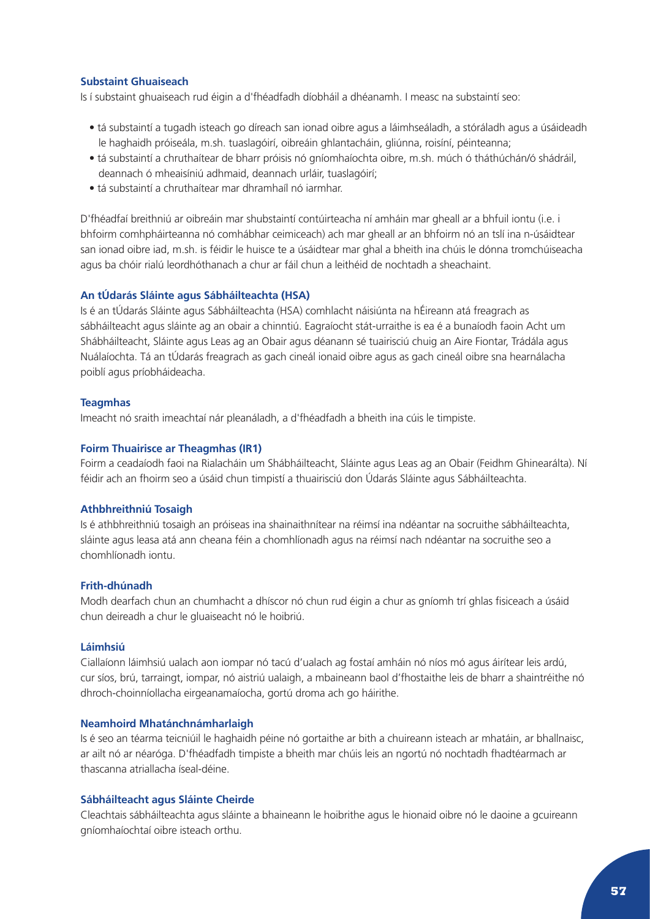**Substaint Ghuaiseach**

Is í substaint ghuaiseach rud éigin a d'fhéadfadh díobháil a dhéanamh. I measc na substaintí seo:

- tá substaintí a tugadh isteach go díreach san ionad oibre agus a láimhseáladh, a stóráladh agus a úsáideadh le haghaidh próiseála, m.sh. tuaslagóirí, oibreáin ghlantacháin, gliúnna, roisíní, péinteanna;
- tá substaintí a chruthaítear de bharr próisis nó gníomhaíochta oibre, m.sh. múch ó tháthúchán/ó shádráil, deannach ó mheaisíniú adhmaid, deannach urláir, tuaslagóirí;
- tá substaintí a chruthaítear mar dhramhaíl nó iarmhar.

D'fhéadfaí breithniú ar oibreáin mar shubstaintí contúirteacha ní amháin mar gheall ar a bhfuil iontu (i.e. i bhfoirm comhpháirteanna nó comhábhar ceimiceach) ach mar gheall ar an bhfoirm nó an tslí ina n-úsáidtear san ionad oibre iad, m.sh. is féidir le huisce te a úsáidtear mar ghal a bheith ina chúis le dónna tromchúiseacha agus ba chóir rialú leordhóthanach a chur ar fáil chun a leithéid de nochtadh a sheachaint.

**An tÚdarás Sláinte agus Sábháilteachta (HSA)**

Is é an tÚdarás Sláinte agus Sábháilteachta (HSA) comhlacht náisiúnta na hÉireann atá freagrach as sábháilteacht agus sláinte ag an obair a chinntiú. Eagraíocht stát-urraithe is ea é a bunaíodh faoin Acht um Shábháilteacht, Sláinte agus Leas ag an Obair agus déanann sé tuairisciú chuig an Aire Fiontar, Trádála agus Nuálaíochta. Tá an tÚdarás freagrach as gach cineál ionaid oibre agus as gach cineál oibre sna hearnálacha poiblí agus príobháideacha.

**Teagmhas**

Imeacht nó sraith imeachtaí nár pleanáladh, a d'fhéadfadh a bheith ina cúis le timpiste.

**Foirm Thuairisce ar Theagmhas (IR1)**

Foirm a ceadaíodh faoi na Rialacháin um Shábháilteacht, Sláinte agus Leas ag an Obair (Feidhm Ghinearálta). Ní féidir ach an fhoirm seo a úsáid chun timpistí a thuairisciú don Údarás Sláinte agus Sábháilteachta.

**Athbhreithniú Tosaigh**

Is é athbhreithniú tosaigh an próiseas ina shainaithnítear na réimsí ina ndéantar na socruithe sábháilteachta, sláinte agus leasa atá ann cheana féin a chomhlíonadh agus na réimsí nach ndéantar na socruithe seo a chomhlíonadh iontu.

**Frith-dhúnadh**

Modh dearfach chun an chumhacht a dhíscor nó chun rud éigin a chur as gníomh trí ghlas fisiceach a úsáid chun deireadh a chur le gluaiseacht nó le hoibriú.

**Láimhsiú**

Ciallaíonn láimhsiú ualach aon iompar nó tacú d'ualach ag fostaí amháin nó níos mó agus áirítear leis ardú, cur síos, brú, tarraingt, iompar, nó aistriú ualaigh, a mbaineann baol d'fhostaithe leis de bharr a shaintréithe nó dhroch-choinníollacha eirgeanamaíocha, gortú droma ach go háirithe.

**Neamhoird Mhatánchnámharlaigh**

Is é seo an téarma teicniúil le haghaidh péine nó gortaithe ar bith a chuireann isteach ar mhatáin, ar bhallnaisc, ar ailt nó ar néaróga. D'fhéadfadh timpiste a bheith mar chúis leis an ngortú nó nochtadh fhadtéarmach ar thascanna atriallacha íseal-déine.

**Sábháilteacht agus Sláinte Cheirde**

Cleachtais sábháilteachta agus sláinte a bhaineann le hoibrithe agus le hionaid oibre nó le daoine a gcuireann gníomhaíochtaí oibre isteach orthu.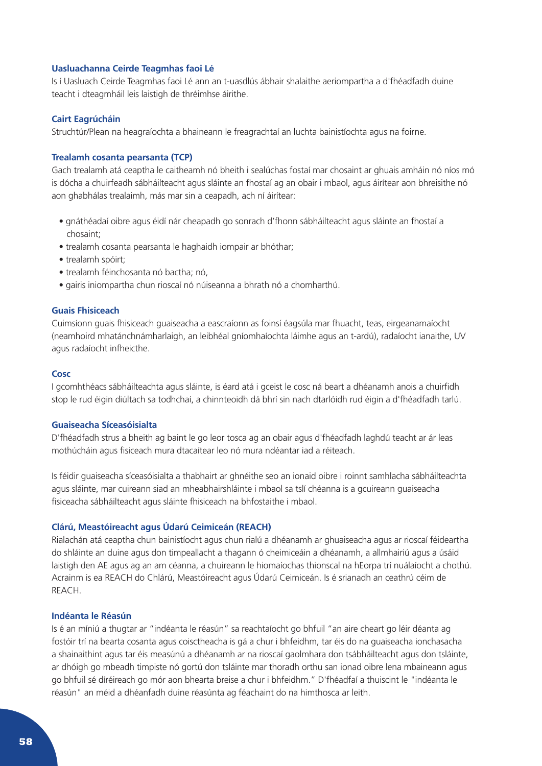### Uasluachanna Ceirde Teagmhas faoi Lé

Is í Uasluach Ceirde Teagmhas faoi Lé ann an t-uasdlús ábhair shalaithe aeriompartha a d'fhéadfadh duine teacht i dteagmháil leis laistigh de thréimhse áirithe.

### Cairt Eagrúcháin

Struchtúr/Plean na heagraíochta a bhaineann le freagrachtaí an luchta bainistíochta agus na foirne.

### Trealamh cosanta pearsanta (TCP)

Gach trealamh atá ceaptha le caitheamh nó bheith i sealúchas fostaí mar chosaint ar ghuais amháin nó níos mó is dócha a chuirfeadh sábháilteacht agus sláinte an fhostaí ag an obair i mbaol, agus áirítear aon bhreisithe nó aon ghabhálas trealaimh, más mar sin a ceapadh, ach ní áirítear:

- gnáthéadaí oibre agus éidí nár cheapadh go sonrach d'fhonn sábháilteacht agus sláinte an fhostaí a chosaint;
- trealamh cosanta pearsanta le haghaidh iompair ar bhóthar;
- trealamh spóirt;
- trealamh féinchosanta nó bactha; nó,
- gairis iniompartha chun rioscaí nó núiseanna a bhrath nó a chomharthú.

### Guais Fhisiceach

Cuimsíonn guais fhisiceach guaiseacha a eascraíonn as foinsí éagsúla mar fhuacht, teas, eirgeanamaíocht (neamhoird mhatánchnámharlaigh, an leibhéal gníomhaíochta láimhe agus an t-ardú), radaíocht ianaithe, UV agus radaíocht infheicthe.

### Cosc

I gcomhthéacs sábháilteachta agus sláinte, is éard atá i gceist le cosc ná beart a dhéanamh anois a chuirfidh stop le rud éigin diúltach sa todhchaí, a chinnteoidh dá bhrí sin nach dtarlóidh rud éigin a d'fhéadfadh tarlú.

### Guaiseacha Síceasóisialta

D'fhéadfadh strus a bheith ag baint le go leor tosca ag an obair agus d'fhéadfadh laghdú teacht ar ár leas mothúcháin agus fisiceach mura dtacaítear leo nó mura ndéantar iad a réiteach.

Is féidir guaiseacha síceasóisialta a thabhairt ar ghnéithe seo an ionaid oibre i roinnt samhlacha sábháilteachta agus sláinte, mar cuireann siad an mheabhairshláinte i mbaol sa tslí chéanna is a gcuireann guaiseacha fisiceacha sábháilteacht agus sláinte fhisiceach na bhfostaithe i mbaol.

### Clárú, Meastóireacht agus Údarú Ceimiceán (REACH)

Rialachán atá ceaptha chun bainistíocht agus chun rialú a dhéanamh ar ghuaiseacha agus ar rioscaí féideartha do shláinte an duine agus don timpeallacht a thagann ó cheimiceáin a dhéanamh, a allmhairiú agus a úsáid laistigh den AE agus ag an am céanna, a chuireann le hiomaíochas thionscal na hEorpa trí nuálaíocht a chothú. Acrainm is ea REACH do Chlárú, Meastóireacht agus Údarú Ceimiceán. Is é srianadh an ceathrú céim de REACH.

### Indéanta le Réasún

Is é an míniú a thugtar ar "indéanta le réasún" sa reachtaíocht go bhfuil "an aire cheart go léir déanta ag fostóir trí na bearta cosanta agus coisctheacha is gá a chur i bhfeidhm, tar éis do na guaiseacha ionchasacha a shainaithint agus tar éis measúnú a dhéanamh ar na rioscaí gaolmhara don tsábháilteacht agus don tsláinte, ar dhóigh go mbeadh timpiste nó gortú don tsláinte mar thoradh orthu san ionad oibre lena mbaineann agus go bhfuil sé díréireach go mór aon bhearta breise a chur i bhfeidhm." D'fhéadfaí a thuiscint le "indéanta le réasún" an méid a dhéanfadh duine réasúnta ag féachaint do na himthosca ar leith.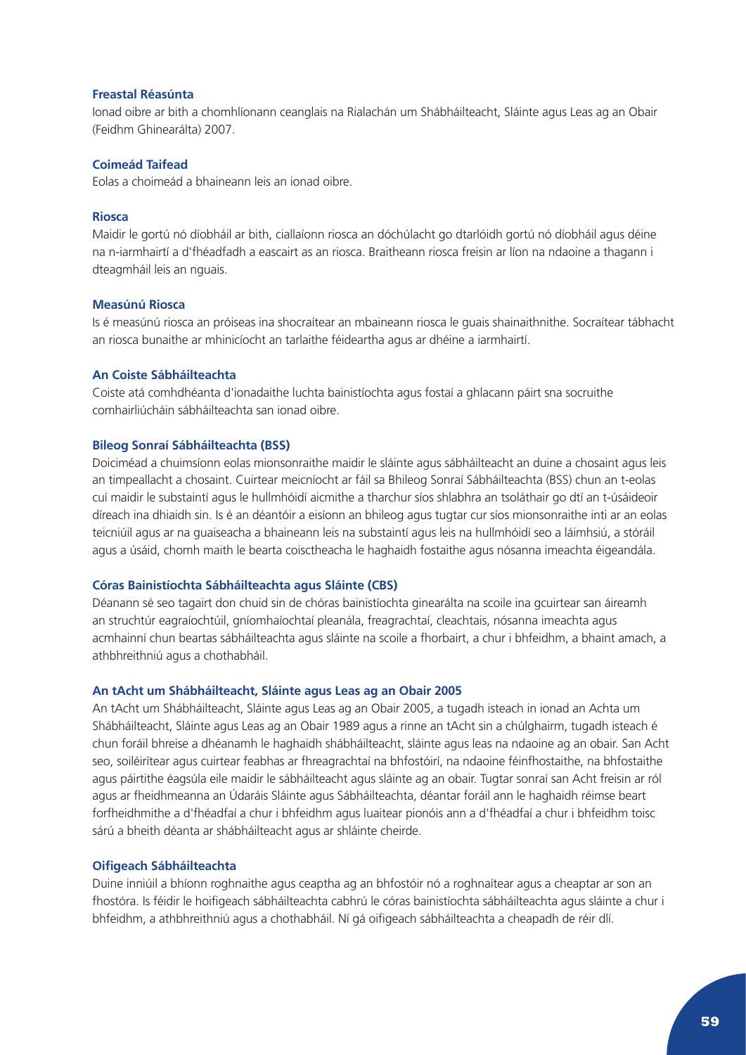**Freastal Réasúnta**

Ionad oibre ar bith a chomhlíonann ceanglais na Rialachán um Shábháilteacht, Sláinte agus Leas ag an Obair (Feidhm Ghinearálta) 2007.

**Coimeád Taifead**

Eolas a choimeád a bhaineann leis an ionad oibre.

**Riosca**

Maidir le gortú nó díobháil ar bith, ciallaíonn riosca an dóchúlacht go dtarlóidh gortú nó díobháil agus déine na n-iarmhairtí a d'fhéadfadh a eascairt as an riosca. Braitheann riosca freisin ar líon na ndaoine a thagann i dteagmháil leis an nguais.

**Measúnú Riosca**

Is é measúnú riosca an próiseas ina shocraítear an mbaineann riosca le guais shainaithnithe. Socraítear tábhacht an riosca bunaithe ar mhinicíocht an tarlaithe féideartha agus ar dhéine a iarmhairtí.

**An Coiste Sábháilteachta**

Coiste atá comhdhéanta d'ionadaithe luchta bainistíochta agus fostaí a ghlacann páirt sna socruithe comhairliúcháin sábháilteachta san ionad oibre.

**Bileog Sonraí Sábháilteachta (BSS)**

Doiciméad a chuimsíonn eolas mionsonraithe maidir le sláinte agus sábháilteacht an duine a chosaint agus leis an timpeallacht a chosaint. Cuirtear meicníocht ar fáil sa Bhileog Sonraí Sábháilteachta (BSS) chun an t-eolas cuí maidir le substaintí agus le hullmhóidí aicmithe a tharchur síos shlabhra an tsoláthair go dtí an t-úsáideoir díreach ina dhiaidh sin. Is é an déantóir a eisíonn an bhileog agus tugtar cur síos mionsonraithe inti ar an eolas teicniúil agus ar na guaiseacha a bhaineann leis na substaintí agus leis na hullmhóidí seo a láimhsiú, a stóráil agus a úsáid, chomh maith le bearta coisctheacha le haghaidh fostaithe agus nósanna imeachta éigeandála.

**Córas Bainistíochta Sábháilteachta agus Sláinte (CBS)**

Déanann sé seo tagairt don chuid sin de chóras bainistíochta ginearálta na scoile ina gcuirtear san áireamh an struchtúr eagraíochtúil, gníomhaíochtaí pleanála, freagrachtaí, cleachtais, nósanna imeachta agus acmhainní chun beartas sábháilteachta agus sláinte na scoile a fhorbairt, a chur i bhfeidhm, a bhaint amach, a athbhreithniú agus a chothabháil.

**An tAcht um Shábháilteacht, Sláinte agus Leas ag an Obair 2005**

An tAcht um Shábháilteacht, Sláinte agus Leas ag an Obair 2005, a tugadh isteach in ionad an Achta um Shábháilteacht, Sláinte agus Leas ag an Obair 1989 agus a rinne an tAcht sin a chúlghairm, tugadh isteach é chun foráil bhreise a dhéanamh le haghaidh shábháilteacht, sláinte agus leas na ndaoine ag an obair. San Acht seo, soiléirítear agus cuirtear feabhas ar fhreagrachtaí na bhfostóirí, na ndaoine féinfhostaithe, na bhfostaithe agus páirtithe éagsúla eile maidir le sábháilteacht agus sláinte ag an obair. Tugtar sonraí san Acht freisin ar ról agus ar fheidhmeanna an Údaráis Sláinte agus Sábháilteachta, déantar foráil ann le haghaidh réimse beart forfheidhmithe a d'fhéadfaí a chur i bhfeidhm agus luaitear pionóis ann a d'fhéadfaí a chur i bhfeidhm toisc sárú a bheith déanta ar shábháilteacht agus ar shláinte cheirde.

**Oifigeach Sábháilteachta**

Duine inniúil a bhíonn roghnaithe agus ceaptha ag an bhfostóir nó a roghnaítear agus a cheaptar ar son an fhostóra. Is féidir le hoifigeach sábháilteachta cabhrú le córas bainistíochta sábháilteachta agus sláinte a chur i bhfeidhm, a athbhreithniú agus a chothabháil. Ní gá oifigeach sábháilteachta a cheapadh de réir dlí.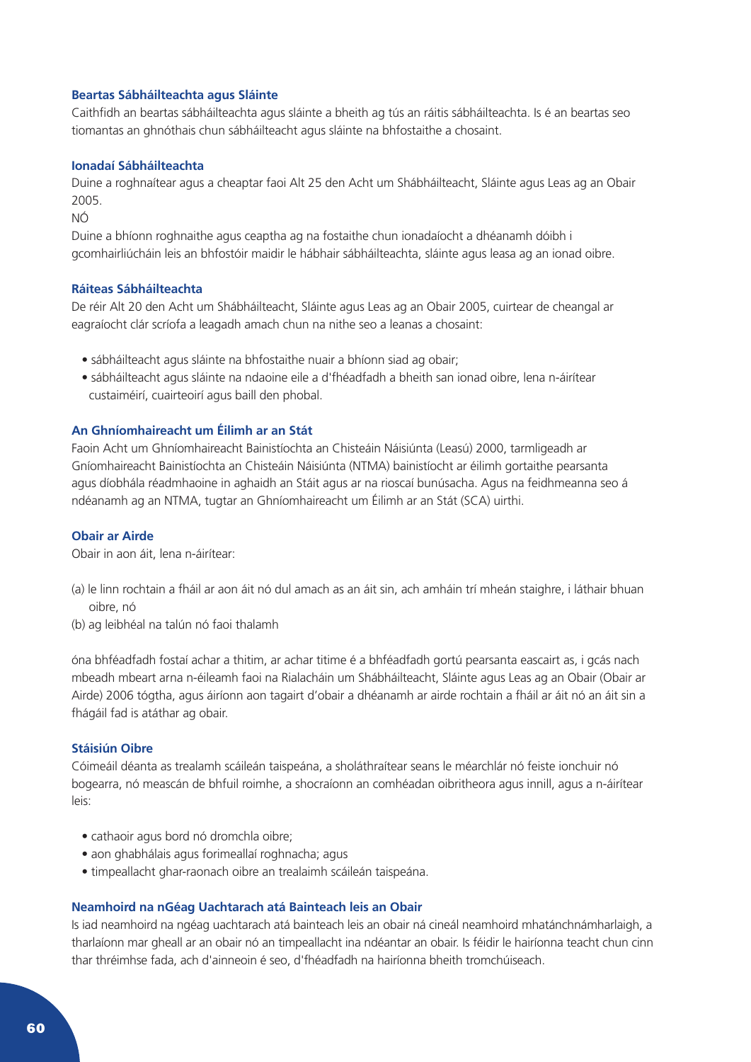### Beartas Sábháilteachta agus Sláinte

Caithfidh an beartas sábháilteachta agus sláinte a bheith ag tús an ráitis sábháilteachta. Is é an beartas seo tiomantas an ghnóthais chun sábháilteacht agus sláinte na bhfostaithe a chosaint.

### Ionadaí Sábháilteachta

Duine a roghnaítear agus a cheaptar faoi Alt 25 den Acht um Shábháilteacht, Sláinte agus Leas ag an Obair 2005.

NÓ

Duine a bhíonn roghnaithe agus ceaptha ag na fostaithe chun ionadaíocht a dhéanamh dóibh i gcomhairliúcháin leis an bhfostóir maidir le hábhair sábháilteachta, sláinte agus leasa ag an ionad oibre.

### Ráiteas Sábháilteachta

De réir Alt 20 den Acht um Shábháilteacht, Sláinte agus Leas ag an Obair 2005, cuirtear de cheangal ar eagraíocht clár scríofa a leagadh amach chun na nithe seo a leanas a chosaint:

- sábháilteacht agus sláinte na bhfostaithe nuair a bhíonn siad ag obair;
- sábháilteacht agus sláinte na ndaoine eile a d'fhéadfadh a bheith san ionad oibre, lena n-áirítear custaiméirí, cuairteoirí agus baill den phobal.

### An Ghníomhaireacht um Éilimh ar an Stát

Faoin Acht um Ghníomhaireacht Bainistíochta an Chisteáin Náisiúnta (Leasú) 2000, tarmligeadh ar Gníomhaireacht Bainistíochta an Chisteáin Náisiúnta (NTMA) bainistíocht ar éilimh gortaithe pearsanta agus díobhála réadmhaoine in aghaidh an Stáit agus ar na rioscaí bunúsacha. Agus na feidhmeanna seo á ndéanamh ag an NTMA, tugtar an Ghníomhaireacht um Éilimh ar an Stát (SCA) uirthi.

### Obair ar Airde

Obair in aon áit, lena n-áirítear:

(a) le linn rochtain a fháil ar aon áit nó dul amach as an áit sin, ach amháin trí mheán staighre, i láthair bhuan oibre, nó

(b) ag leibhéal na talún nó faoi thalamh

óna bhféadfadh fostaí achar a thitim, ar achar titime é a bhféadfadh gortú pearsanta eascairt as, i gcás nach mbeadh mbeart arna n-éileamh faoi na Rialacháin um Shábháilteacht, Sláinte agus Leas ag an Obair (Obair ar Airde) 2006 tógtha, agus áiríonn aon tagairt d'obair a dhéanamh ar airde rochtain a fháil ar áit nó an áit sin a fhágáil fad is atáthar ag obair.

### Stáisiún Oibre

Cóimeáil déanta as trealamh scáileán taispeána, a sholáthraítear seans le méarchlár nó feiste ionchuir nó bogearra, nó meascán de bhfuil roimhe, a shocraíonn an comhéadan oibritheora agus innill, agus a n-áirítear leis:

- cathaoir agus bord nó dromchla oibre;
- aon ghabhálais agus forimeallaí roghnacha; agus
- timpeallacht ghar-raonach oibre an trealaimh scáileán taispeána.

### Neamhoird na nGéag Uachtarach atá Bainteach leis an Obair

Is iad neamhoird na ngéag uachtarach atá bainteach leis an obair ná cineál neamhoird mhatánchnámharlaigh, a tharlaíonn mar gheall ar an obair nó an timpeallacht ina ndéantar an obair. Is féidir le hairíonna teacht chun cinn thar thréimhse fada, ach d'ainneoin é seo, d'fhéadfadh na hairíonna bheith tromchúiseach.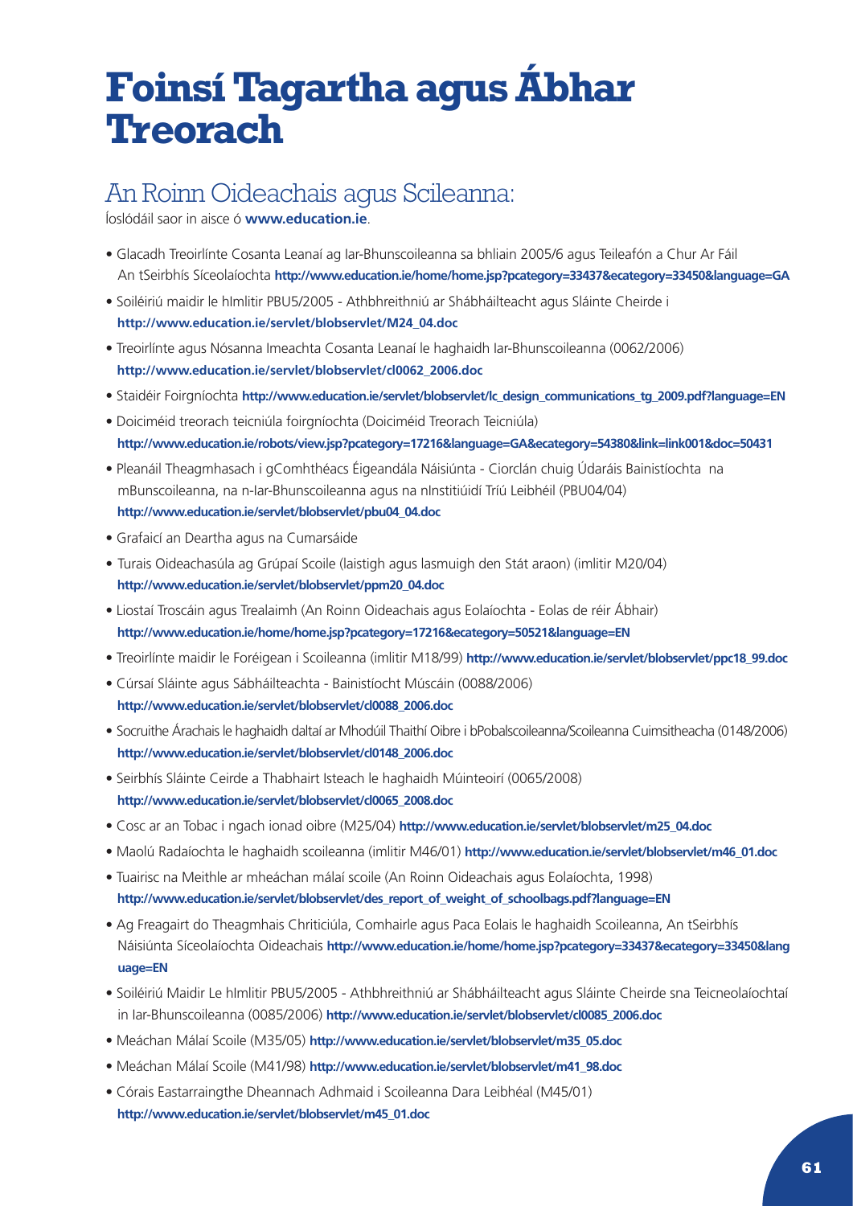# Foinsí Tagartha agus Ábhar Treorach

## An Roinn Oideachais agus Scileanna:

Íoslódáil saor in aisce ó **www.education.ie**.

- Glacadh Treoirlínte Cosanta Leanaí ag Iar-Bhunscoileanna sa bhliain 2005/6 agus Teileafón a Chur Ar Fáil An tSeirbhís Síceolaíochta **http://www.education.ie/home/home.jsp?pcategory=33437&ecategory=33450&language=GA**
- Soiléiriú maidir le hImlitir PBU5/2005 - Athbhreithniú ar Shábháilteacht agus Sláinte Cheirde i **http://www.education.ie/servlet/blobservlet/M24_04.doc**
- Treoirlínte agus Nósanna Imeachta Cosanta Leanaí le haghaidh Iar-Bhunscoileanna (0062/2006) **http://www.education.ie/servlet/blobservlet/cl0062_2006.doc**
- Staidéir Foirgníochta **http://www.education.ie/servlet/blobservlet/lc_design_communications_tg_2009.pdf?language=EN**
- Doiciméid treorach teicniúla foirgníochta (Doiciméid Treorach Teicniúla) **http://www.education.ie/robots/view.jsp?pcategory=17216&language=GA&ecategory=54380&link=link001&doc=50431**
- Pleanáil Theagmhasach i gComhthéacs Éigeandála Náisiúnta - Ciorclán chuig Údaráis Bainistíochta na mBunscoileanna, na n-Iar-Bhunscoileanna agus na nInstitiúidí Tríú Leibhéil (PBU04/04) **http://www.education.ie/servlet/blobservlet/pbu04_04.doc**
- Grafaicí an Deartha agus na Cumarsáide
- Turais Oideachasúla ag Grúpaí Scoile (laistigh agus lasmuigh den Stát araon) (imlitir M20/04) **http://www.education.ie/servlet/blobservlet/ppm20_04.doc**
- Liostaí Troscáin agus Trealaimh (An Roinn Oideachais agus Eolaíochta - Eolas de réir Ábhair) **http://www.education.ie/home/home.jsp?pcategory=17216&ecategory=50521&language=EN**
- Treoirlínte maidir le Foréigean i Scoileanna (imlitir M18/99) **http://www.education.ie/servlet/blobservlet/ppc18_99.doc**
- Cúrsaí Sláinte agus Sábháilteachta - Bainistíocht Múscáin (0088/2006) **http://www.education.ie/servlet/blobservlet/cl0088_2006.doc**
- Socruithe Árachais le haghaidh daltaí ar Mhodúil Thaithí Oibre i bPobalscoileanna/Scoileanna Cuimsitheacha (0148/2006) **http://www.education.ie/servlet/blobservlet/cl0148_2006.doc**
- Seirbhís Sláinte Ceirde a Thabhairt Isteach le haghaidh Múinteoirí (0065/2008) **http://www.education.ie/servlet/blobservlet/cl0065_2008.doc**
- Cosc ar an Tobac i ngach ionad oibre (M25/04) **http://www.education.ie/servlet/blobservlet/m25_04.doc**
- Maolú Radaíochta le haghaidh scoileanna (imlitir M46/01) **http://www.education.ie/servlet/blobservlet/m46_01.doc**
- Tuairisc na Meithle ar mheáchan málaí scoile (An Roinn Oideachais agus Eolaíochta, 1998) **http://www.education.ie/servlet/blobservlet/des_report_of_weight_of_schoolbags.pdf?language=EN**
- Ag Freagairt do Theagmhais Chriticiúla, Comhairle agus Paca Eolais le haghaidh Scoileanna, An tSeirbhís Náisiúnta Síceolaíochta Oideachais **http://www.education.ie/home/home.jsp?pcategory=33437&ecategory=33450&language=EN**
- Soiléiriú Maidir Le hImlitir PBU5/2005 - Athbhreithniú ar Shábháilteacht agus Sláinte Cheirde sna Teicneolaíochtaí in Iar-Bhunscoileanna (0085/2006) **http://www.education.ie/servlet/blobservlet/cl0085_2006.doc**
- Meáchan Málaí Scoile (M35/05) **http://www.education.ie/servlet/blobservlet/m35_05.doc**
- Meáchan Málaí Scoile (M41/98) **http://www.education.ie/servlet/blobservlet/m41_98.doc**
- Córais Eastarraingthe Dheannach Adhmaid i Scoileanna Dara Leibhéal (M45/01) **http://www.education.ie/servlet/blobservlet/m45_01.doc**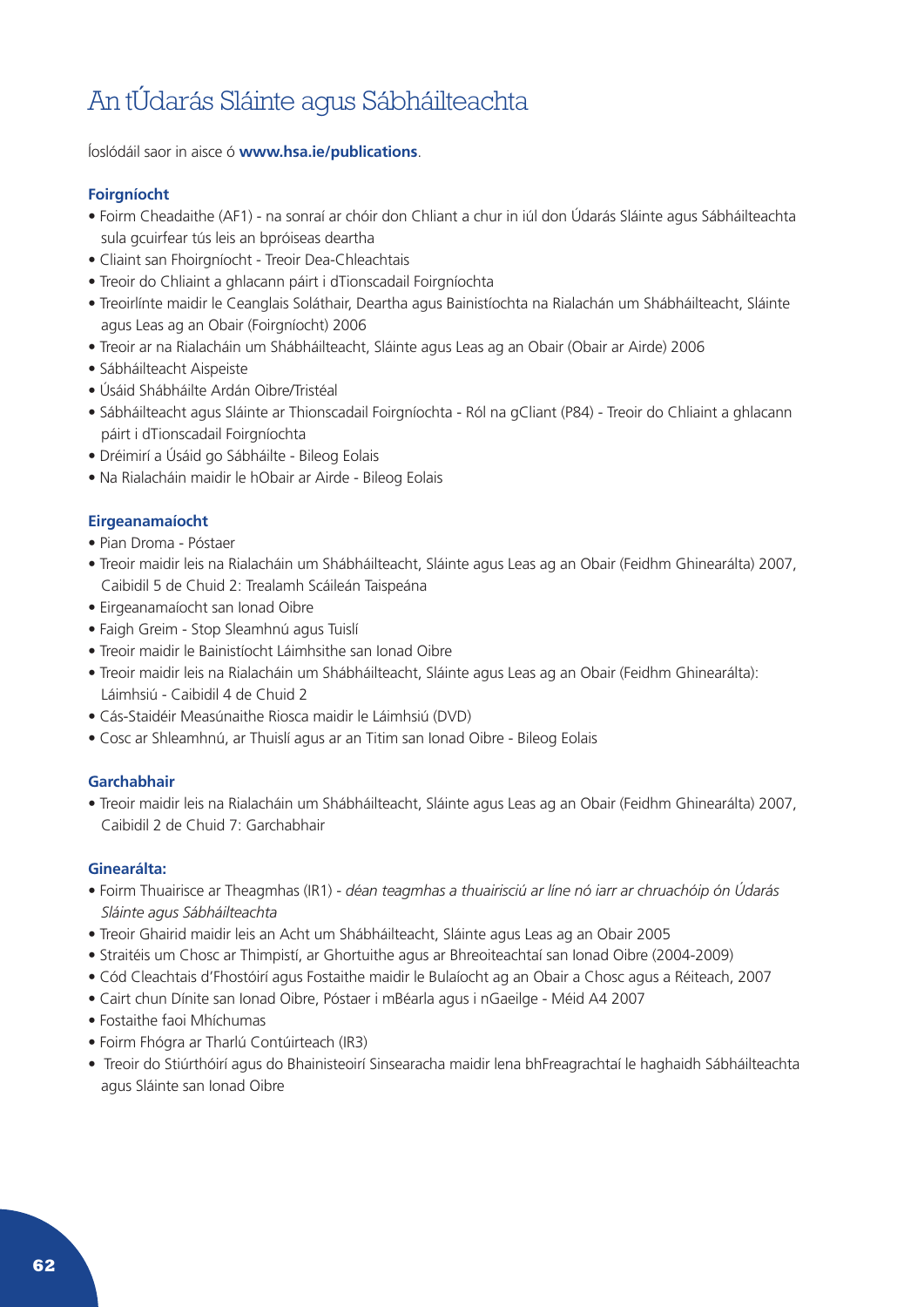# An tÚdarás Sláinte agus Sábháilteachta

Íoslódáil saor in aisce ó **www.hsa.ie/publications**.

### Foirgníocht

- Foirm Cheadaithe (AF1) - na sonraí ar chóir don Chliant a chur in iúl don Údarás Sláinte agus Sábháilteachta sula gcuirfear tús leis an bpróiseas deartha
- Cliaint san Fhoirgníocht - Treoir Dea-Chleachtais
- Treoir do Chliaint a ghlacann páirt i dTionscadail Foirgníochta
- Treoirlínte maidir le Ceanglais Soláthair, Deartha agus Bainistíochta na Rialachán um Shábháilteacht, Sláinte agus Leas ag an Obair (Foirgníocht) 2006
- Treoir ar na Rialacháin um Shábháilteacht, Sláinte agus Leas ag an Obair (Obair ar Airde) 2006
- Sábháilteacht Aispeiste
- Úsáid Shábháilte Ardán Oibre/Tristéal
- Sábháilteacht agus Sláinte ar Thionscadail Foirgníochta - Ról na gCliant (P84) - Treoir do Chliaint a ghlacann páirt i dTionscadail Foirgníochta
- Dréimirí a Úsáid go Sábháilte - Bileog Eolais
- Na Rialacháin maidir le hObair ar Airde - Bileog Eolais

### Eirgeanamaíocht

- Pian Droma - Póstaer
- Treoir maidir leis na Rialacháin um Shábháilteacht, Sláinte agus Leas ag an Obair (Feidhm Ghinearálta) 2007, Caibidil 5 de Chuid 2: Trealamh Scáileán Taispeána
- Eirgeanamaíocht san Ionad Oibre
- Faigh Greim - Stop Sleamhnú agus Tuislí
- Treoir maidir le Bainistíocht Láimhsithe san Ionad Oibre
- Treoir maidir leis na Rialacháin um Shábháilteacht, Sláinte agus Leas ag an Obair (Feidhm Ghinearálta): Láimhsiú - Caibidil 4 de Chuid 2
- Cás-Staidéir Measúnaithe Riosca maidir le Láimhsiú (DVD)
- Cosc ar Shleamhnú, ar Thuislí agus ar an Titim san Ionad Oibre - Bileog Eolais

### Garchabhair

- Treoir maidir leis na Rialacháin um Shábháilteacht, Sláinte agus Leas ag an Obair (Feidhm Ghinearálta) 2007, Caibidil 2 de Chuid 7: Garchabhair

### Ginearálta:

- Foirm Thuairisce ar Theagmhas (IR1) - *déan teagmhas a thuairisciú ar líne nó iarr ar chruachóip ón Údarás Sláinte agus Sábháilteachta*
- Treoir Ghairid maidir leis an Acht um Shábháilteacht, Sláinte agus Leas ag an Obair 2005
- Straitéis um Chosc ar Thimpistí, ar Ghortuithe agus ar Bhreoiteachtaí san Ionad Oibre (2004-2009)
- Cód Cleachtais d'Fhostóirí agus Fostaithe maidir le Bulaíocht ag an Obair a Chosc agus a Réiteach, 2007
- Cairt chun Dínite san Ionad Oibre, Póstaer i mBéarla agus i nGaeilge - Méid A4 2007
- Fostaithe faoi Mhíchumas
- Foirm Fhógra ar Tharlú Contúirteach (IR3)
- Treoir do Stiúrthóirí agus do Bhainisteoirí Sinsearacha maidir lena bhFreagrachtaí le haghaidh Sábháilteachta agus Sláinte san Ionad Oibre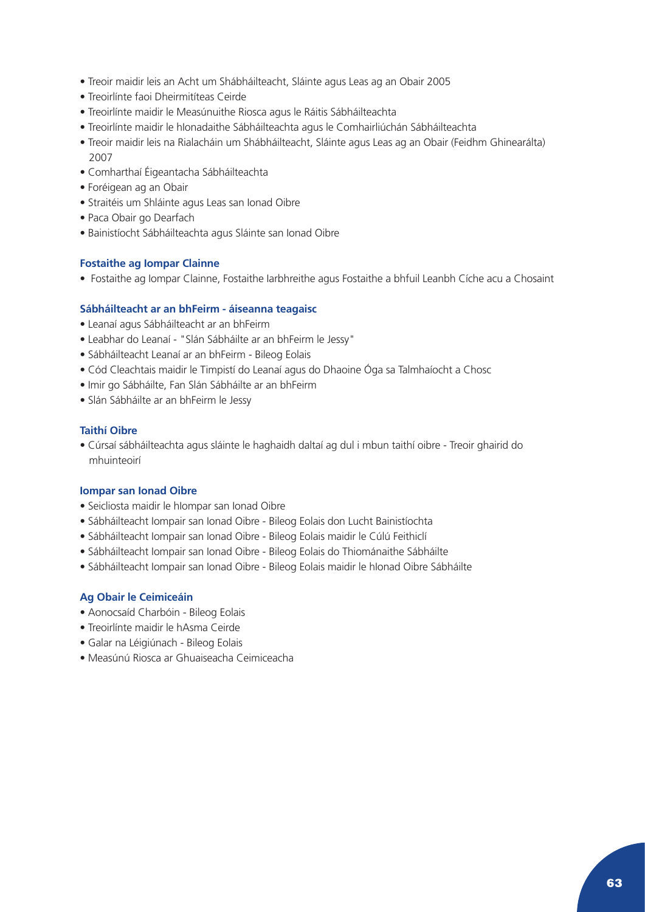- Treoir maidir leis an Acht um Shábháilteacht, Sláinte agus Leas ag an Obair 2005
- Treoirlínte faoi Dheirmitíteas Ceirde
- Treoirlínte maidir le Measúnuithe Riosca agus le Ráitis Sábháilteachta
- Treoirlínte maidir le hIonadaithe Sábháilteachta agus le Comhairliúchán Sábháilteachta
- Treoir maidir leis na Rialacháin um Shábháilteacht, Sláinte agus Leas ag an Obair (Feidhm Ghinearálta) 2007
- Comharthaí Éigeantacha Sábháilteachta
- Foréigean ag an Obair
- Straitéis um Shláinte agus Leas san Ionad Oibre
- Paca Obair go Dearfach
- Bainistíocht Sábháilteachta agus Sláinte san Ionad Oibre

### Fostaithe ag Iompar Clainne

- Fostaithe ag Iompar Clainne, Fostaithe Iarbhreithe agus Fostaithe a bhfuil Leanbh Cíche acu a Chosaint

### Sábháilteacht ar an bhFeirm - áiseanna teagaisc

- Leanaí agus Sábháilteacht ar an bhFeirm
- Leabhar do Leanaí - "Slán Sábháilte ar an bhFeirm le Jessy"
- Sábháilteacht Leanaí ar an bhFeirm - Bileog Eolais
- Cód Cleachtais maidir le Timpistí do Leanaí agus do Dhaoine Óga sa Talmhaíocht a Chosc
- Imir go Sábháilte, Fan Slán Sábháilte ar an bhFeirm
- Slán Sábháilte ar an bhFeirm le Jessy

### Taithí Oibre

- Cúrsaí sábháilteachta agus sláinte le haghaidh daltaí ag dul i mbun taithí oibre - Treoir ghairid do mhuinteoirí

### Iompar san Ionad Oibre

- Seicliosta maidir le hIompar san Ionad Oibre
- Sábháilteacht Iompair san Ionad Oibre - Bileog Eolais don Lucht Bainistíochta
- Sábháilteacht Iompair san Ionad Oibre - Bileog Eolais maidir le Cúlú Feithiclí
- Sábháilteacht Iompair san Ionad Oibre - Bileog Eolais do Thiománaithe Sábháilte
- Sábháilteacht Iompair san Ionad Oibre - Bileog Eolais maidir le hIonad Oibre Sábháilte

### Ag Obair le Ceimiceáin

- Aonocsaíd Charbóin - Bileog Eolais
- Treoirlínte maidir le hAsma Ceirde
- Galar na Léigiúnach - Bileog Eolais
- Measúnú Riosca ar Ghuaiseacha Ceimiceacha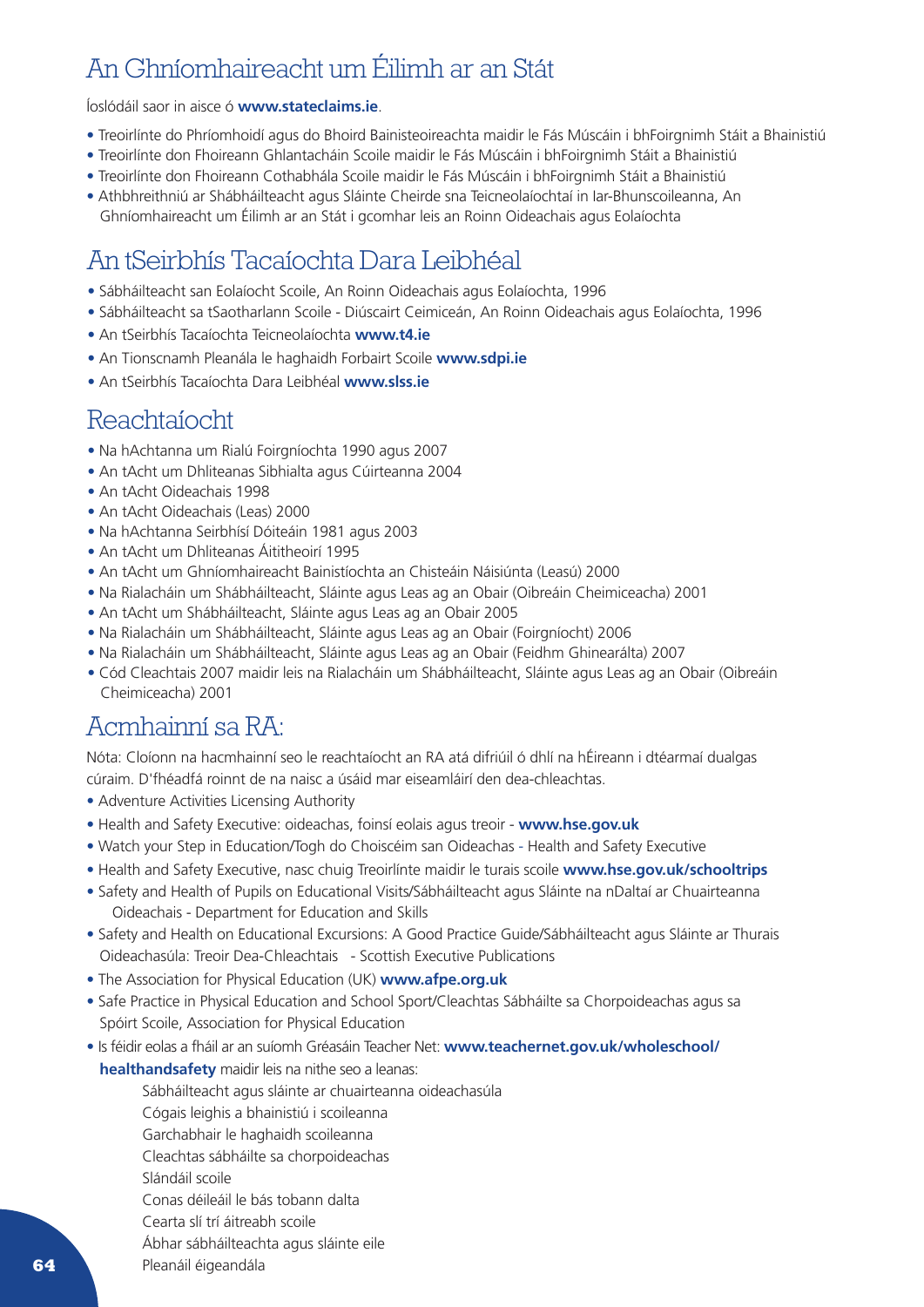## An Ghníomhaireacht um Éilimh ar an Stát

Íoslódáil saor in aisce ó **www.stateclaims.ie**.

- Treoirlínte do Phríomhoidí agus do Bhoird Bainisteoireachta maidir le Fás Múscáin i bhFoirgnimh Stáit a Bhainistiú
- Treoirlínte don Fhoireann Ghlantacháin Scoile maidir le Fás Múscáin i bhFoirgnimh Stáit a Bhainistiú
- Treoirlínte don Fhoireann Cothabhála Scoile maidir le Fás Múscáin i bhFoirgnimh Stáit a Bhainistiú
- Athbhreithniú ar Shábháilteacht agus Sláinte Cheirde sna Teicneolaíochtaí in Iar-Bhunscoileanna, An Ghníomhaireacht um Éilimh ar an Stát i gcomhar leis an Roinn Oideachais agus Eolaíochta

## An tSeirbhís Tacaíochta Dara Leibhéal

- Sábháilteacht san Eolaíocht Scoile, An Roinn Oideachais agus Eolaíochta, 1996
- Sábháilteacht sa tSaotharlann Scoile - Diúscairt Ceimiceán, An Roinn Oideachais agus Eolaíochta, 1996
- An tSeirbhís Tacaíochta Teicneolaíochta **www.t4.ie**
- An Tionscnamh Pleanála le haghaidh Forbairt Scoile **www.sdpi.ie**
- An tSeirbhís Tacaíochta Dara Leibhéal **www.slss.ie**

## Reachtaíocht

- Na hAchtanna um Rialú Foirgníochta 1990 agus 2007
- An tAcht um Dhliteanas Sibhialta agus Cúirteanna 2004
- An tAcht Oideachais 1998
- An tAcht Oideachais (Leas) 2000
- Na hAchtanna Seirbhísí Dóiteáin 1981 agus 2003
- An tAcht um Dhliteanas Áititheoirí 1995
- An tAcht um Ghníomhaireacht Bainistíochta an Chisteáin Náisiúnta (Leasú) 2000
- Na Rialacháin um Shábháilteacht, Sláinte agus Leas ag an Obair (Oibreáin Cheimiceacha) 2001
- An tAcht um Shábháilteacht, Sláinte agus Leas ag an Obair 2005
- Na Rialacháin um Shábháilteacht, Sláinte agus Leas ag an Obair (Foirgníocht) 2006
- Na Rialacháin um Shábháilteacht, Sláinte agus Leas ag an Obair (Feidhm Ghinearálta) 2007
- Cód Cleachtais 2007 maidir leis na Rialacháin um Shábháilteacht, Sláinte agus Leas ag an Obair (Oibreáin Cheimiceacha) 2001

## Acmhainní sa RA:

Nóta: Cloíonn na hacmhainní seo le reachtaíocht an RA atá difriúil ó dhlí na hÉireann i dtéarmaí dualgas cúraim. D'fhéadfá roinnt de na naisc a úsáid mar eiseamláirí den dea-chleachtas.

- Adventure Activities Licensing Authority
- Health and Safety Executive: oideachas, foinsí eolais agus treoir - **www.hse.gov.uk**
- Watch your Step in Education/Togh do Choiscéim san Oideachas - Health and Safety Executive
- Health and Safety Executive, nasc chuig Treoirlínte maidir le turais scoile **www.hse.gov.uk/schooltrips**
- Safety and Health of Pupils on Educational Visits/Sábháilteacht agus Sláinte na nDaltaí ar Chuairteanna Oideachais - Department for Education and Skills
- Safety and Health on Educational Excursions: A Good Practice Guide/Sábháilteacht agus Sláinte ar Thurais Oideachasúla: Treoir Dea-Chleachtais - Scottish Executive Publications
- The Association for Physical Education (UK) **www.afpe.org.uk**
- Safe Practice in Physical Education and School Sport/Cleachtas Sábháilte sa Chorpoideachas agus sa Spóirt Scoile, Association for Physical Education
- Is féidir eolas a fháil ar an suíomh Gréasáin Teacher Net: **www.teachernet.gov.uk/wholeschool/healthandsafety** maidir leis na nithe seo a leanas:
  - Sábháilteacht agus sláinte ar chuairteanna oideachasúla
  - Cógais leighis a bhainistiú i scoileanna
  - Garchabhair le haghaidh scoileanna
  - Cleachtas sábháilte sa chorpoideachas
  - Slándáil scoile
  - Conas déileáil le bás tobann dalta
  - Cearta slí trí áitreabh scoile
  - Ábhar sábháilteachta agus sláinte eile
  - Pleanáil éigeandála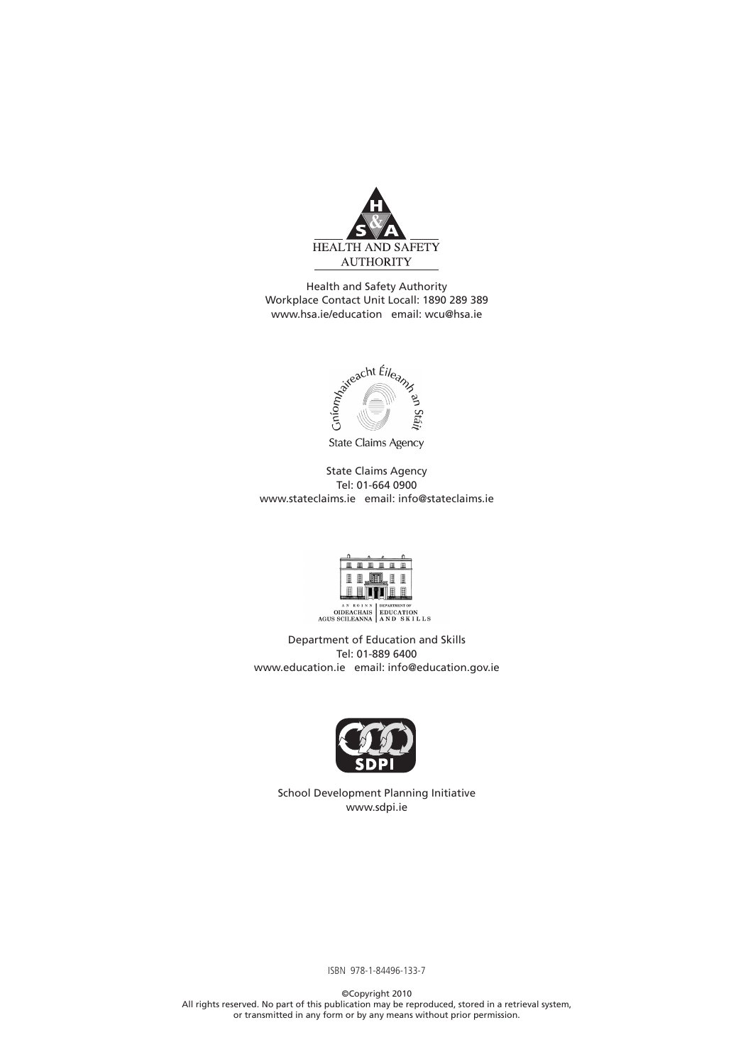Health and Safety Authority
Workplace Contact Unit Locall: 1890 289 389
www.hsa.ie/education email: wcu@hsa.ie

State Claims Agency
Tel: 01-664 0900
www.stateclaims.ie email: info@stateclaims.ie

Department of Education and Skills
Tel: 01-889 6400
www.education.ie email: info@education.gov.ie

School Development Planning Initiative
www.sdpi.ie

ISBN 978-1-84496-133-7

©Copyright 2010
All rights reserved. No part of this publication may be reproduced, stored in a retrieval system, or transmitted in any form or by any means without prior permission.